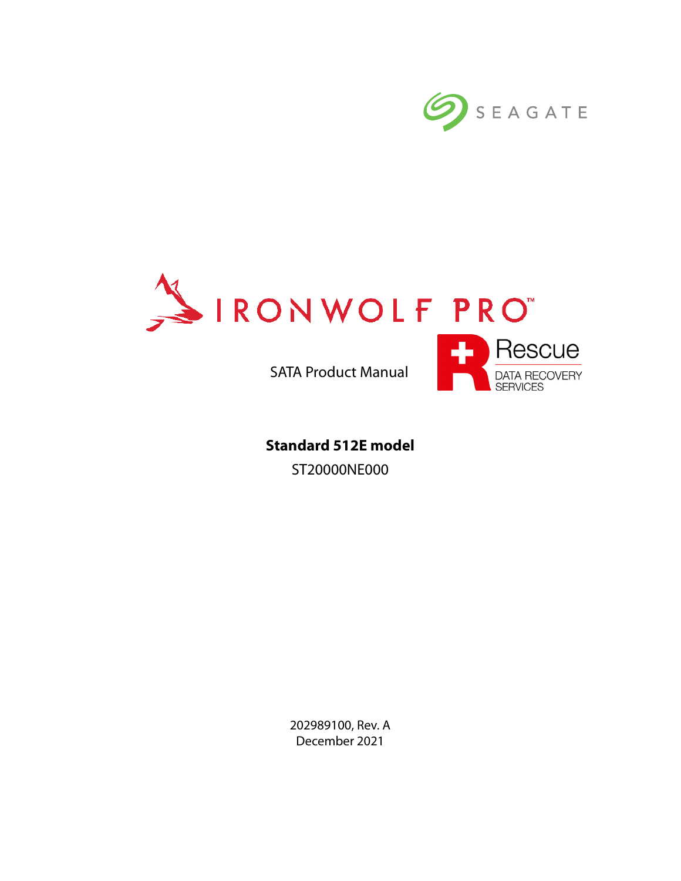SEAGATE

# IRONWOLF PRO™

SATA Product Manual

Rescue
DATA RECOVERY SERVICES

**Standard 512E model**

ST20000NE000

202989100, Rev. A
December 2021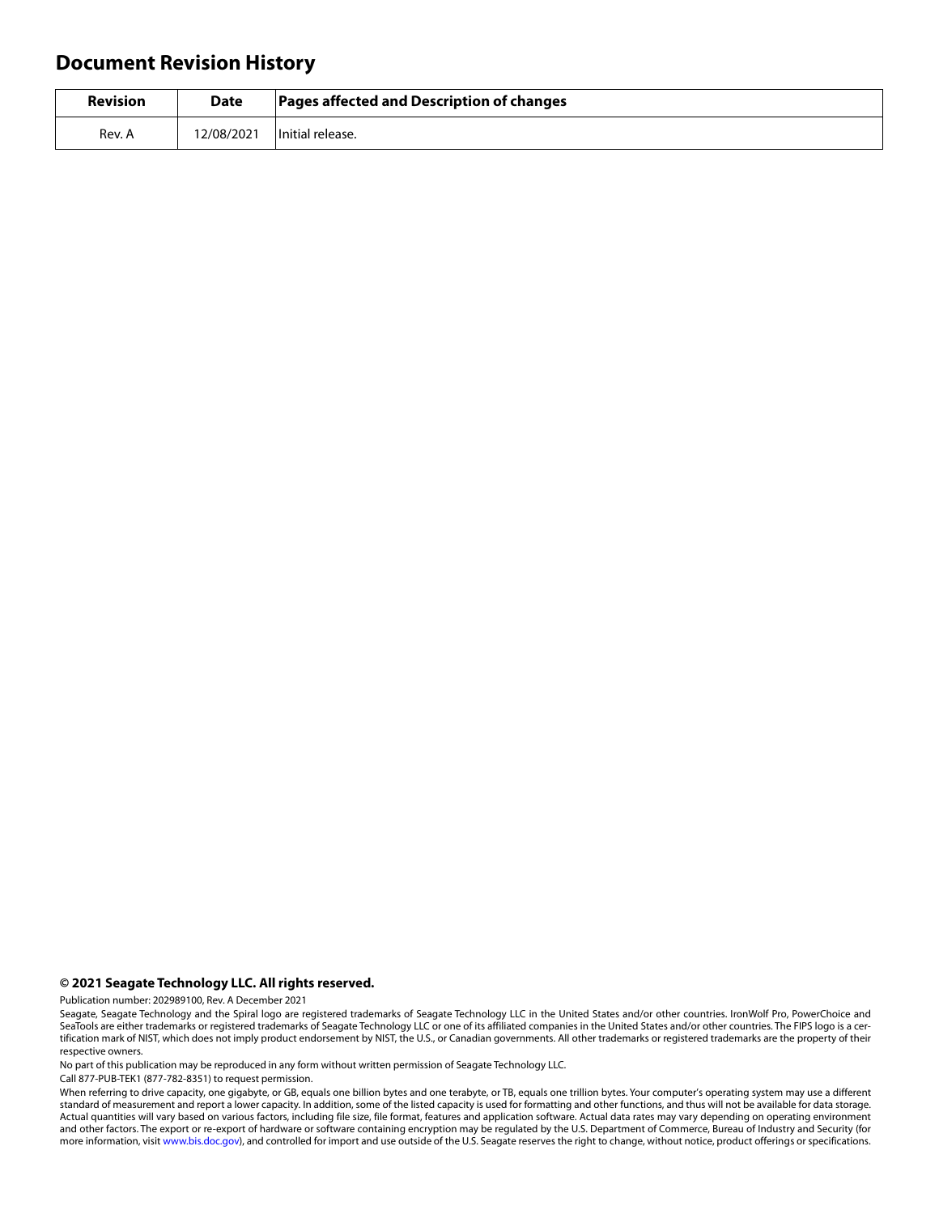# Document Revision History

| Revision | Date | Pages affected and Description of changes |
| --- | --- | --- |
| Rev. A | 12/08/2021 | Initial release. |

**© 2021 Seagate Technology LLC. All rights reserved.**

Publication number: 202989100, Rev. A December 2021

Seagate, Seagate Technology and the Spiral logo are registered trademarks of Seagate Technology LLC in the United States and/or other countries. IronWolf Pro, PowerChoice and SeaTools are either trademarks or registered trademarks of Seagate Technology LLC or one of its affiliated companies in the United States and/or other countries. The FIPS logo is a certification mark of NIST, which does not imply product endorsement by NIST, the U.S., or Canadian governments. All other trademarks or registered trademarks are the property of their respective owners.

No part of this publication may be reproduced in any form without written permission of Seagate Technology LLC.

Call 877-PUB-TEK1 (877-782-8351) to request permission.

When referring to drive capacity, one gigabyte, or GB, equals one billion bytes and one terabyte, or TB, equals one trillion bytes. Your computer's operating system may use a different standard of measurement and report a lower capacity. In addition, some of the listed capacity is used for formatting and other functions, and thus will not be available for data storage. Actual quantities will vary based on various factors, including file size, file format, features and application software. Actual data rates may vary depending on operating environment and other factors. The export or re-export of hardware or software containing encryption may be regulated by the U.S. Department of Commerce, Bureau of Industry and Security (for more information, visit www.bis.doc.gov), and controlled for import and use outside of the U.S. Seagate reserves the right to change, without notice, product offerings or specifications.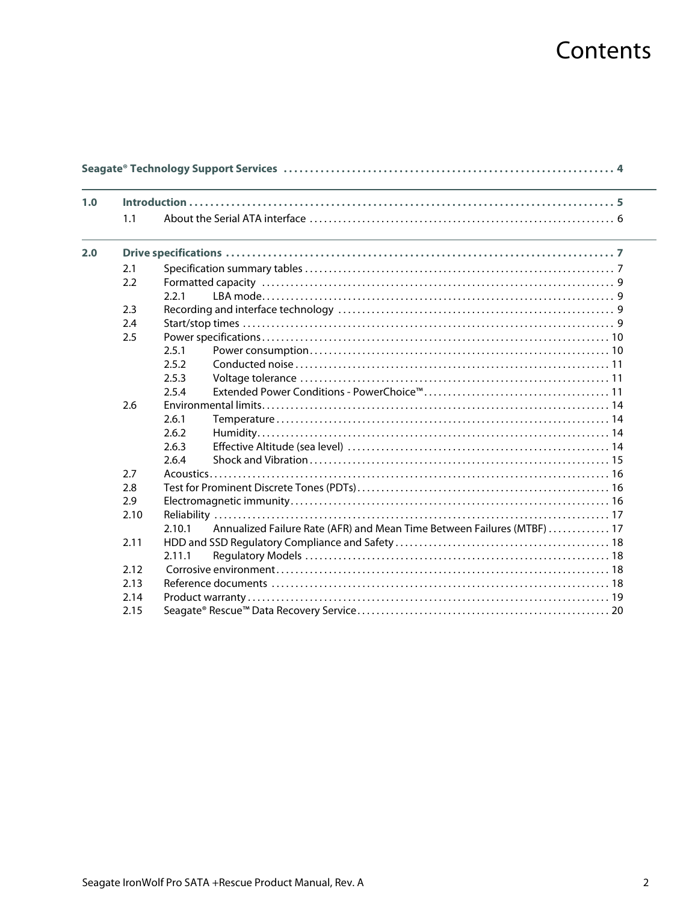# Contents

**Seagate® Technology Support Services** . . . . . . . . . . . . . . . . . . . . . . . . . . . . . . . . . . . . . . . . . . . . . . . . . . . . . . . . . . . . . 4

**1.0 Introduction** . . . . . . . . . . . . . . . . . . . . . . . . . . . . . . . . . . . . . . . . . . . . . . . . . . . . . . . . . . . . . . . . . . . . . . . . . . . 5

- 1.1 About the Serial ATA interface . . . . . . . . . . . . . . . . . . . . . . . . . . . . . . . . . . . . . . . . . . . . . . . . . . . . . . . . . . 6

**2.0 Drive specifications** . . . . . . . . . . . . . . . . . . . . . . . . . . . . . . . . . . . . . . . . . . . . . . . . . . . . . . . . . . . . . . . . . . 7

- 2.1 Specification summary tables . . . . . . . . . . . . . . . . . . . . . . . . . . . . . . . . . . . . . . . . . . . . . . . . . . . . . . . . . . 7
- 2.2 Formatted capacity . . . . . . . . . . . . . . . . . . . . . . . . . . . . . . . . . . . . . . . . . . . . . . . . . . . . . . . . . . . . . . . . . 9
  - 2.2.1 LBA mode. . . . . . . . . . . . . . . . . . . . . . . . . . . . . . . . . . . . . . . . . . . . . . . . . . . . . . . . . . . . . . . . . 9
- 2.3 Recording and interface technology . . . . . . . . . . . . . . . . . . . . . . . . . . . . . . . . . . . . . . . . . . . . . . . . . . . 9
- 2.4 Start/stop times . . . . . . . . . . . . . . . . . . . . . . . . . . . . . . . . . . . . . . . . . . . . . . . . . . . . . . . . . . . . . . . . . . . 9
- 2.5 Power specifications . . . . . . . . . . . . . . . . . . . . . . . . . . . . . . . . . . . . . . . . . . . . . . . . . . . . . . . . . . . . . . 10
  - 2.5.1 Power consumption . . . . . . . . . . . . . . . . . . . . . . . . . . . . . . . . . . . . . . . . . . . . . . . . . . . . . . . 10
  - 2.5.2 Conducted noise . . . . . . . . . . . . . . . . . . . . . . . . . . . . . . . . . . . . . . . . . . . . . . . . . . . . . . . . . . 11
  - 2.5.3 Voltage tolerance . . . . . . . . . . . . . . . . . . . . . . . . . . . . . . . . . . . . . . . . . . . . . . . . . . . . . . . . . 11
  - 2.5.4 Extended Power Conditions - PowerChoice™ . . . . . . . . . . . . . . . . . . . . . . . . . . . . . . . . . . . . 11
- 2.6 Environmental limits. . . . . . . . . . . . . . . . . . . . . . . . . . . . . . . . . . . . . . . . . . . . . . . . . . . . . . . . . . . . . . 14
  - 2.6.1 Temperature . . . . . . . . . . . . . . . . . . . . . . . . . . . . . . . . . . . . . . . . . . . . . . . . . . . . . . . . . . . . . 14
  - 2.6.2 Humidity. . . . . . . . . . . . . . . . . . . . . . . . . . . . . . . . . . . . . . . . . . . . . . . . . . . . . . . . . . . . . . . . 14
  - 2.6.3 Effective Altitude (sea level) . . . . . . . . . . . . . . . . . . . . . . . . . . . . . . . . . . . . . . . . . . . . . . . . 14
  - 2.6.4 Shock and Vibration . . . . . . . . . . . . . . . . . . . . . . . . . . . . . . . . . . . . . . . . . . . . . . . . . . . . . . . 15
- 2.7 Acoustics. . . . . . . . . . . . . . . . . . . . . . . . . . . . . . . . . . . . . . . . . . . . . . . . . . . . . . . . . . . . . . . . . . . . . . . 16
- 2.8 Test for Prominent Discrete Tones (PDTs) . . . . . . . . . . . . . . . . . . . . . . . . . . . . . . . . . . . . . . . . . . . . . . 16
- 2.9 Electromagnetic immunity . . . . . . . . . . . . . . . . . . . . . . . . . . . . . . . . . . . . . . . . . . . . . . . . . . . . . . . . . . 16
- 2.10 Reliability . . . . . . . . . . . . . . . . . . . . . . . . . . . . . . . . . . . . . . . . . . . . . . . . . . . . . . . . . . . . . . . . . . . . . . 17
  - 2.10.1 Annualized Failure Rate (AFR) and Mean Time Between Failures (MTBF) . . . . . . . . . . . . . 17
- 2.11 HDD and SSD Regulatory Compliance and Safety . . . . . . . . . . . . . . . . . . . . . . . . . . . . . . . . . . . . . . . 18
  - 2.11.1 Regulatory Models . . . . . . . . . . . . . . . . . . . . . . . . . . . . . . . . . . . . . . . . . . . . . . . . . . . . . . . . 18
- 2.12 Corrosive environment . . . . . . . . . . . . . . . . . . . . . . . . . . . . . . . . . . . . . . . . . . . . . . . . . . . . . . . . . . . . 18
- 2.13 Reference documents . . . . . . . . . . . . . . . . . . . . . . . . . . . . . . . . . . . . . . . . . . . . . . . . . . . . . . . . . . . . . 18
- 2.14 Product warranty . . . . . . . . . . . . . . . . . . . . . . . . . . . . . . . . . . . . . . . . . . . . . . . . . . . . . . . . . . . . . . . . 19
- 2.15 Seagate® Rescue™ Data Recovery Service . . . . . . . . . . . . . . . . . . . . . . . . . . . . . . . . . . . . . . . . . . . . . 20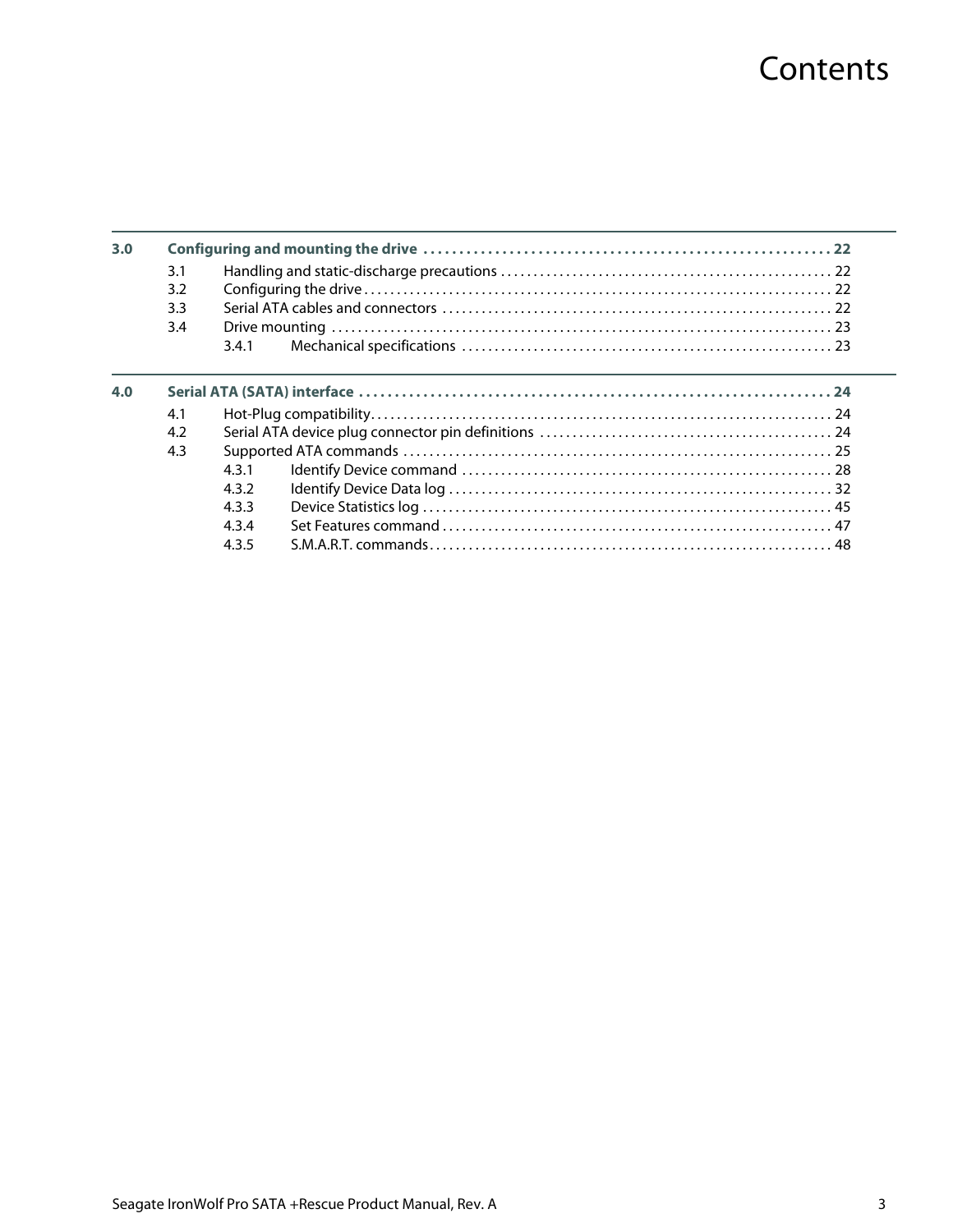# Contents

**3.0 Configuring and mounting the drive . . . . . . . . . . . . . . . . . . . . . . . . . . . . . . . . . . . . . . . . . . . . . . . . . . . . . 22**

- 3.1 Handling and static-discharge precautions . . . . . . . . . . . . . . . . . . . . . . . . . . . . . . . . . . . . . . . . . . . . . . . . . 22
- 3.2 Configuring the drive . . . . . . . . . . . . . . . . . . . . . . . . . . . . . . . . . . . . . . . . . . . . . . . . . . . . . . . . . . . . . . . . . . . 22
- 3.3 Serial ATA cables and connectors . . . . . . . . . . . . . . . . . . . . . . . . . . . . . . . . . . . . . . . . . . . . . . . . . . . . . . . . . 22
- 3.4 Drive mounting . . . . . . . . . . . . . . . . . . . . . . . . . . . . . . . . . . . . . . . . . . . . . . . . . . . . . . . . . . . . . . . . . . . . . . . . . 23
  - 3.4.1 Mechanical specifications . . . . . . . . . . . . . . . . . . . . . . . . . . . . . . . . . . . . . . . . . . . . . . . . . . . . . . . . 23

**4.0 Serial ATA (SATA) interface . . . . . . . . . . . . . . . . . . . . . . . . . . . . . . . . . . . . . . . . . . . . . . . . . . . . . . . . . . . . . . . . . . 24**

- 4.1 Hot-Plug compatibility. . . . . . . . . . . . . . . . . . . . . . . . . . . . . . . . . . . . . . . . . . . . . . . . . . . . . . . . . . . . . . . . . . . 24
- 4.2 Serial ATA device plug connector pin definitions . . . . . . . . . . . . . . . . . . . . . . . . . . . . . . . . . . . . . . . . . . . . 24
- 4.3 Supported ATA commands . . . . . . . . . . . . . . . . . . . . . . . . . . . . . . . . . . . . . . . . . . . . . . . . . . . . . . . . . . . . . . . 25
  - 4.3.1 Identify Device command . . . . . . . . . . . . . . . . . . . . . . . . . . . . . . . . . . . . . . . . . . . . . . . . . . . . . . . . . 28
  - 4.3.2 Identify Device Data log . . . . . . . . . . . . . . . . . . . . . . . . . . . . . . . . . . . . . . . . . . . . . . . . . . . . . . . . . . 32
  - 4.3.3 Device Statistics log . . . . . . . . . . . . . . . . . . . . . . . . . . . . . . . . . . . . . . . . . . . . . . . . . . . . . . . . . . . . . 45
  - 4.3.4 Set Features command . . . . . . . . . . . . . . . . . . . . . . . . . . . . . . . . . . . . . . . . . . . . . . . . . . . . . . . . . . . 47
  - 4.3.5 S.M.A.R.T. commands. . . . . . . . . . . . . . . . . . . . . . . . . . . . . . . . . . . . . . . . . . . . . . . . . . . . . . . . . . . . . 48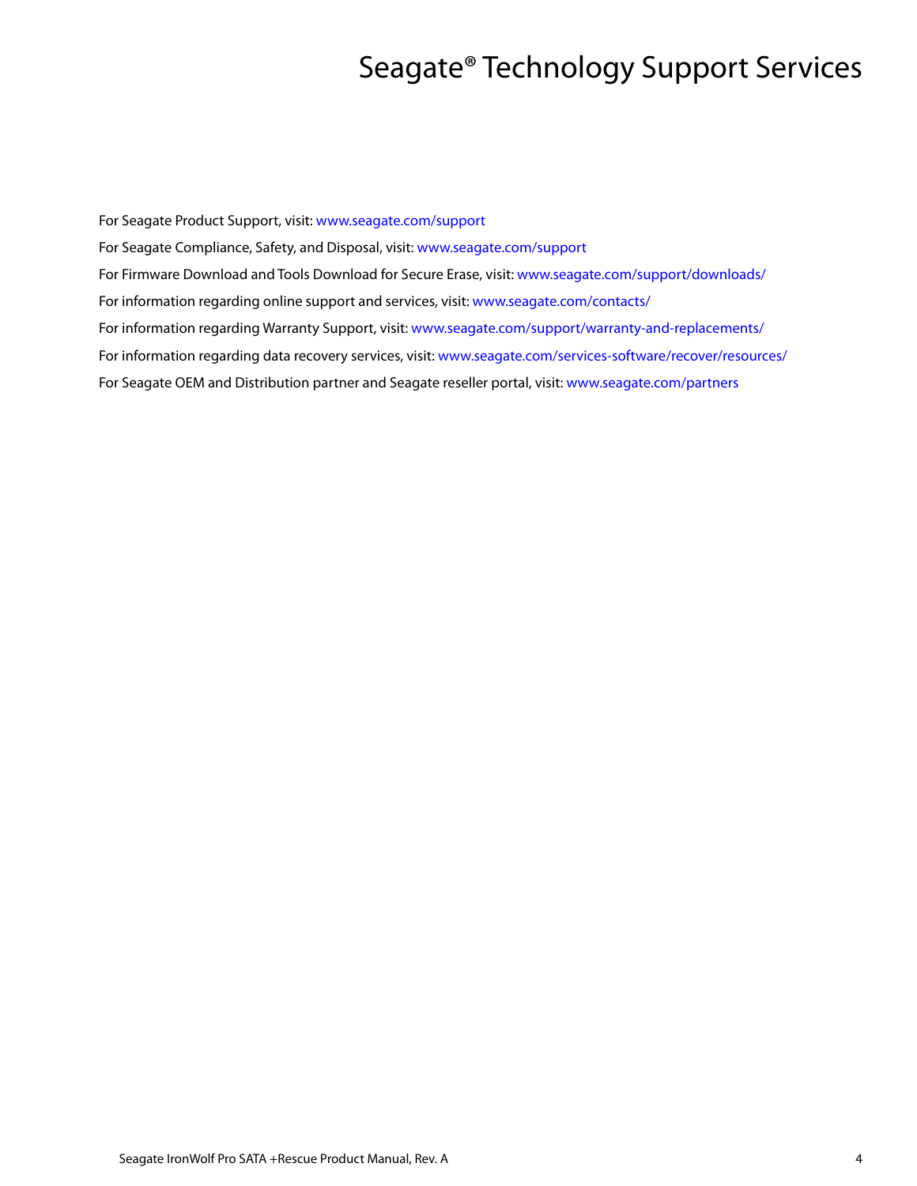# Seagate® Technology Support Services

For Seagate Product Support, visit: www.seagate.com/support

For Seagate Compliance, Safety, and Disposal, visit: www.seagate.com/support

For Firmware Download and Tools Download for Secure Erase, visit: www.seagate.com/support/downloads/

For information regarding online support and services, visit: www.seagate.com/contacts/

For information regarding Warranty Support, visit: www.seagate.com/support/warranty-and-replacements/

For information regarding data recovery services, visit: www.seagate.com/services-software/recover/resources/

For Seagate OEM and Distribution partner and Seagate reseller portal, visit: www.seagate.com/partners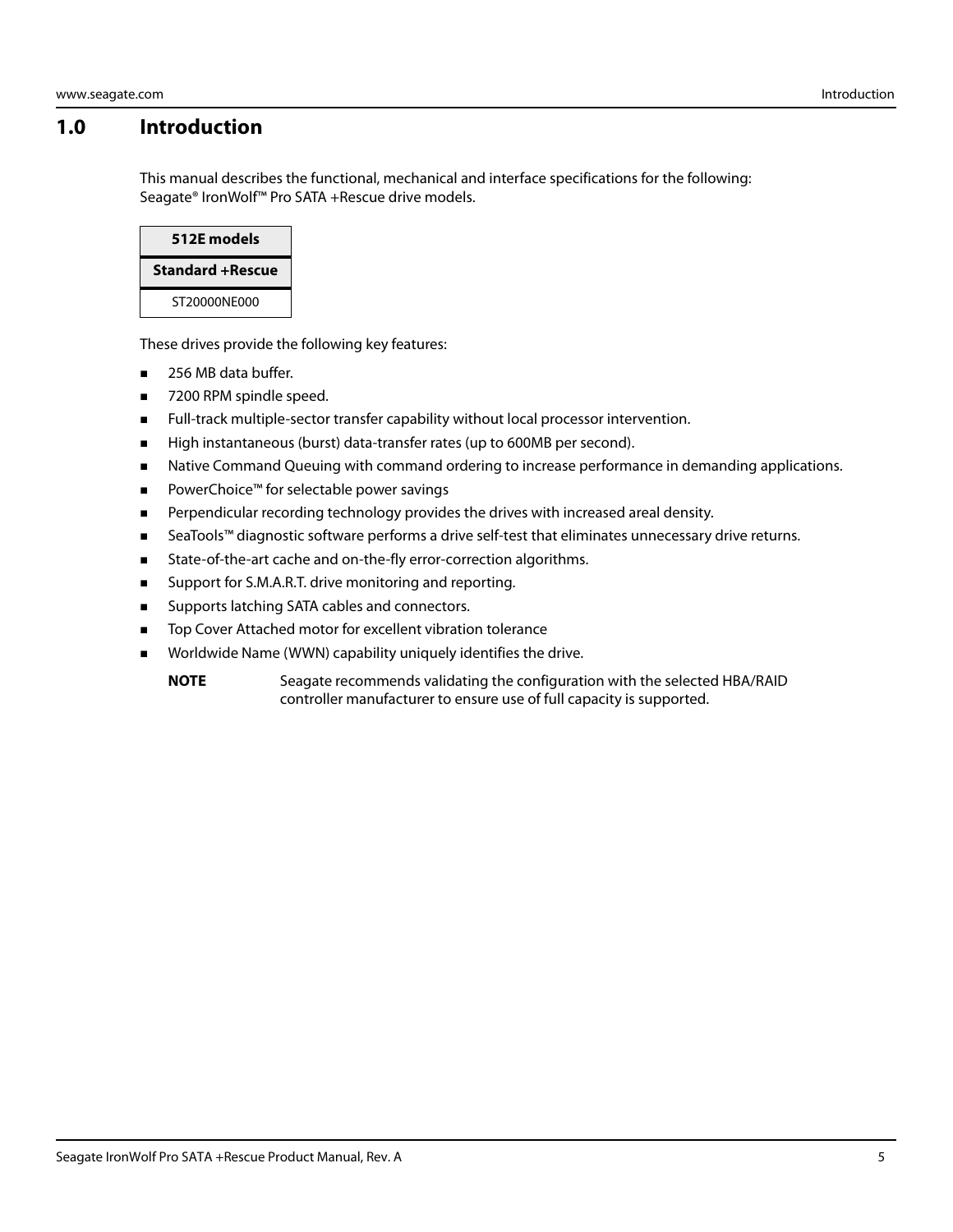# 1.0 Introduction

This manual describes the functional, mechanical and interface specifications for the following: Seagate® IronWolf™ Pro SATA +Rescue drive models.

| 512E models |
| --- |
| **Standard +Rescue** |
| ST20000NE000 |

These drives provide the following key features:

- 256 MB data buffer.
- 7200 RPM spindle speed.
- Full-track multiple-sector transfer capability without local processor intervention.
- High instantaneous (burst) data-transfer rates (up to 600MB per second).
- Native Command Queuing with command ordering to increase performance in demanding applications.
- PowerChoice™ for selectable power savings
- Perpendicular recording technology provides the drives with increased areal density.
- SeaTools™ diagnostic software performs a drive self-test that eliminates unnecessary drive returns.
- State-of-the-art cache and on-the-fly error-correction algorithms.
- Support for S.M.A.R.T. drive monitoring and reporting.
- Supports latching SATA cables and connectors.
- Top Cover Attached motor for excellent vibration tolerance
- Worldwide Name (WWN) capability uniquely identifies the drive.

**NOTE** Seagate recommends validating the configuration with the selected HBA/RAID controller manufacturer to ensure use of full capacity is supported.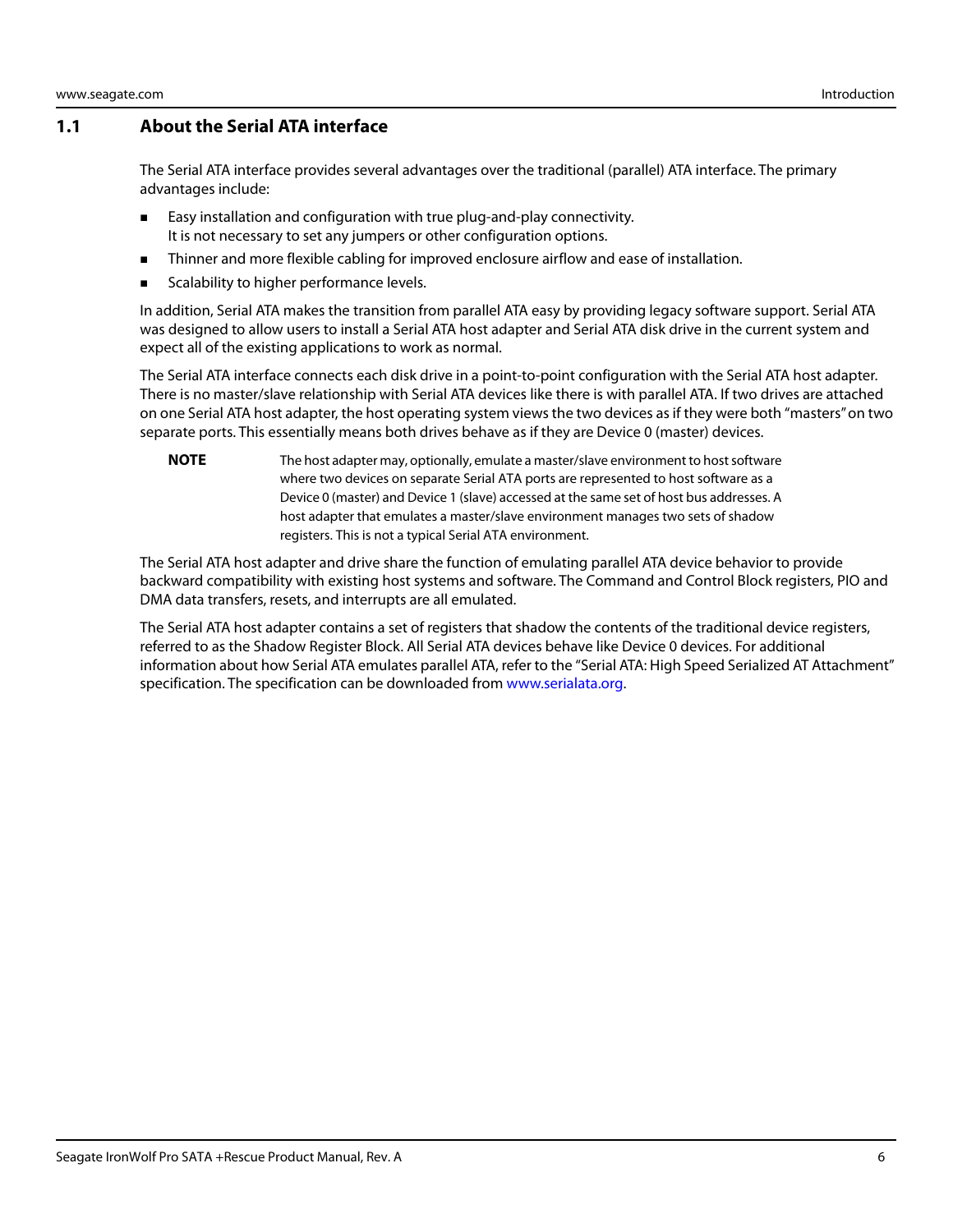## 1.1 About the Serial ATA interface

The Serial ATA interface provides several advantages over the traditional (parallel) ATA interface. The primary advantages include:

- Easy installation and configuration with true plug-and-play connectivity.
  It is not necessary to set any jumpers or other configuration options.
- Thinner and more flexible cabling for improved enclosure airflow and ease of installation.
- Scalability to higher performance levels.

In addition, Serial ATA makes the transition from parallel ATA easy by providing legacy software support. Serial ATA was designed to allow users to install a Serial ATA host adapter and Serial ATA disk drive in the current system and expect all of the existing applications to work as normal.

The Serial ATA interface connects each disk drive in a point-to-point configuration with the Serial ATA host adapter. There is no master/slave relationship with Serial ATA devices like there is with parallel ATA. If two drives are attached on one Serial ATA host adapter, the host operating system views the two devices as if they were both "masters" on two separate ports. This essentially means both drives behave as if they are Device 0 (master) devices.

**NOTE** The host adapter may, optionally, emulate a master/slave environment to host software where two devices on separate Serial ATA ports are represented to host software as a Device 0 (master) and Device 1 (slave) accessed at the same set of host bus addresses. A host adapter that emulates a master/slave environment manages two sets of shadow registers. This is not a typical Serial ATA environment.

The Serial ATA host adapter and drive share the function of emulating parallel ATA device behavior to provide backward compatibility with existing host systems and software. The Command and Control Block registers, PIO and DMA data transfers, resets, and interrupts are all emulated.

The Serial ATA host adapter contains a set of registers that shadow the contents of the traditional device registers, referred to as the Shadow Register Block. All Serial ATA devices behave like Device 0 devices. For additional information about how Serial ATA emulates parallel ATA, refer to the "Serial ATA: High Speed Serialized AT Attachment" specification. The specification can be downloaded from www.serialata.org.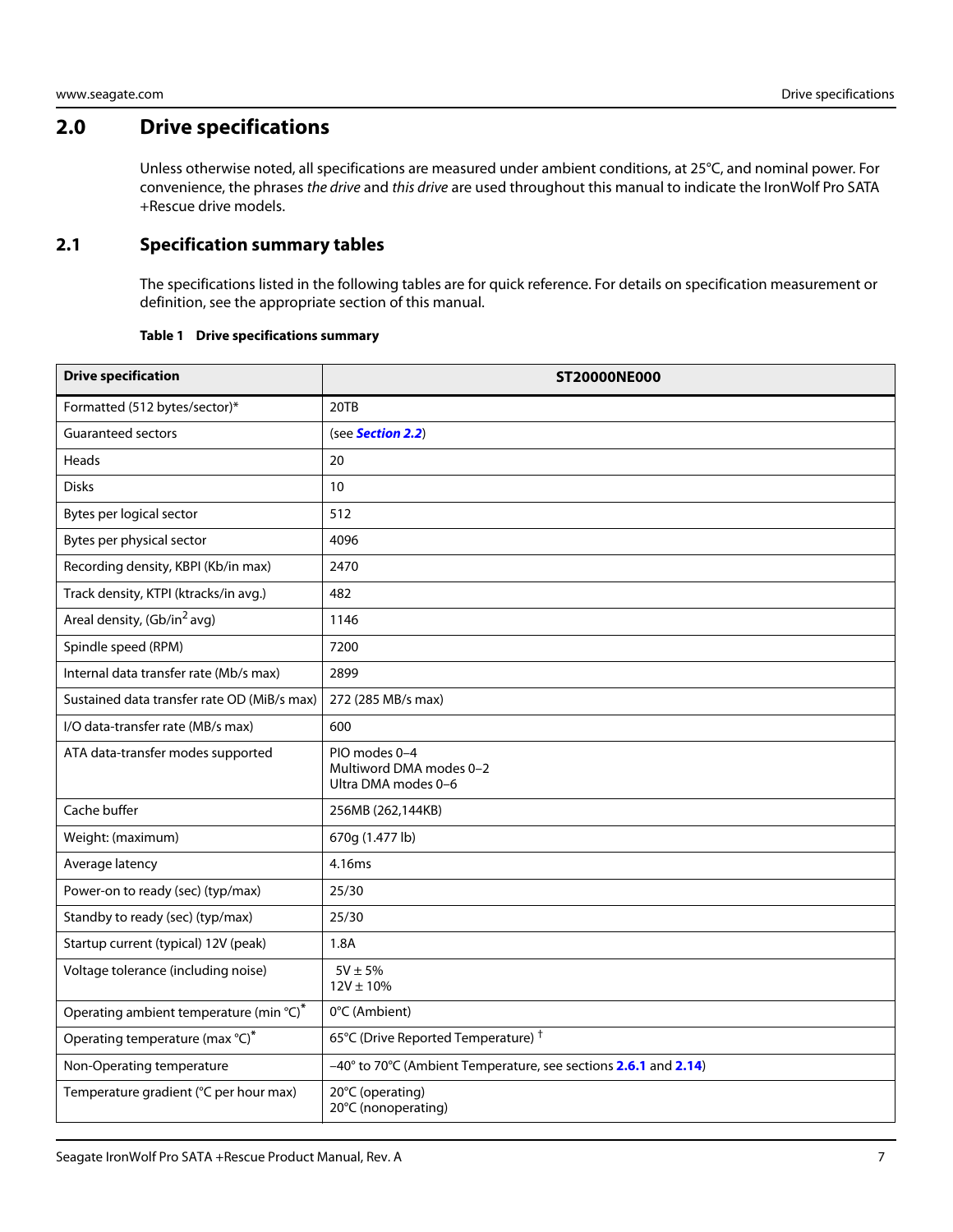# 2.0 Drive specifications

Unless otherwise noted, all specifications are measured under ambient conditions, at 25°C, and nominal power. For convenience, the phrases *the drive* and *this drive* are used throughout this manual to indicate the IronWolf Pro SATA +Rescue drive models.

## 2.1 Specification summary tables

The specifications listed in the following tables are for quick reference. For details on specification measurement or definition, see the appropriate section of this manual.

**Table 1 Drive specifications summary**

| Drive specification | ST20000NE000 |
|---|---|
| Formatted (512 bytes/sector)* | 20TB |
| Guaranteed sectors | (see ***Section 2.2***) |
| Heads | 20 |
| Disks | 10 |
| Bytes per logical sector | 512 |
| Bytes per physical sector | 4096 |
| Recording density, KBPI (Kb/in max) | 2470 |
| Track density, KTPI (ktracks/in avg.) | 482 |
| Areal density, (Gb/in$^2$ avg) | 1146 |
| Spindle speed (RPM) | 7200 |
| Internal data transfer rate (Mb/s max) | 2899 |
| Sustained data transfer rate OD (MiB/s max) | 272 (285 MB/s max) |
| I/O data-transfer rate (MB/s max) | 600 |
| ATA data-transfer modes supported | PIO modes 0–4<br>Multiword DMA modes 0–2<br>Ultra DMA modes 0–6 |
| Cache buffer | 256MB (262,144KB) |
| Weight: (maximum) | 670g (1.477 lb) |
| Average latency | 4.16ms |
| Power-on to ready (sec) (typ/max) | 25/30 |
| Standby to ready (sec) (typ/max) | 25/30 |
| Startup current (typical) 12V (peak) | 1.8A |
| Voltage tolerance (including noise) | 5V ± 5%<br>12V ± 10% |
| Operating ambient temperature (min °C)* | 0°C (Ambient) |
| Operating temperature (max °C)* | 65°C (Drive Reported Temperature) † |
| Non-Operating temperature | –40° to 70°C (Ambient Temperature, see sections **2.6.1** and **2.14**) |
| Temperature gradient (°C per hour max) | 20°C (operating)<br>20°C (nonoperating) |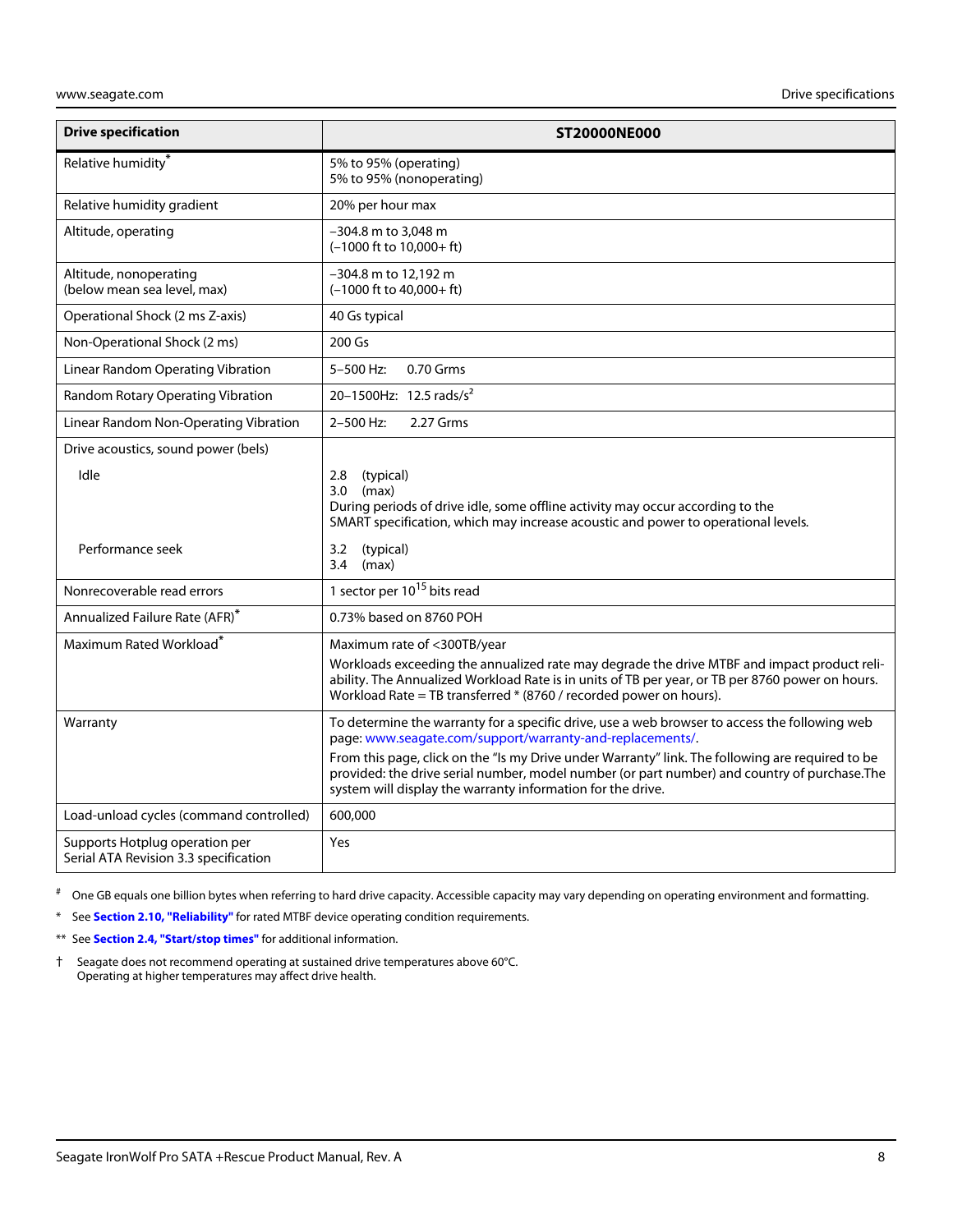| Drive specification | ST20000NE000 |
|---|---|
| Relative humidity* | 5% to 95% (operating)<br>5% to 95% (nonoperating) |
| Relative humidity gradient | 20% per hour max |
| Altitude, operating | –304.8 m to 3,048 m<br>(–1000 ft to 10,000+ ft) |
| Altitude, nonoperating<br>(below mean sea level, max) | –304.8 m to 12,192 m<br>(–1000 ft to 40,000+ ft) |
| Operational Shock (2 ms Z-axis) | 40 Gs typical |
| Non-Operational Shock (2 ms) | 200 Gs |
| Linear Random Operating Vibration | 5–500 Hz: 0.70 Grms |
| Random Rotary Operating Vibration | 20–1500Hz: 12.5 rads/s$^2$ |
| Linear Random Non-Operating Vibration | 2–500 Hz: 2.27 Grms |
| Drive acoustics, sound power (bels) | |
| Idle | 2.8 (typical)<br>3.0 (max)<br>During periods of drive idle, some offline activity may occur according to the SMART specification, which may increase acoustic and power to operational levels. |
| Performance seek | 3.2 (typical)<br>3.4 (max) |
| Nonrecoverable read errors | 1 sector per $10^{15}$ bits read |
| Annualized Failure Rate (AFR)* | 0.73% based on 8760 POH |
| Maximum Rated Workload* | Maximum rate of <300TB/year<br>Workloads exceeding the annualized rate may degrade the drive MTBF and impact product reliability. The Annualized Workload Rate is in units of TB per year, or TB per 8760 power on hours. Workload Rate = TB transferred * (8760 / recorded power on hours). |
| Warranty | To determine the warranty for a specific drive, use a web browser to access the following web page: www.seagate.com/support/warranty-and-replacements/.<br>From this page, click on the "Is my Drive under Warranty" link. The following are required to be provided: the drive serial number, model number (or part number) and country of purchase.The system will display the warranty information for the drive. |
| Load-unload cycles (command controlled) | 600,000 |
| Supports Hotplug operation per Serial ATA Revision 3.3 specification | Yes |

# One GB equals one billion bytes when referring to hard drive capacity. Accessible capacity may vary depending on operating environment and formatting.

* See **Section 2.10, "Reliability"** for rated MTBF device operating condition requirements.

** See **Section 2.4, "Start/stop times"** for additional information.

† Seagate does not recommend operating at sustained drive temperatures above 60°C.
Operating at higher temperatures may affect drive health.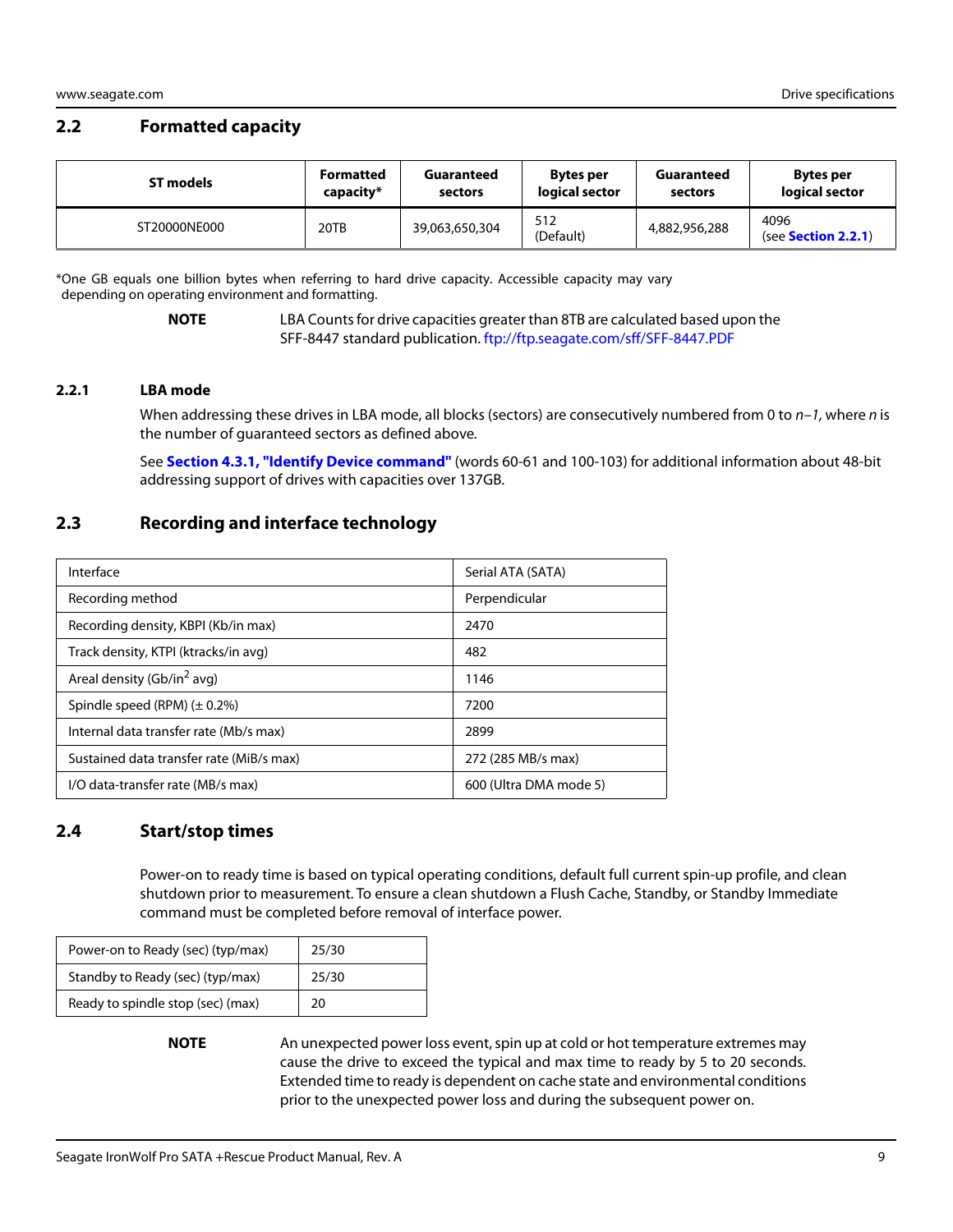## 2.2 Formatted capacity

| ST models | Formatted capacity* | Guaranteed sectors | Bytes per logical sector | Guaranteed sectors | Bytes per logical sector |
|---|---|---|---|---|---|
| ST20000NE000 | 20TB | 39,063,650,304 | 512 (Default) | 4,882,956,288 | 4096 (see **Section 2.2.1**) |

*One GB equals one billion bytes when referring to hard drive capacity. Accessible capacity may vary depending on operating environment and formatting.

**NOTE** LBA Counts for drive capacities greater than 8TB are calculated based upon the SFF-8447 standard publication. ftp://ftp.seagate.com/sff/SFF-8447.PDF

### 2.2.1 LBA mode

When addressing these drives in LBA mode, all blocks (sectors) are consecutively numbered from 0 to *n–1*, where *n* is the number of guaranteed sectors as defined above.

See **Section 4.3.1, "Identify Device command"** (words 60-61 and 100-103) for additional information about 48-bit addressing support of drives with capacities over 137GB.

## 2.3 Recording and interface technology

| | |
|---|---|
| Interface | Serial ATA (SATA) |
| Recording method | Perpendicular |
| Recording density, KBPI (Kb/in max) | 2470 |
| Track density, KTPI (ktracks/in avg) | 482 |
| Areal density (Gb/in$^2$ avg) | 1146 |
| Spindle speed (RPM) (± 0.2%) | 7200 |
| Internal data transfer rate (Mb/s max) | 2899 |
| Sustained data transfer rate (MiB/s max) | 272 (285 MB/s max) |
| I/O data-transfer rate (MB/s max) | 600 (Ultra DMA mode 5) |

## 2.4 Start/stop times

Power-on to ready time is based on typical operating conditions, default full current spin-up profile, and clean shutdown prior to measurement. To ensure a clean shutdown a Flush Cache, Standby, or Standby Immediate command must be completed before removal of interface power.

| | |
|---|---|
| Power-on to Ready (sec) (typ/max) | 25/30 |
| Standby to Ready (sec) (typ/max) | 25/30 |
| Ready to spindle stop (sec) (max) | 20 |

**NOTE** An unexpected power loss event, spin up at cold or hot temperature extremes may cause the drive to exceed the typical and max time to ready by 5 to 20 seconds. Extended time to ready is dependent on cache state and environmental conditions prior to the unexpected power loss and during the subsequent power on.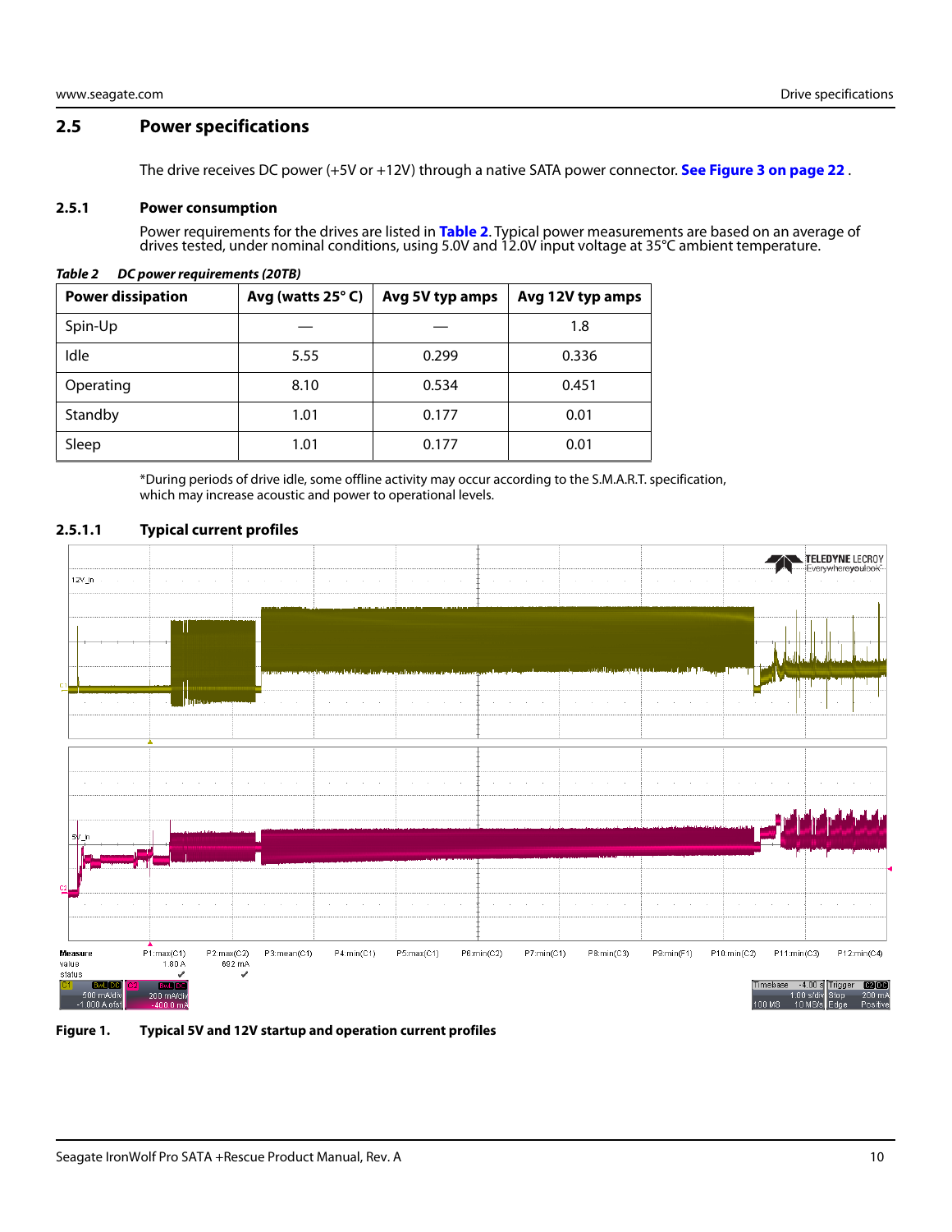## 2.5 Power specifications

The drive receives DC power (+5V or +12V) through a native SATA power connector. **See Figure 3 on page 22** .

### 2.5.1 Power consumption

Power requirements for the drives are listed in **Table 2**. Typical power measurements are based on an average of drives tested, under nominal conditions, using 5.0V and 12.0V input voltage at 35°C ambient temperature.

***Table 2 DC power requirements (20TB)***

| Power dissipation | Avg (watts 25° C) | Avg 5V typ amps | Avg 12V typ amps |
|---|---|---|---|
| Spin-Up | — | — | 1.8 |
| Idle | 5.55 | 0.299 | 0.336 |
| Operating | 8.10 | 0.534 | 0.451 |
| Standby | 1.01 | 0.177 | 0.01 |
| Sleep | 1.01 | 0.177 | 0.01 |

*During periods of drive idle, some offline activity may occur according to the S.M.A.R.T. specification, which may increase acoustic and power to operational levels.

#### 2.5.1.1 Typical current profiles

**Figure 1. Typical 5V and 12V startup and operation current profiles**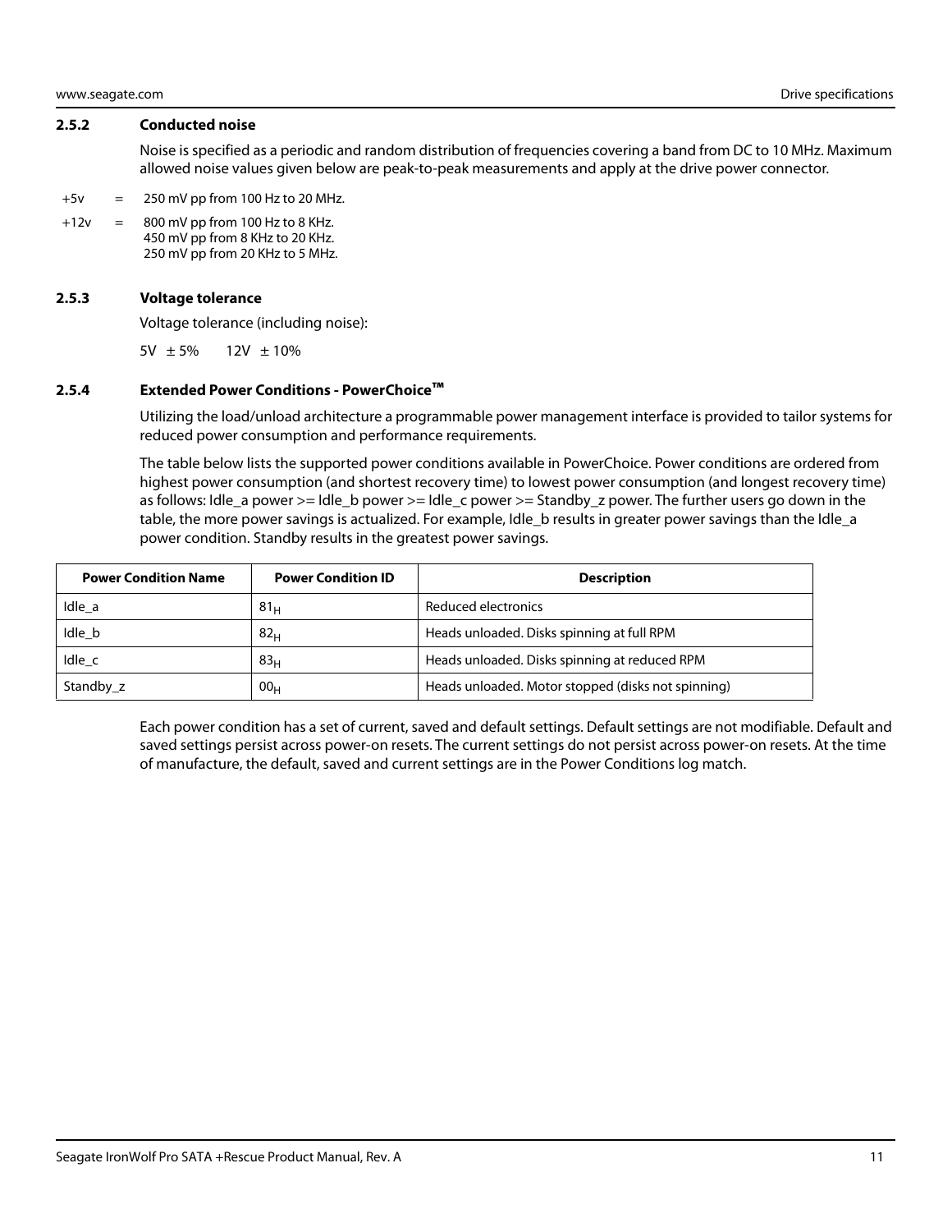### 2.5.2 Conducted noise

Noise is specified as a periodic and random distribution of frequencies covering a band from DC to 10 MHz. Maximum allowed noise values given below are peak-to-peak measurements and apply at the drive power connector.

+5v = 250 mV pp from 100 Hz to 20 MHz.

+12v = 800 mV pp from 100 Hz to 8 KHz.
450 mV pp from 8 KHz to 20 KHz.
250 mV pp from 20 KHz to 5 MHz.

### 2.5.3 Voltage tolerance

Voltage tolerance (including noise):

5V ± 5%     12V ± 10%

### 2.5.4 Extended Power Conditions - PowerChoice™

Utilizing the load/unload architecture a programmable power management interface is provided to tailor systems for reduced power consumption and performance requirements.

The table below lists the supported power conditions available in PowerChoice. Power conditions are ordered from highest power consumption (and shortest recovery time) to lowest power consumption (and longest recovery time) as follows: Idle_a power >= Idle_b power >= Idle_c power >= Standby_z power. The further users go down in the table, the more power savings is actualized. For example, Idle_b results in greater power savings than the Idle_a power condition. Standby results in the greatest power savings.

| Power Condition Name | Power Condition ID | Description |
|---|---|---|
| Idle_a | $81_H$ | Reduced electronics |
| Idle_b | $82_H$ | Heads unloaded. Disks spinning at full RPM |
| Idle_c | $83_H$ | Heads unloaded. Disks spinning at reduced RPM |
| Standby_z | $00_H$ | Heads unloaded. Motor stopped (disks not spinning) |

Each power condition has a set of current, saved and default settings. Default settings are not modifiable. Default and saved settings persist across power-on resets. The current settings do not persist across power-on resets. At the time of manufacture, the default, saved and current settings are in the Power Conditions log match.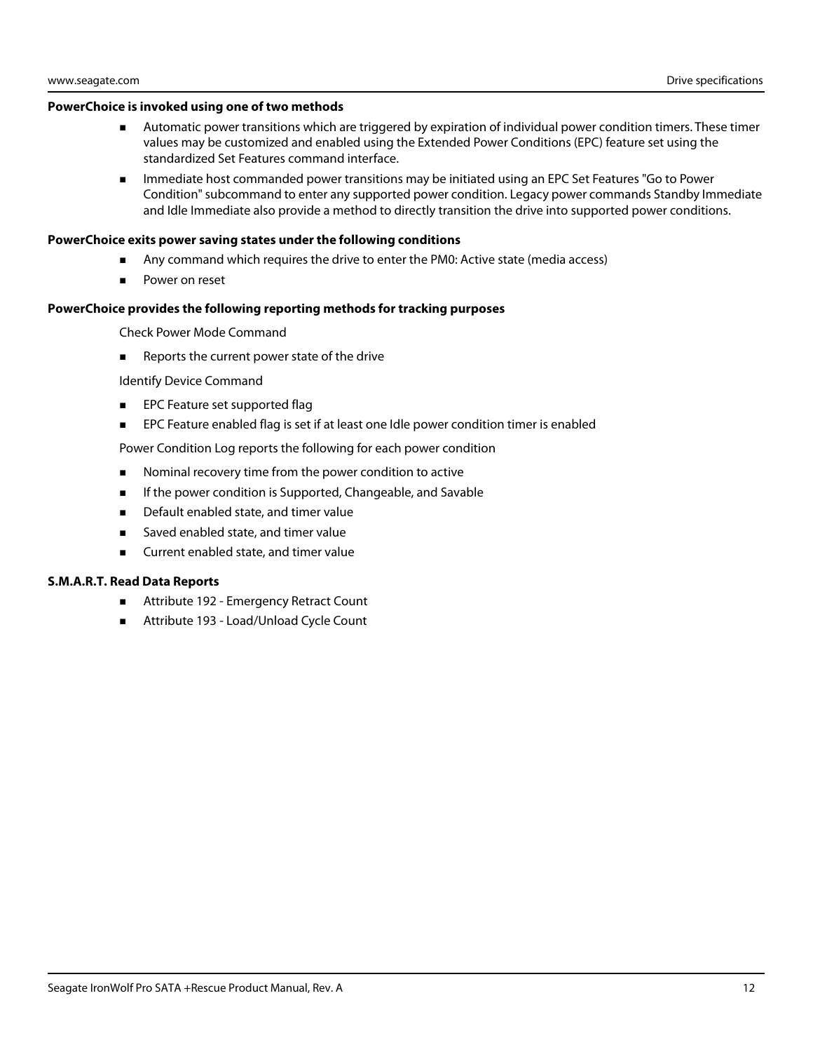**PowerChoice is invoked using one of two methods**

- Automatic power transitions which are triggered by expiration of individual power condition timers. These timer values may be customized and enabled using the Extended Power Conditions (EPC) feature set using the standardized Set Features command interface.
- Immediate host commanded power transitions may be initiated using an EPC Set Features "Go to Power Condition" subcommand to enter any supported power condition. Legacy power commands Standby Immediate and Idle Immediate also provide a method to directly transition the drive into supported power conditions.

**PowerChoice exits power saving states under the following conditions**

- Any command which requires the drive to enter the PM0: Active state (media access)
- Power on reset

**PowerChoice provides the following reporting methods for tracking purposes**

Check Power Mode Command

- Reports the current power state of the drive

Identify Device Command

- EPC Feature set supported flag
- EPC Feature enabled flag is set if at least one Idle power condition timer is enabled

Power Condition Log reports the following for each power condition

- Nominal recovery time from the power condition to active
- If the power condition is Supported, Changeable, and Savable
- Default enabled state, and timer value
- Saved enabled state, and timer value
- Current enabled state, and timer value

**S.M.A.R.T. Read Data Reports**

- Attribute 192 - Emergency Retract Count
- Attribute 193 - Load/Unload Cycle Count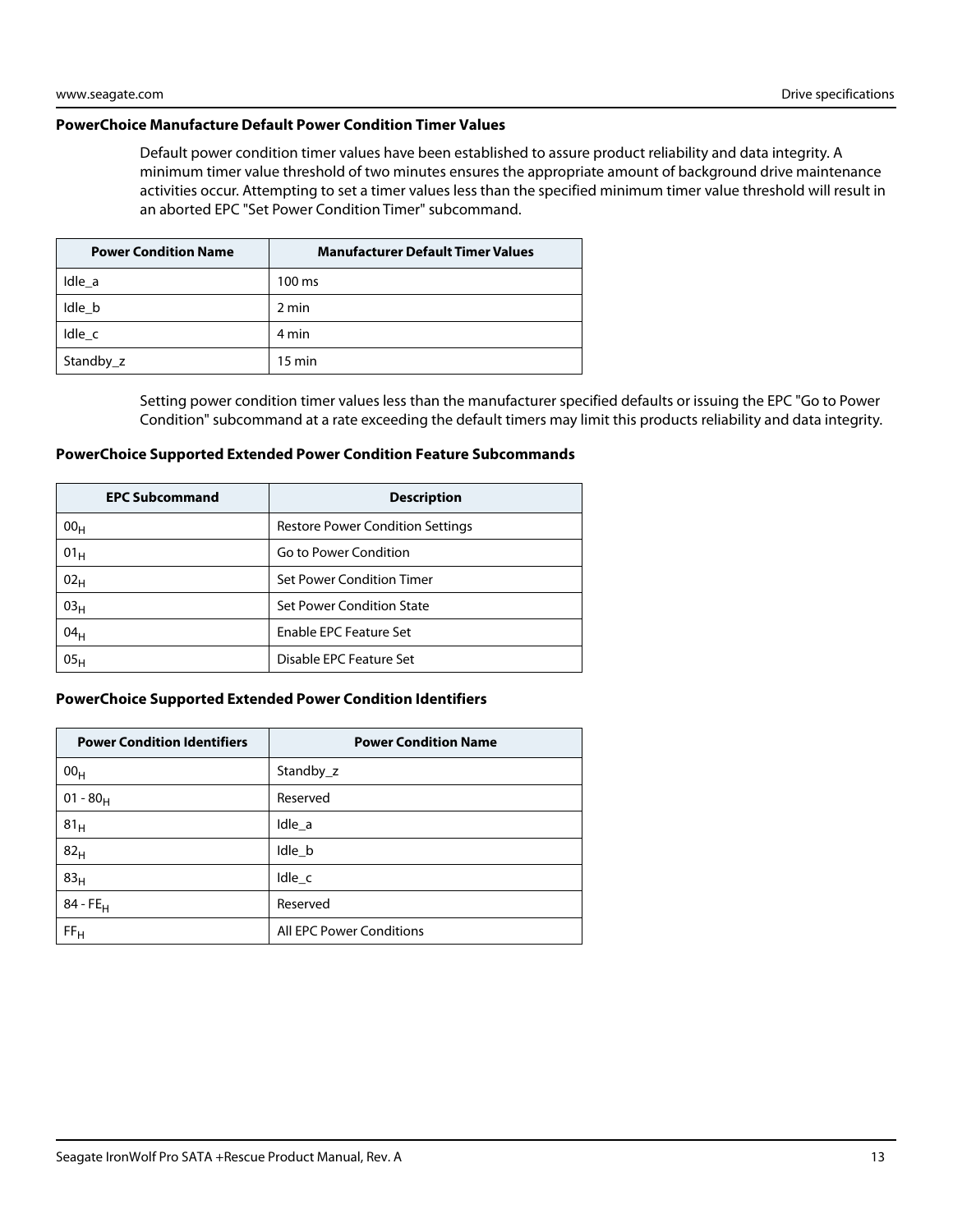### PowerChoice Manufacture Default Power Condition Timer Values

Default power condition timer values have been established to assure product reliability and data integrity. A minimum timer value threshold of two minutes ensures the appropriate amount of background drive maintenance activities occur. Attempting to set a timer values less than the specified minimum timer value threshold will result in an aborted EPC "Set Power Condition Timer" subcommand.

| Power Condition Name | Manufacturer Default Timer Values |
|---|---|
| Idle_a | 100 ms |
| Idle_b | 2 min |
| Idle_c | 4 min |
| Standby_z | 15 min |

Setting power condition timer values less than the manufacturer specified defaults or issuing the EPC "Go to Power Condition" subcommand at a rate exceeding the default timers may limit this products reliability and data integrity.

### PowerChoice Supported Extended Power Condition Feature Subcommands

| EPC Subcommand | Description |
|---|---|
| $00_H$ | Restore Power Condition Settings |
| $01_H$ | Go to Power Condition |
| $02_H$ | Set Power Condition Timer |
| $03_H$ | Set Power Condition State |
| $04_H$ | Enable EPC Feature Set |
| $05_H$ | Disable EPC Feature Set |

### PowerChoice Supported Extended Power Condition Identifiers

| Power Condition Identifiers | Power Condition Name |
|---|---|
| $00_H$ | Standby_z |
| $01 - 80_H$ | Reserved |
| $81_H$ | Idle_a |
| $82_H$ | Idle_b |
| $83_H$ | Idle_c |
| $84 - FE_H$ | Reserved |
| $FF_H$ | All EPC Power Conditions |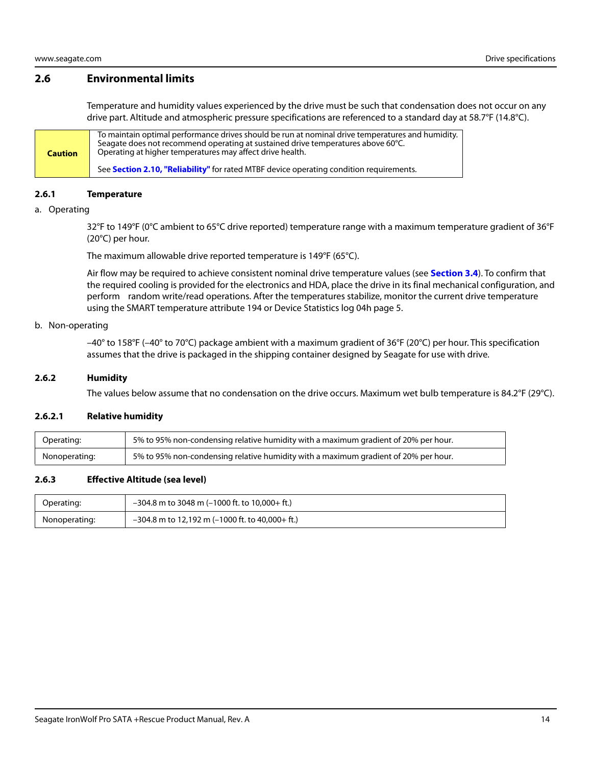## 2.6 Environmental limits

Temperature and humidity values experienced by the drive must be such that condensation does not occur on any drive part. Altitude and atmospheric pressure specifications are referenced to a standard day at 58.7°F (14.8°C).

| **Caution** | To maintain optimal performance drives should be run at nominal drive temperatures and humidity. Seagate does not recommend operating at sustained drive temperatures above 60°C. Operating at higher temperatures may affect drive health.<br><br>See **Section 2.10, "Reliability"** for rated MTBF device operating condition requirements. |
|---|---|

### 2.6.1 Temperature

a. Operating

32°F to 149°F (0°C ambient to 65°C drive reported) temperature range with a maximum temperature gradient of 36°F (20°C) per hour.

The maximum allowable drive reported temperature is 149°F (65°C).

Air flow may be required to achieve consistent nominal drive temperature values (see **Section 3.4**). To confirm that the required cooling is provided for the electronics and HDA, place the drive in its final mechanical configuration, and perform random write/read operations. After the temperatures stabilize, monitor the current drive temperature using the SMART temperature attribute 194 or Device Statistics log 04h page 5.

b. Non-operating

–40° to 158°F (–40° to 70°C) package ambient with a maximum gradient of 36°F (20°C) per hour. This specification assumes that the drive is packaged in the shipping container designed by Seagate for use with drive.

### 2.6.2 Humidity

The values below assume that no condensation on the drive occurs. Maximum wet bulb temperature is 84.2°F (29°C).

#### 2.6.2.1 Relative humidity

| | |
|---|---|
| Operating: | 5% to 95% non-condensing relative humidity with a maximum gradient of 20% per hour. |
| Nonoperating: | 5% to 95% non-condensing relative humidity with a maximum gradient of 20% per hour. |

### 2.6.3 Effective Altitude (sea level)

| | |
|---|---|
| Operating: | –304.8 m to 3048 m (–1000 ft. to 10,000+ ft.) |
| Nonoperating: | –304.8 m to 12,192 m (–1000 ft. to 40,000+ ft.) |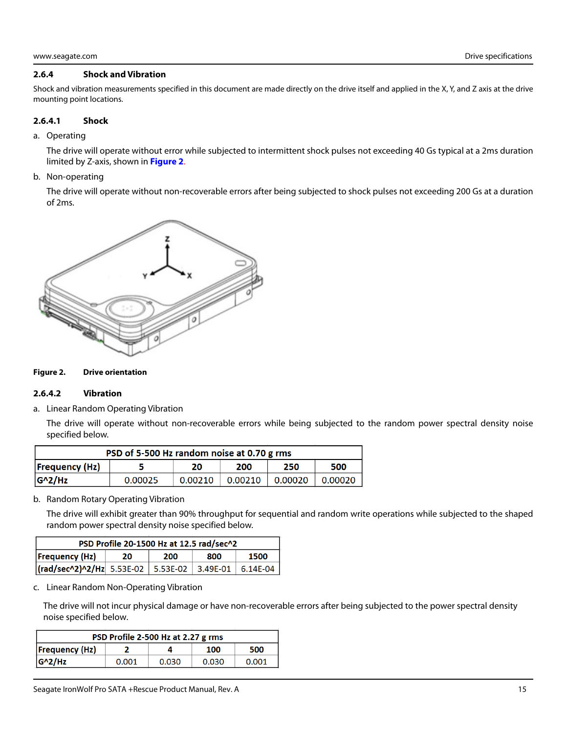### 2.6.4 Shock and Vibration

Shock and vibration measurements specified in this document are made directly on the drive itself and applied in the X, Y, and Z axis at the drive mounting point locations.

#### 2.6.4.1 Shock

a. Operating

The drive will operate without error while subjected to intermittent shock pulses not exceeding 40 Gs typical at a 2ms duration limited by Z-axis, shown in **Figure 2**.

b. Non-operating

The drive will operate without non-recoverable errors after being subjected to shock pulses not exceeding 200 Gs at a duration of 2ms.

**Figure 2. Drive orientation**

#### 2.6.4.2 Vibration

a. Linear Random Operating Vibration

The drive will operate without non-recoverable errors while being subjected to the random power spectral density noise specified below.

| PSD of 5-500 Hz random noise at 0.70 g rms | | | | | |
|---|---|---|---|---|---|
| **Frequency (Hz)** | **5** | **20** | **200** | **250** | **500** |
| **G^2/Hz** | 0.00025 | 0.00210 | 0.00210 | 0.00020 | 0.00020 |

b. Random Rotary Operating Vibration

The drive will exhibit greater than 90% throughput for sequential and random write operations while subjected to the shaped random power spectral density noise specified below.

| PSD Profile 20-1500 Hz at 12.5 rad/sec^2 | | | | |
|---|---|---|---|---|
| **Frequency (Hz)** | **20** | **200** | **800** | **1500** |
| **(rad/sec^2)^2/Hz** | 5.53E-02 | 5.53E-02 | 3.49E-01 | 6.14E-04 |

c. Linear Random Non-Operating Vibration

The drive will not incur physical damage or have non-recoverable errors after being subjected to the power spectral density noise specified below.

| PSD Profile 2-500 Hz at 2.27 g rms | | | | |
|---|---|---|---|---|
| **Frequency (Hz)** | **2** | **4** | **100** | **500** |
| **G^2/Hz** | 0.001 | 0.030 | 0.030 | 0.001 |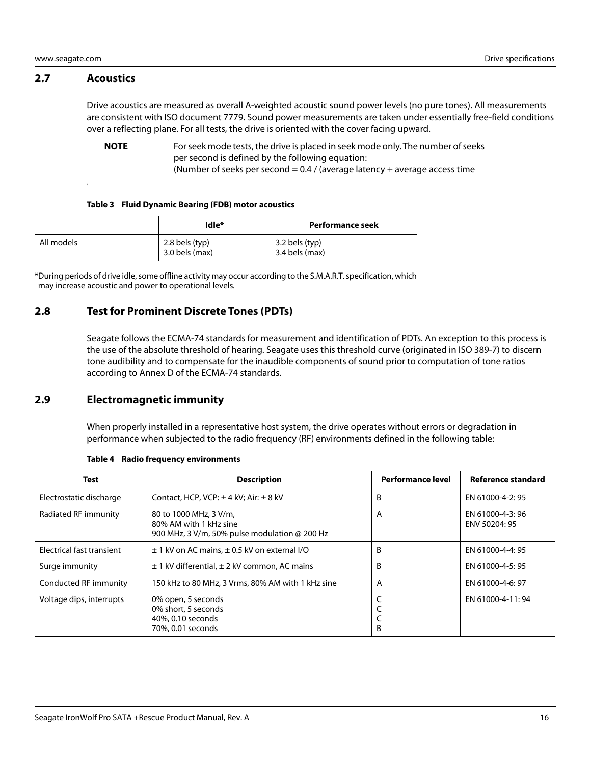## 2.7 Acoustics

Drive acoustics are measured as overall A-weighted acoustic sound power levels (no pure tones). All measurements are consistent with ISO document 7779. Sound power measurements are taken under essentially free-field conditions over a reflecting plane. For all tests, the drive is oriented with the cover facing upward.

**NOTE** For seek mode tests, the drive is placed in seek mode only. The number of seeks per second is defined by the following equation:
(Number of seeks per second = 0.4 / (average latency + average access time

**Table 3 Fluid Dynamic Bearing (FDB) motor acoustics**

| | Idle* | Performance seek |
|---|---|---|
| All models | 2.8 bels (typ)<br>3.0 bels (max) | 3.2 bels (typ)<br>3.4 bels (max) |

*During periods of drive idle, some offline activity may occur according to the S.M.A.R.T. specification, which may increase acoustic and power to operational levels.

## 2.8 Test for Prominent Discrete Tones (PDTs)

Seagate follows the ECMA-74 standards for measurement and identification of PDTs. An exception to this process is the use of the absolute threshold of hearing. Seagate uses this threshold curve (originated in ISO 389-7) to discern tone audibility and to compensate for the inaudible components of sound prior to computation of tone ratios according to Annex D of the ECMA-74 standards.

## 2.9 Electromagnetic immunity

When properly installed in a representative host system, the drive operates without errors or degradation in performance when subjected to the radio frequency (RF) environments defined in the following table:

**Table 4 Radio frequency environments**

| Test | Description | Performance level | Reference standard |
|---|---|---|---|
| Electrostatic discharge | Contact, HCP, VCP: ± 4 kV; Air: ± 8 kV | B | EN 61000-4-2: 95 |
| Radiated RF immunity | 80 to 1000 MHz, 3 V/m,<br>80% AM with 1 kHz sine<br>900 MHz, 3 V/m, 50% pulse modulation @ 200 Hz | A | EN 61000-4-3: 96<br>ENV 50204: 95 |
| Electrical fast transient | ± 1 kV on AC mains, ± 0.5 kV on external I/O | B | EN 61000-4-4: 95 |
| Surge immunity | ± 1 kV differential, ± 2 kV common, AC mains | B | EN 61000-4-5: 95 |
| Conducted RF immunity | 150 kHz to 80 MHz, 3 Vrms, 80% AM with 1 kHz sine | A | EN 61000-4-6: 97 |
| Voltage dips, interrupts | 0% open, 5 seconds<br>0% short, 5 seconds<br>40%, 0.10 seconds<br>70%, 0.01 seconds | C<br>C<br>C<br>B | EN 61000-4-11: 94 |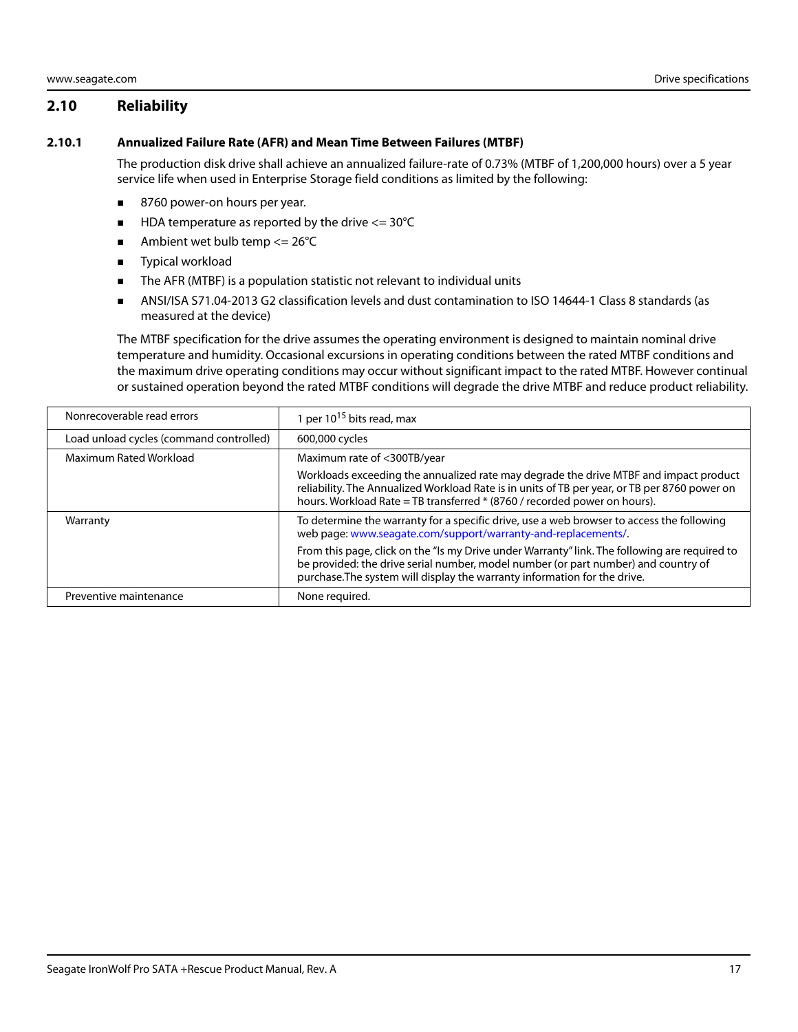## 2.10 Reliability

### 2.10.1 Annualized Failure Rate (AFR) and Mean Time Between Failures (MTBF)

The production disk drive shall achieve an annualized failure-rate of 0.73% (MTBF of 1,200,000 hours) over a 5 year service life when used in Enterprise Storage field conditions as limited by the following:

- 8760 power-on hours per year.
- HDA temperature as reported by the drive <= 30°C
- Ambient wet bulb temp <= 26°C
- Typical workload
- The AFR (MTBF) is a population statistic not relevant to individual units
- ANSI/ISA S71.04-2013 G2 classification levels and dust contamination to ISO 14644-1 Class 8 standards (as measured at the device)

The MTBF specification for the drive assumes the operating environment is designed to maintain nominal drive temperature and humidity. Occasional excursions in operating conditions between the rated MTBF conditions and the maximum drive operating conditions may occur without significant impact to the rated MTBF. However continual or sustained operation beyond the rated MTBF conditions will degrade the drive MTBF and reduce product reliability.

| | |
|---|---|
| Nonrecoverable read errors | 1 per $10^{15}$ bits read, max |
| Load unload cycles (command controlled) | 600,000 cycles |
| Maximum Rated Workload | Maximum rate of <300TB/year<br><br>Workloads exceeding the annualized rate may degrade the drive MTBF and impact product reliability. The Annualized Workload Rate is in units of TB per year, or TB per 8760 power on hours. Workload Rate = TB transferred * (8760 / recorded power on hours). |
| Warranty | To determine the warranty for a specific drive, use a web browser to access the following web page: www.seagate.com/support/warranty-and-replacements/.<br><br>From this page, click on the "Is my Drive under Warranty" link. The following are required to be provided: the drive serial number, model number (or part number) and country of purchase.The system will display the warranty information for the drive. |
| Preventive maintenance | None required. |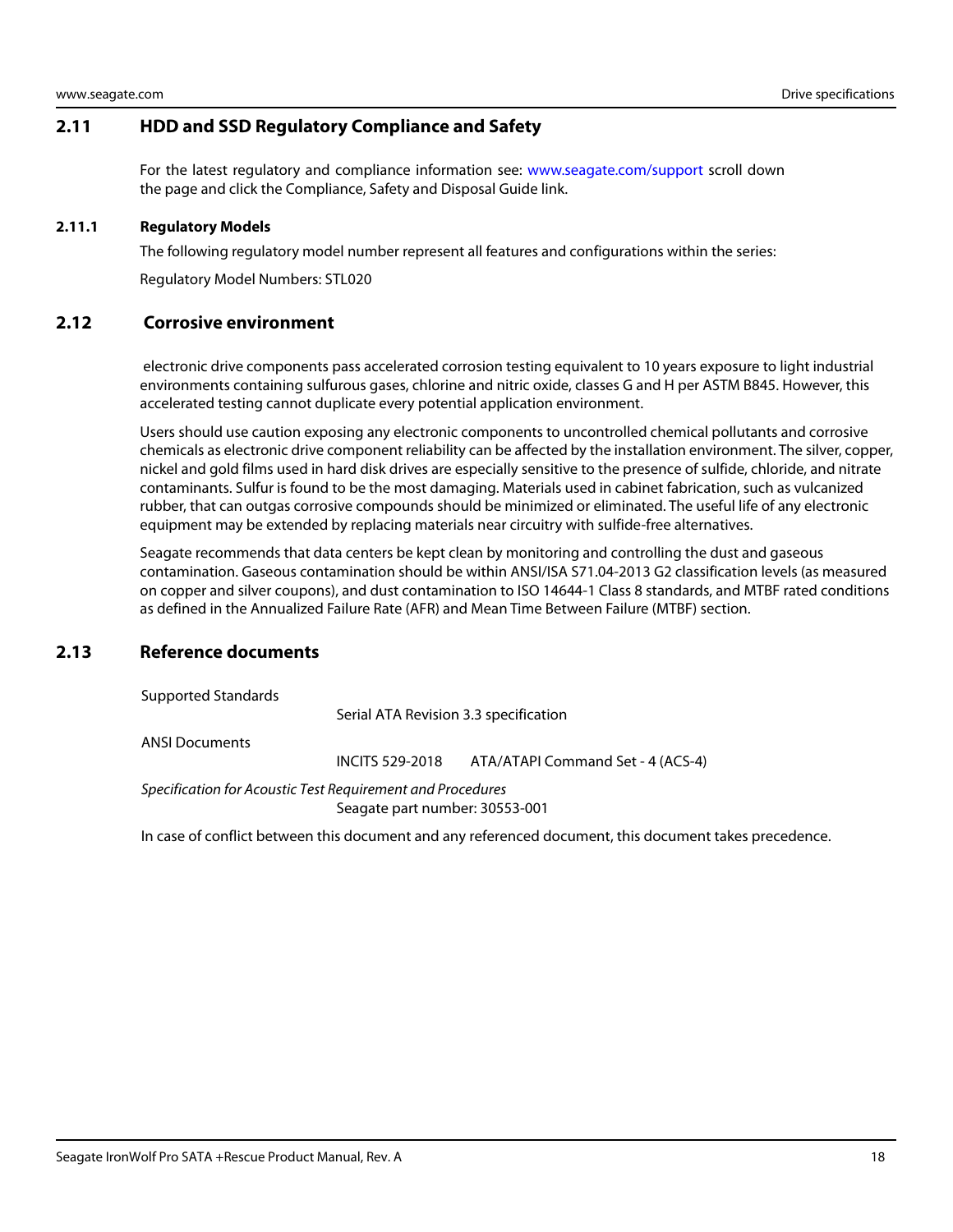## 2.11 HDD and SSD Regulatory Compliance and Safety

For the latest regulatory and compliance information see: www.seagate.com/support scroll down the page and click the Compliance, Safety and Disposal Guide link.

### 2.11.1 Regulatory Models

The following regulatory model number represent all features and configurations within the series:

Regulatory Model Numbers: STL020

## 2.12 Corrosive environment

electronic drive components pass accelerated corrosion testing equivalent to 10 years exposure to light industrial environments containing sulfurous gases, chlorine and nitric oxide, classes G and H per ASTM B845. However, this accelerated testing cannot duplicate every potential application environment.

Users should use caution exposing any electronic components to uncontrolled chemical pollutants and corrosive chemicals as electronic drive component reliability can be affected by the installation environment. The silver, copper, nickel and gold films used in hard disk drives are especially sensitive to the presence of sulfide, chloride, and nitrate contaminants. Sulfur is found to be the most damaging. Materials used in cabinet fabrication, such as vulcanized rubber, that can outgas corrosive compounds should be minimized or eliminated. The useful life of any electronic equipment may be extended by replacing materials near circuitry with sulfide-free alternatives.

Seagate recommends that data centers be kept clean by monitoring and controlling the dust and gaseous contamination. Gaseous contamination should be within ANSI/ISA S71.04-2013 G2 classification levels (as measured on copper and silver coupons), and dust contamination to ISO 14644-1 Class 8 standards, and MTBF rated conditions as defined in the Annualized Failure Rate (AFR) and Mean Time Between Failure (MTBF) section.

## 2.13 Reference documents

Supported Standards

Serial ATA Revision 3.3 specification

ANSI Documents

INCITS 529-2018 ATA/ATAPI Command Set - 4 (ACS-4)

*Specification for Acoustic Test Requirement and Procedures*

Seagate part number: 30553-001

In case of conflict between this document and any referenced document, this document takes precedence.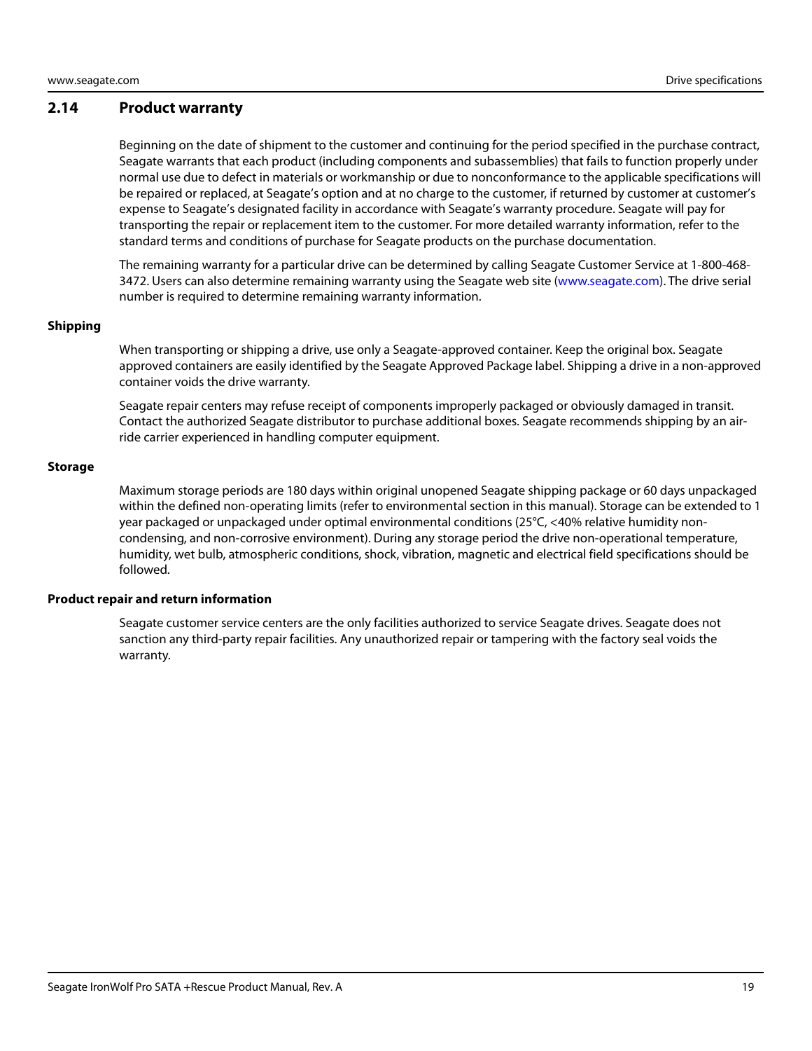## 2.14 Product warranty

Beginning on the date of shipment to the customer and continuing for the period specified in the purchase contract, Seagate warrants that each product (including components and subassemblies) that fails to function properly under normal use due to defect in materials or workmanship or due to nonconformance to the applicable specifications will be repaired or replaced, at Seagate's option and at no charge to the customer, if returned by customer at customer's expense to Seagate's designated facility in accordance with Seagate's warranty procedure. Seagate will pay for transporting the repair or replacement item to the customer. For more detailed warranty information, refer to the standard terms and conditions of purchase for Seagate products on the purchase documentation.

The remaining warranty for a particular drive can be determined by calling Seagate Customer Service at 1-800-468-3472. Users can also determine remaining warranty using the Seagate web site (www.seagate.com). The drive serial number is required to determine remaining warranty information.

#### Shipping

When transporting or shipping a drive, use only a Seagate-approved container. Keep the original box. Seagate approved containers are easily identified by the Seagate Approved Package label. Shipping a drive in a non-approved container voids the drive warranty.

Seagate repair centers may refuse receipt of components improperly packaged or obviously damaged in transit. Contact the authorized Seagate distributor to purchase additional boxes. Seagate recommends shipping by an air-ride carrier experienced in handling computer equipment.

#### Storage

Maximum storage periods are 180 days within original unopened Seagate shipping package or 60 days unpackaged within the defined non-operating limits (refer to environmental section in this manual). Storage can be extended to 1 year packaged or unpackaged under optimal environmental conditions (25°C, <40% relative humidity non-condensing, and non-corrosive environment). During any storage period the drive non-operational temperature, humidity, wet bulb, atmospheric conditions, shock, vibration, magnetic and electrical field specifications should be followed.

#### Product repair and return information

Seagate customer service centers are the only facilities authorized to service Seagate drives. Seagate does not sanction any third-party repair facilities. Any unauthorized repair or tampering with the factory seal voids the warranty.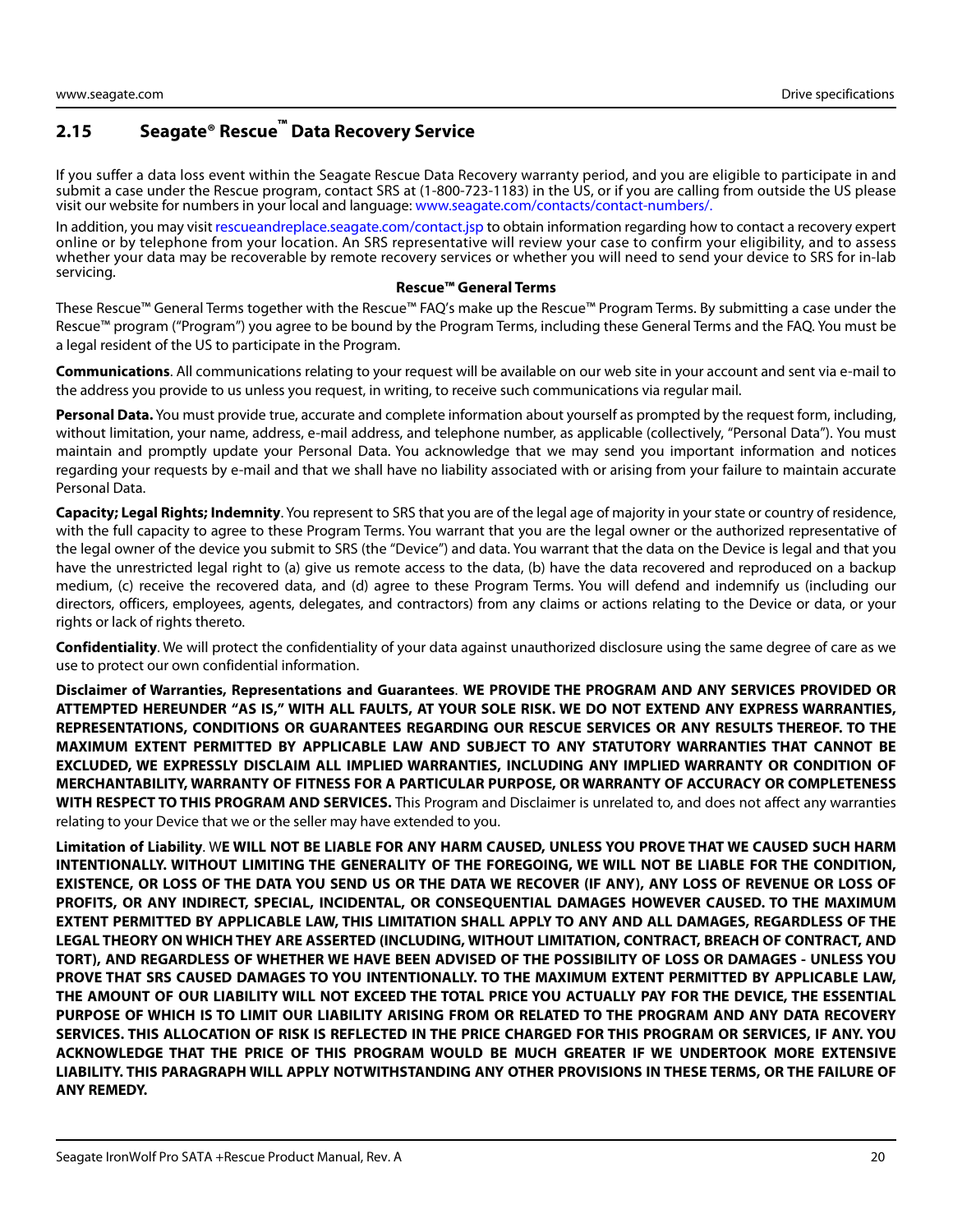## 2.15 Seagate® Rescue™ Data Recovery Service

If you suffer a data loss event within the Seagate Rescue Data Recovery warranty period, and you are eligible to participate in and submit a case under the Rescue program, contact SRS at (1-800-723-1183) in the US, or if you are calling from outside the US please visit our website for numbers in your local and language: www.seagate.com/contacts/contact-numbers/.

In addition, you may visit rescueandreplace.seagate.com/contact.jsp to obtain information regarding how to contact a recovery expert online or by telephone from your location. An SRS representative will review your case to confirm your eligibility, and to assess whether your data may be recoverable by remote recovery services or whether you will need to send your device to SRS for in-lab servicing.

**Rescue™ General Terms**

These Rescue™ General Terms together with the Rescue™ FAQ's make up the Rescue™ Program Terms. By submitting a case under the Rescue™ program ("Program") you agree to be bound by the Program Terms, including these General Terms and the FAQ. You must be a legal resident of the US to participate in the Program.

**Communications**. All communications relating to your request will be available on our web site in your account and sent via e-mail to the address you provide to us unless you request, in writing, to receive such communications via regular mail.

**Personal Data.** You must provide true, accurate and complete information about yourself as prompted by the request form, including, without limitation, your name, address, e-mail address, and telephone number, as applicable (collectively, "Personal Data"). You must maintain and promptly update your Personal Data. You acknowledge that we may send you important information and notices regarding your requests by e-mail and that we shall have no liability associated with or arising from your failure to maintain accurate Personal Data.

**Capacity; Legal Rights; Indemnity**. You represent to SRS that you are of the legal age of majority in your state or country of residence, with the full capacity to agree to these Program Terms. You warrant that you are the legal owner or the authorized representative of the legal owner of the device you submit to SRS (the "Device") and data. You warrant that the data on the Device is legal and that you have the unrestricted legal right to (a) give us remote access to the data, (b) have the data recovered and reproduced on a backup medium, (c) receive the recovered data, and (d) agree to these Program Terms. You will defend and indemnify us (including our directors, officers, employees, agents, delegates, and contractors) from any claims or actions relating to the Device or data, or your rights or lack of rights thereto.

**Confidentiality**. We will protect the confidentiality of your data against unauthorized disclosure using the same degree of care as we use to protect our own confidential information.

**Disclaimer of Warranties, Representations and Guarantees**. **WE PROVIDE THE PROGRAM AND ANY SERVICES PROVIDED OR ATTEMPTED HEREUNDER "AS IS," WITH ALL FAULTS, AT YOUR SOLE RISK. WE DO NOT EXTEND ANY EXPRESS WARRANTIES, REPRESENTATIONS, CONDITIONS OR GUARANTEES REGARDING OUR RESCUE SERVICES OR ANY RESULTS THEREOF. TO THE MAXIMUM EXTENT PERMITTED BY APPLICABLE LAW AND SUBJECT TO ANY STATUTORY WARRANTIES THAT CANNOT BE EXCLUDED, WE EXPRESSLY DISCLAIM ALL IMPLIED WARRANTIES, INCLUDING ANY IMPLIED WARRANTY OR CONDITION OF MERCHANTABILITY, WARRANTY OF FITNESS FOR A PARTICULAR PURPOSE, OR WARRANTY OF ACCURACY OR COMPLETENESS WITH RESPECT TO THIS PROGRAM AND SERVICES.** This Program and Disclaimer is unrelated to, and does not affect any warranties relating to your Device that we or the seller may have extended to you.

**Limitation of Liability**. W**E WILL NOT BE LIABLE FOR ANY HARM CAUSED, UNLESS YOU PROVE THAT WE CAUSED SUCH HARM INTENTIONALLY. WITHOUT LIMITING THE GENERALITY OF THE FOREGOING, WE WILL NOT BE LIABLE FOR THE CONDITION, EXISTENCE, OR LOSS OF THE DATA YOU SEND US OR THE DATA WE RECOVER (IF ANY), ANY LOSS OF REVENUE OR LOSS OF PROFITS, OR ANY INDIRECT, SPECIAL, INCIDENTAL, OR CONSEQUENTIAL DAMAGES HOWEVER CAUSED. TO THE MAXIMUM EXTENT PERMITTED BY APPLICABLE LAW, THIS LIMITATION SHALL APPLY TO ANY AND ALL DAMAGES, REGARDLESS OF THE LEGAL THEORY ON WHICH THEY ARE ASSERTED (INCLUDING, WITHOUT LIMITATION, CONTRACT, BREACH OF CONTRACT, AND TORT), AND REGARDLESS OF WHETHER WE HAVE BEEN ADVISED OF THE POSSIBILITY OF LOSS OR DAMAGES - UNLESS YOU PROVE THAT SRS CAUSED DAMAGES TO YOU INTENTIONALLY. TO THE MAXIMUM EXTENT PERMITTED BY APPLICABLE LAW, THE AMOUNT OF OUR LIABILITY WILL NOT EXCEED THE TOTAL PRICE YOU ACTUALLY PAY FOR THE DEVICE, THE ESSENTIAL PURPOSE OF WHICH IS TO LIMIT OUR LIABILITY ARISING FROM OR RELATED TO THE PROGRAM AND ANY DATA RECOVERY SERVICES. THIS ALLOCATION OF RISK IS REFLECTED IN THE PRICE CHARGED FOR THIS PROGRAM OR SERVICES, IF ANY. YOU ACKNOWLEDGE THAT THE PRICE OF THIS PROGRAM WOULD BE MUCH GREATER IF WE UNDERTOOK MORE EXTENSIVE LIABILITY. THIS PARAGRAPH WILL APPLY NOTWITHSTANDING ANY OTHER PROVISIONS IN THESE TERMS, OR THE FAILURE OF ANY REMEDY.**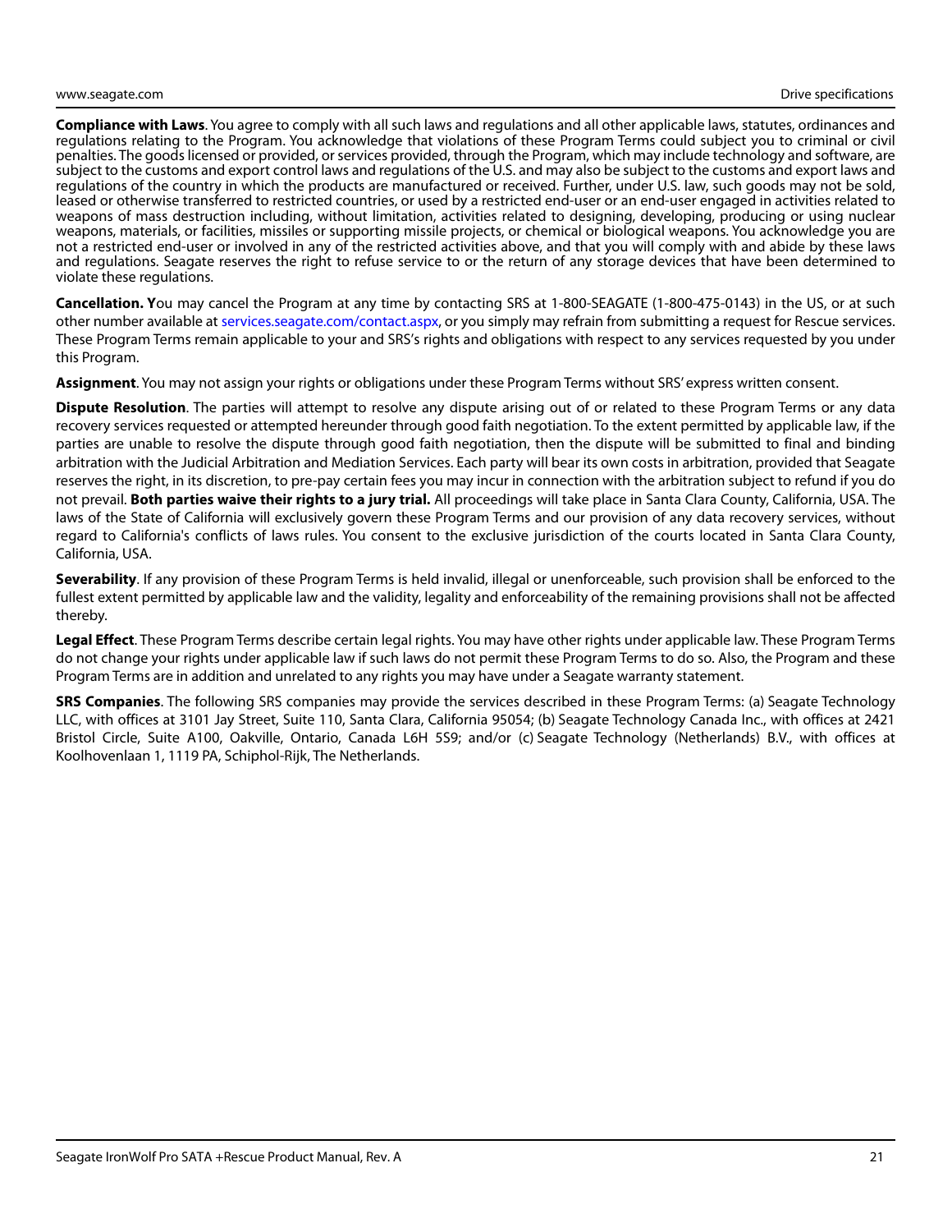**Compliance with Laws**. You agree to comply with all such laws and regulations and all other applicable laws, statutes, ordinances and regulations relating to the Program. You acknowledge that violations of these Program Terms could subject you to criminal or civil penalties. The goods licensed or provided, or services provided, through the Program, which may include technology and software, are subject to the customs and export control laws and regulations of the U.S. and may also be subject to the customs and export laws and regulations of the country in which the products are manufactured or received. Further, under U.S. law, such goods may not be sold, leased or otherwise transferred to restricted countries, or used by a restricted end-user or an end-user engaged in activities related to weapons of mass destruction including, without limitation, activities related to designing, developing, producing or using nuclear weapons, materials, or facilities, missiles or supporting missile projects, or chemical or biological weapons. You acknowledge you are not a restricted end-user or involved in any of the restricted activities above, and that you will comply with and abide by these laws and regulations. Seagate reserves the right to refuse service to or the return of any storage devices that have been determined to violate these regulations.

**Cancellation. Y**ou may cancel the Program at any time by contacting SRS at 1-800-SEAGATE (1-800-475-0143) in the US, or at such other number available at services.seagate.com/contact.aspx, or you simply may refrain from submitting a request for Rescue services. These Program Terms remain applicable to your and SRS's rights and obligations with respect to any services requested by you under this Program.

**Assignment**. You may not assign your rights or obligations under these Program Terms without SRS' express written consent.

**Dispute Resolution**. The parties will attempt to resolve any dispute arising out of or related to these Program Terms or any data recovery services requested or attempted hereunder through good faith negotiation. To the extent permitted by applicable law, if the parties are unable to resolve the dispute through good faith negotiation, then the dispute will be submitted to final and binding arbitration with the Judicial Arbitration and Mediation Services. Each party will bear its own costs in arbitration, provided that Seagate reserves the right, in its discretion, to pre-pay certain fees you may incur in connection with the arbitration subject to refund if you do not prevail. **Both parties waive their rights to a jury trial.** All proceedings will take place in Santa Clara County, California, USA. The laws of the State of California will exclusively govern these Program Terms and our provision of any data recovery services, without regard to California's conflicts of laws rules. You consent to the exclusive jurisdiction of the courts located in Santa Clara County, California, USA.

**Severability**. If any provision of these Program Terms is held invalid, illegal or unenforceable, such provision shall be enforced to the fullest extent permitted by applicable law and the validity, legality and enforceability of the remaining provisions shall not be affected thereby.

**Legal Effect**. These Program Terms describe certain legal rights. You may have other rights under applicable law. These Program Terms do not change your rights under applicable law if such laws do not permit these Program Terms to do so. Also, the Program and these Program Terms are in addition and unrelated to any rights you may have under a Seagate warranty statement.

**SRS Companies**. The following SRS companies may provide the services described in these Program Terms: (a) Seagate Technology LLC, with offices at 3101 Jay Street, Suite 110, Santa Clara, California 95054; (b) Seagate Technology Canada Inc., with offices at 2421 Bristol Circle, Suite A100, Oakville, Ontario, Canada L6H 5S9; and/or (c) Seagate Technology (Netherlands) B.V., with offices at Koolhovenlaan 1, 1119 PA, Schiphol-Rijk, The Netherlands.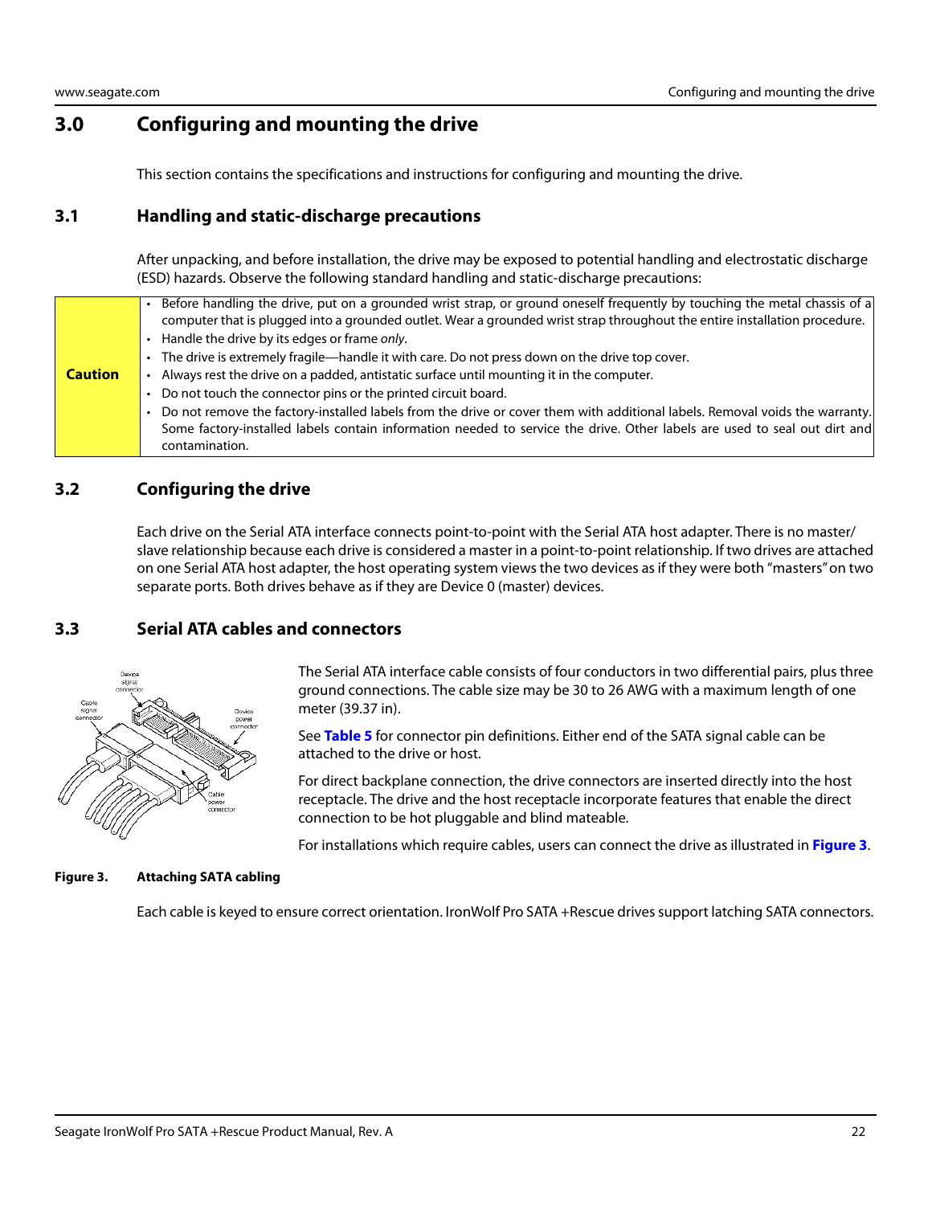# 3.0 Configuring and mounting the drive

This section contains the specifications and instructions for configuring and mounting the drive.

## 3.1 Handling and static-discharge precautions

After unpacking, and before installation, the drive may be exposed to potential handling and electrostatic discharge (ESD) hazards. Observe the following standard handling and static-discharge precautions:

| **Caution** | • Before handling the drive, put on a grounded wrist strap, or ground oneself frequently by touching the metal chassis of a computer that is plugged into a grounded outlet. Wear a grounded wrist strap throughout the entire installation procedure.<br>• Handle the drive by its edges or frame *only*.<br>• The drive is extremely fragile—handle it with care. Do not press down on the drive top cover.<br>• Always rest the drive on a padded, antistatic surface until mounting it in the computer.<br>• Do not touch the connector pins or the printed circuit board.<br>• Do not remove the factory-installed labels from the drive or cover them with additional labels. Removal voids the warranty. Some factory-installed labels contain information needed to service the drive. Other labels are used to seal out dirt and contamination. |
|---|---|

## 3.2 Configuring the drive

Each drive on the Serial ATA interface connects point-to-point with the Serial ATA host adapter. There is no master/slave relationship because each drive is considered a master in a point-to-point relationship. If two drives are attached on one Serial ATA host adapter, the host operating system views the two devices as if they were both "masters" on two separate ports. Both drives behave as if they are Device 0 (master) devices.

## 3.3 Serial ATA cables and connectors

The Serial ATA interface cable consists of four conductors in two differential pairs, plus three ground connections. The cable size may be 30 to 26 AWG with a maximum length of one meter (39.37 in).

See **Table 5** for connector pin definitions. Either end of the SATA signal cable can be attached to the drive or host.

For direct backplane connection, the drive connectors are inserted directly into the host receptacle. The drive and the host receptacle incorporate features that enable the direct connection to be hot pluggable and blind mateable.

For installations which require cables, users can connect the drive as illustrated in **Figure 3**.

**Figure 3. Attaching SATA cabling**

Each cable is keyed to ensure correct orientation. IronWolf Pro SATA +Rescue drives support latching SATA connectors.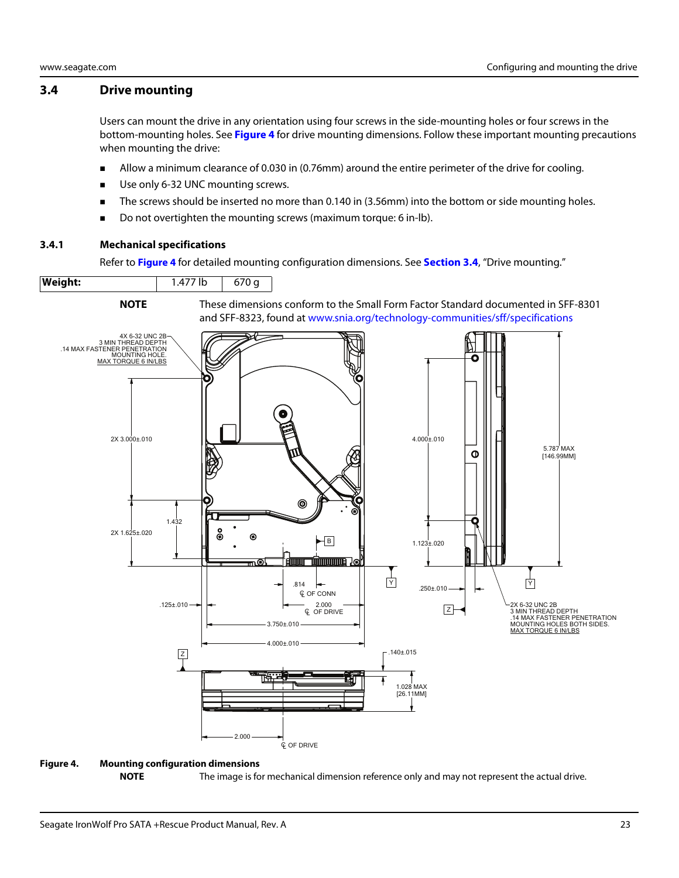## 3.4 Drive mounting

Users can mount the drive in any orientation using four screws in the side-mounting holes or four screws in the bottom-mounting holes. See **Figure 4** for drive mounting dimensions. Follow these important mounting precautions when mounting the drive:

- Allow a minimum clearance of 0.030 in (0.76mm) around the entire perimeter of the drive for cooling.
- Use only 6-32 UNC mounting screws.
- The screws should be inserted no more than 0.140 in (3.56mm) into the bottom or side mounting holes.
- Do not overtighten the mounting screws (maximum torque: 6 in-lb).

### 3.4.1 Mechanical specifications

Refer to **Figure 4** for detailed mounting configuration dimensions. See **Section 3.4**, “Drive mounting.”

| **Weight:** | 1.477 lb | 670 g |
|---|---|---|

**NOTE** These dimensions conform to the Small Form Factor Standard documented in SFF-8301 and SFF-8323, found at www.snia.org/technology-communities/sff/specifications

**Figure 4. Mounting configuration dimensions**

**NOTE** The image is for mechanical dimension reference only and may not represent the actual drive.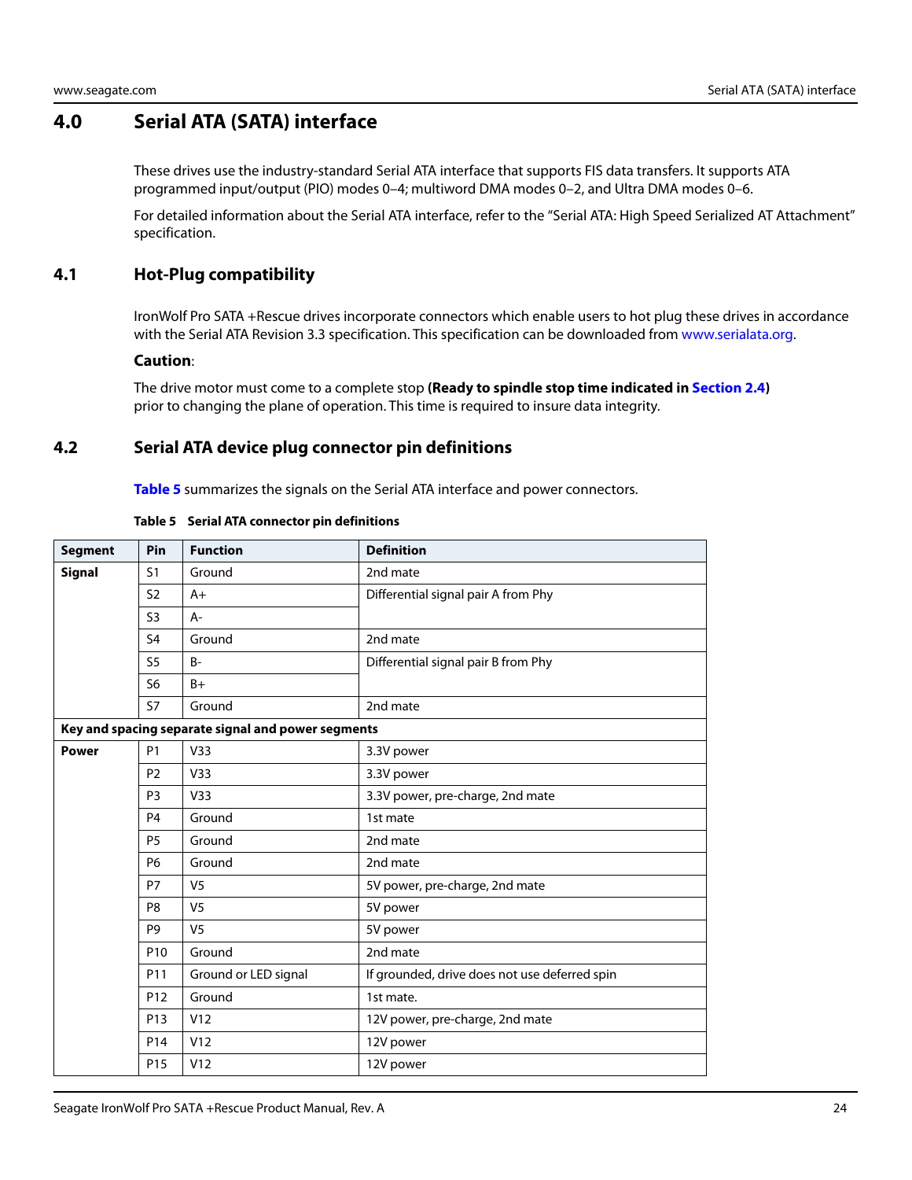# 4.0 Serial ATA (SATA) interface

These drives use the industry-standard Serial ATA interface that supports FIS data transfers. It supports ATA programmed input/output (PIO) modes 0–4; multiword DMA modes 0–2, and Ultra DMA modes 0–6.

For detailed information about the Serial ATA interface, refer to the “Serial ATA: High Speed Serialized AT Attachment” specification.

## 4.1 Hot-Plug compatibility

IronWolf Pro SATA +Rescue drives incorporate connectors which enable users to hot plug these drives in accordance with the Serial ATA Revision 3.3 specification. This specification can be downloaded from www.serialata.org.

**Caution**:

The drive motor must come to a complete stop **(Ready to spindle stop time indicated in Section 2.4)** prior to changing the plane of operation. This time is required to insure data integrity.

## 4.2 Serial ATA device plug connector pin definitions

**Table 5** summarizes the signals on the Serial ATA interface and power connectors.

**Table 5 Serial ATA connector pin definitions**

| Segment | Pin | Function | Definition |
|---|---|---|---|
| **Signal** | S1 | Ground | 2nd mate |
| | S2 | A+ | Differential signal pair A from Phy |
| | S3 | A- | |
| | S4 | Ground | 2nd mate |
| | S5 | B- | Differential signal pair B from Phy |
| | S6 | B+ | |
| | S7 | Ground | 2nd mate |
| **Key and spacing separate signal and power segments** | | | |
| **Power** | P1 | V33 | 3.3V power |
| | P2 | V33 | 3.3V power |
| | P3 | V33 | 3.3V power, pre-charge, 2nd mate |
| | P4 | Ground | 1st mate |
| | P5 | Ground | 2nd mate |
| | P6 | Ground | 2nd mate |
| | P7 | V5 | 5V power, pre-charge, 2nd mate |
| | P8 | V5 | 5V power |
| | P9 | V5 | 5V power |
| | P10 | Ground | 2nd mate |
| | P11 | Ground or LED signal | If grounded, drive does not use deferred spin |
| | P12 | Ground | 1st mate. |
| | P13 | V12 | 12V power, pre-charge, 2nd mate |
| | P14 | V12 | 12V power |
| | P15 | V12 | 12V power |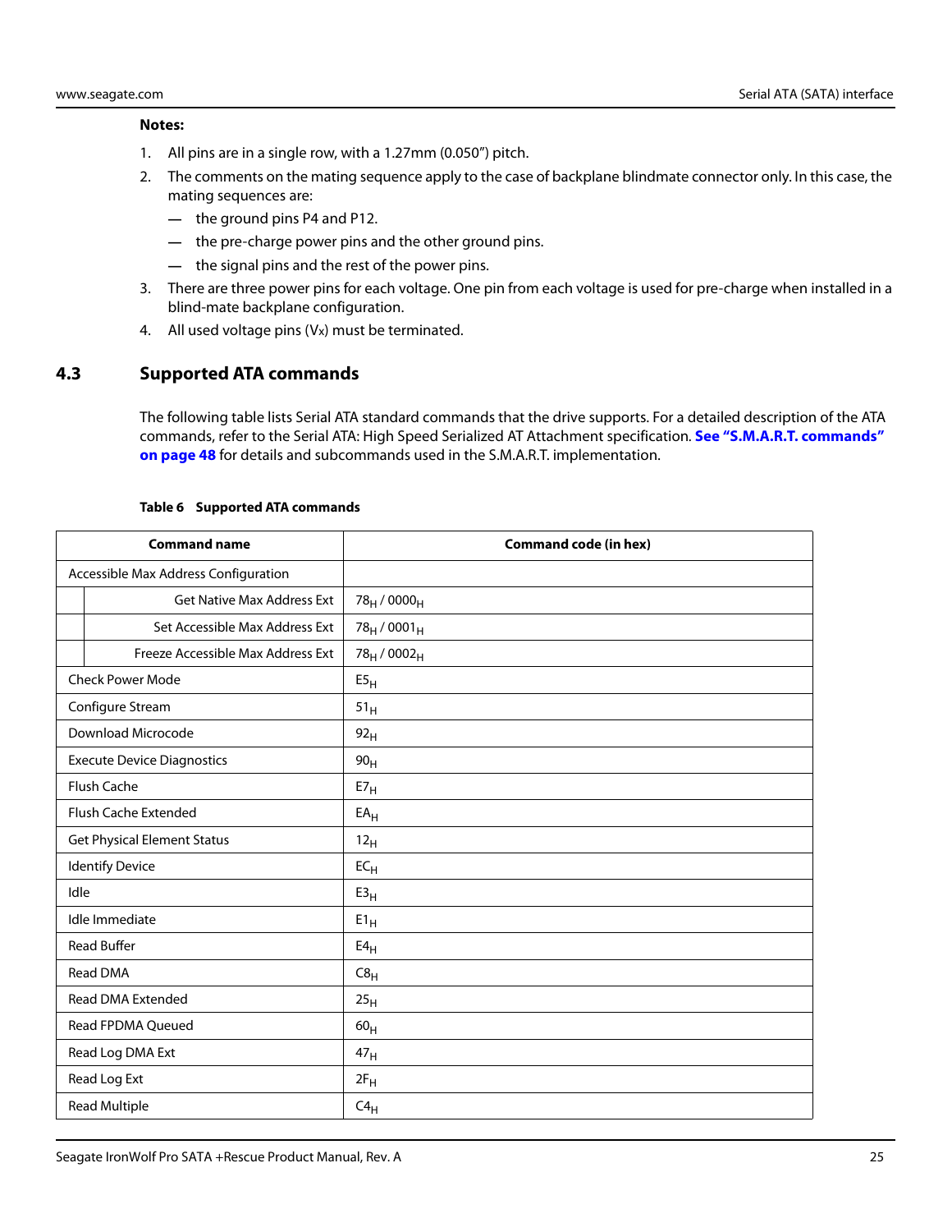**Notes:**

1. All pins are in a single row, with a 1.27mm (0.050") pitch.
2. The comments on the mating sequence apply to the case of backplane blindmate connector only. In this case, the mating sequences are:
   - — the ground pins P4 and P12.
   - — the pre-charge power pins and the other ground pins.
   - — the signal pins and the rest of the power pins.
3. There are three power pins for each voltage. One pin from each voltage is used for pre-charge when installed in a blind-mate backplane configuration.
4. All used voltage pins (Vx) must be terminated.

## 4.3 Supported ATA commands

The following table lists Serial ATA standard commands that the drive supports. For a detailed description of the ATA commands, refer to the Serial ATA: High Speed Serialized AT Attachment specification. **See "S.M.A.R.T. commands" on page 48** for details and subcommands used in the S.M.A.R.T. implementation.

**Table 6 Supported ATA commands**

| Command name | Command code (in hex) |
|---|---|
| Accessible Max Address Configuration | |
| Get Native Max Address Ext | $78_H$ / $0000_H$ |
| Set Accessible Max Address Ext | $78_H$ / $0001_H$ |
| Freeze Accessible Max Address Ext | $78_H$ / $0002_H$ |
| Check Power Mode | $E5_H$ |
| Configure Stream | $51_H$ |
| Download Microcode | $92_H$ |
| Execute Device Diagnostics | $90_H$ |
| Flush Cache | $E7_H$ |
| Flush Cache Extended | $EA_H$ |
| Get Physical Element Status | $12_H$ |
| Identify Device | $EC_H$ |
| Idle | $E3_H$ |
| Idle Immediate | $E1_H$ |
| Read Buffer | $E4_H$ |
| Read DMA | $C8_H$ |
| Read DMA Extended | $25_H$ |
| Read FPDMA Queued | $60_H$ |
| Read Log DMA Ext | $47_H$ |
| Read Log Ext | $2F_H$ |
| Read Multiple | $C4_H$ |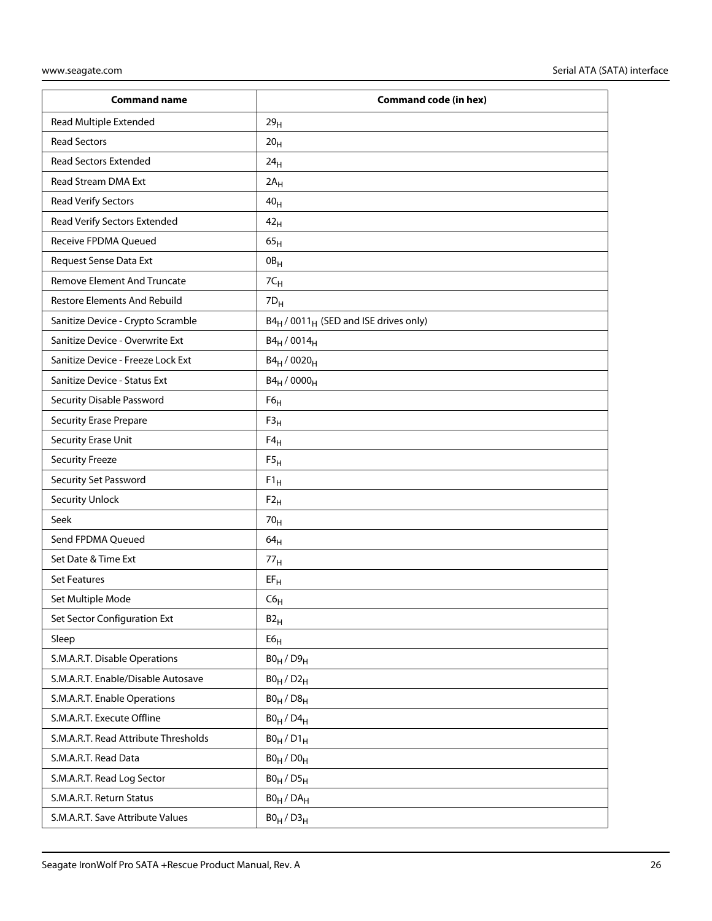| Command name | Command code (in hex) |
|---|---|
| Read Multiple Extended | $29_H$ |
| Read Sectors | $20_H$ |
| Read Sectors Extended | $24_H$ |
| Read Stream DMA Ext | $2A_H$ |
| Read Verify Sectors | $40_H$ |
| Read Verify Sectors Extended | $42_H$ |
| Receive FPDMA Queued | $65_H$ |
| Request Sense Data Ext | $0B_H$ |
| Remove Element And Truncate | $7C_H$ |
| Restore Elements And Rebuild | $7D_H$ |
| Sanitize Device - Crypto Scramble | $B4_H$ / $0011_H$ (SED and ISE drives only) |
| Sanitize Device - Overwrite Ext | $B4_H$ / $0014_H$ |
| Sanitize Device - Freeze Lock Ext | $B4_H$ / $0020_H$ |
| Sanitize Device - Status Ext | $B4_H$ / $0000_H$ |
| Security Disable Password | $F6_H$ |
| Security Erase Prepare | $F3_H$ |
| Security Erase Unit | $F4_H$ |
| Security Freeze | $F5_H$ |
| Security Set Password | $F1_H$ |
| Security Unlock | $F2_H$ |
| Seek | $70_H$ |
| Send FPDMA Queued | $64_H$ |
| Set Date & Time Ext | $77_H$ |
| Set Features | $EF_H$ |
| Set Multiple Mode | $C6_H$ |
| Set Sector Configuration Ext | $B2_H$ |
| Sleep | $E6_H$ |
| S.M.A.R.T. Disable Operations | $B0_H$ / $D9_H$ |
| S.M.A.R.T. Enable/Disable Autosave | $B0_H$ / $D2_H$ |
| S.M.A.R.T. Enable Operations | $B0_H$ / $D8_H$ |
| S.M.A.R.T. Execute Offline | $B0_H$ / $D4_H$ |
| S.M.A.R.T. Read Attribute Thresholds | $B0_H$ / $D1_H$ |
| S.M.A.R.T. Read Data | $B0_H$ / $D0_H$ |
| S.M.A.R.T. Read Log Sector | $B0_H$ / $D5_H$ |
| S.M.A.R.T. Return Status | $B0_H$ / $DA_H$ |
| S.M.A.R.T. Save Attribute Values | $B0_H$ / $D3_H$ |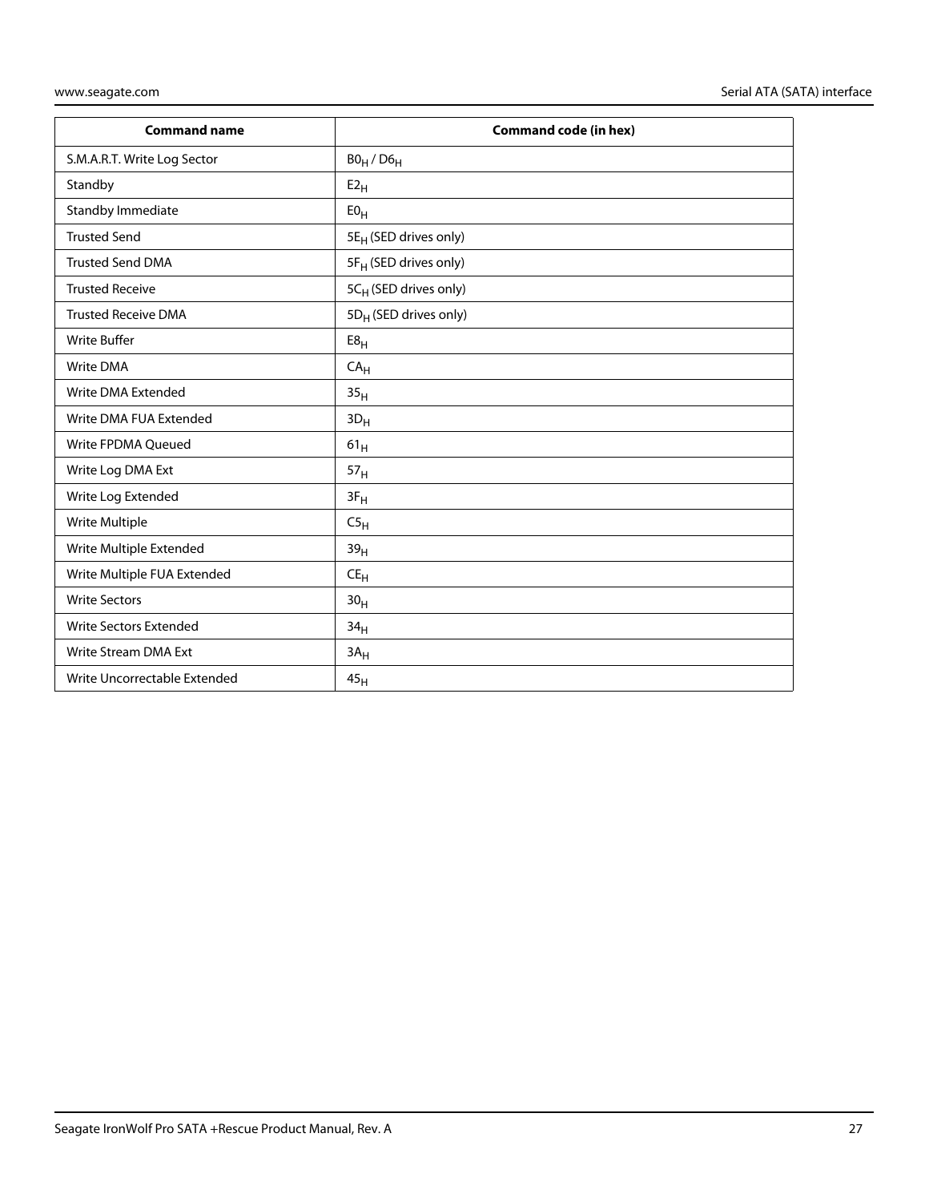| Command name | Command code (in hex) |
| --- | --- |
| S.M.A.R.T. Write Log Sector | $B0_H$ / $D6_H$ |
| Standby | $E2_H$ |
| Standby Immediate | $E0_H$ |
| Trusted Send | $5E_H$ (SED drives only) |
| Trusted Send DMA | $5F_H$ (SED drives only) |
| Trusted Receive | $5C_H$ (SED drives only) |
| Trusted Receive DMA | $5D_H$ (SED drives only) |
| Write Buffer | $E8_H$ |
| Write DMA | $CA_H$ |
| Write DMA Extended | $35_H$ |
| Write DMA FUA Extended | $3D_H$ |
| Write FPDMA Queued | $61_H$ |
| Write Log DMA Ext | $57_H$ |
| Write Log Extended | $3F_H$ |
| Write Multiple | $C5_H$ |
| Write Multiple Extended | $39_H$ |
| Write Multiple FUA Extended | $CE_H$ |
| Write Sectors | $30_H$ |
| Write Sectors Extended | $34_H$ |
| Write Stream DMA Ext | $3A_H$ |
| Write Uncorrectable Extended | $45_H$ |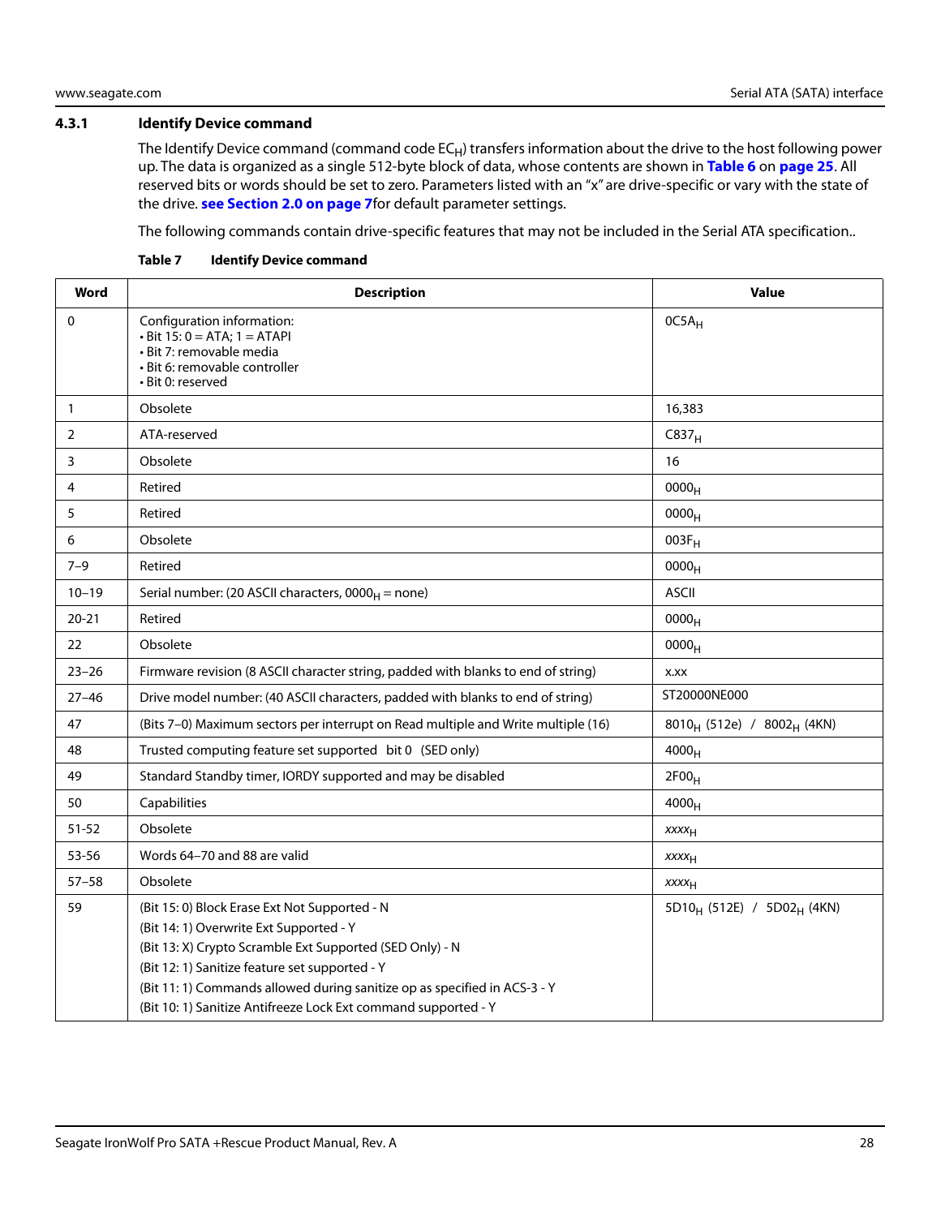### 4.3.1 Identify Device command

The Identify Device command (command code $EC_H$) transfers information about the drive to the host following power up. The data is organized as a single 512-byte block of data, whose contents are shown in **Table 6** on **page 25**. All reserved bits or words should be set to zero. Parameters listed with an "x" are drive-specific or vary with the state of the drive. **see Section 2.0 on page 7**for default parameter settings.

The following commands contain drive-specific features that may not be included in the Serial ATA specification..

**Table 7 Identify Device command**

| Word | Description | Value |
|---|---|---|
| 0 | Configuration information:<br>• Bit 15: 0 = ATA; 1 = ATAPI<br>• Bit 7: removable media<br>• Bit 6: removable controller<br>• Bit 0: reserved | $0C5A_H$ |
| 1 | Obsolete | 16,383 |
| 2 | ATA-reserved | $C837_H$ |
| 3 | Obsolete | 16 |
| 4 | Retired | $0000_H$ |
| 5 | Retired | $0000_H$ |
| 6 | Obsolete | $003F_H$ |
| 7–9 | Retired | $0000_H$ |
| 10–19 | Serial number: (20 ASCII characters, $0000_H$ = none) | ASCII |
| 20-21 | Retired | $0000_H$ |
| 22 | Obsolete | $0000_H$ |
| 23–26 | Firmware revision (8 ASCII character string, padded with blanks to end of string) | x.xx |
| 27–46 | Drive model number: (40 ASCII characters, padded with blanks to end of string) | ST20000NE000 |
| 47 | (Bits 7–0) Maximum sectors per interrupt on Read multiple and Write multiple (16) | $8010_H$ (512e) / $8002_H$ (4KN) |
| 48 | Trusted computing feature set supported bit 0 (SED only) | $4000_H$ |
| 49 | Standard Standby timer, IORDY supported and may be disabled | $2F00_H$ |
| 50 | Capabilities | $4000_H$ |
| 51-52 | Obsolete | $xxxx_H$ |
| 53-56 | Words 64–70 and 88 are valid | $xxxx_H$ |
| 57–58 | Obsolete | $xxxx_H$ |
| 59 | (Bit 15: 0) Block Erase Ext Not Supported - N<br>(Bit 14: 1) Overwrite Ext Supported - Y<br>(Bit 13: X) Crypto Scramble Ext Supported (SED Only) - N<br>(Bit 12: 1) Sanitize feature set supported - Y<br>(Bit 11: 1) Commands allowed during sanitize op as specified in ACS-3 - Y<br>(Bit 10: 1) Sanitize Antifreeze Lock Ext command supported - Y | $5D10_H$ (512E) / $5D02_H$ (4KN) |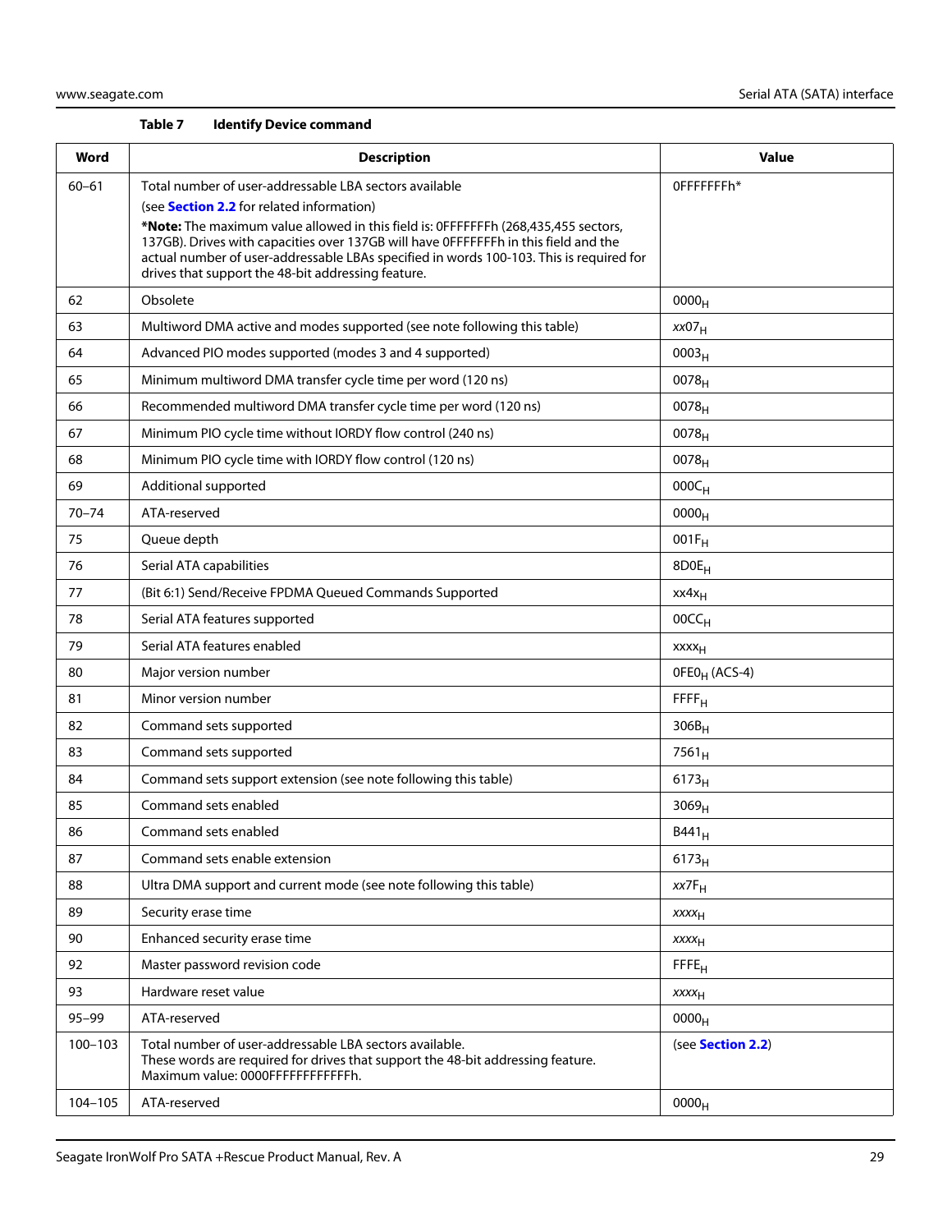**Table 7 Identify Device command**

| Word | Description | Value |
|---|---|---|
| 60–61 | Total number of user-addressable LBA sectors available<br>(see **Section 2.2** for related information)<br>***Note:** The maximum value allowed in this field is: 0FFFFFFFh (268,435,455 sectors, 137GB). Drives with capacities over 137GB will have 0FFFFFFFh in this field and the actual number of user-addressable LBAs specified in words 100-103. This is required for drives that support the 48-bit addressing feature. | 0FFFFFFFh* |
| 62 | Obsolete | $0000_H$ |
| 63 | Multiword DMA active and modes supported (see note following this table) | *xx*$07_H$ |
| 64 | Advanced PIO modes supported (modes 3 and 4 supported) | $0003_H$ |
| 65 | Minimum multiword DMA transfer cycle time per word (120 ns) | $0078_H$ |
| 66 | Recommended multiword DMA transfer cycle time per word (120 ns) | $0078_H$ |
| 67 | Minimum PIO cycle time without IORDY flow control (240 ns) | $0078_H$ |
| 68 | Minimum PIO cycle time with IORDY flow control (120 ns) | $0078_H$ |
| 69 | Additional supported | $000C_H$ |
| 70–74 | ATA-reserved | $0000_H$ |
| 75 | Queue depth | $001F_H$ |
| 76 | Serial ATA capabilities | $8D0E_H$ |
| 77 | (Bit 6:1) Send/Receive FPDMA Queued Commands Supported | $xx4x_H$ |
| 78 | Serial ATA features supported | $00CC_H$ |
| 79 | Serial ATA features enabled | $xxxx_H$ |
| 80 | Major version number | $0FE0_H$ (ACS-4) |
| 81 | Minor version number | $FFFF_H$ |
| 82 | Command sets supported | $306B_H$ |
| 83 | Command sets supported | $7561_H$ |
| 84 | Command sets support extension (see note following this table) | $6173_H$ |
| 85 | Command sets enabled | $3069_H$ |
| 86 | Command sets enabled | $B441_H$ |
| 87 | Command sets enable extension | $6173_H$ |
| 88 | Ultra DMA support and current mode (see note following this table) | *xx*$7F_H$ |
| 89 | Security erase time | *xxxx*$_H$ |
| 90 | Enhanced security erase time | *xxxx*$_H$ |
| 92 | Master password revision code | $FFFE_H$ |
| 93 | Hardware reset value | *xxxx*$_H$ |
| 95–99 | ATA-reserved | $0000_H$ |
| 100–103 | Total number of user-addressable LBA sectors available.<br>These words are required for drives that support the 48-bit addressing feature.<br>Maximum value: 0000FFFFFFFFFFFFh. | (see **Section 2.2**) |
| 104–105 | ATA-reserved | $0000_H$ |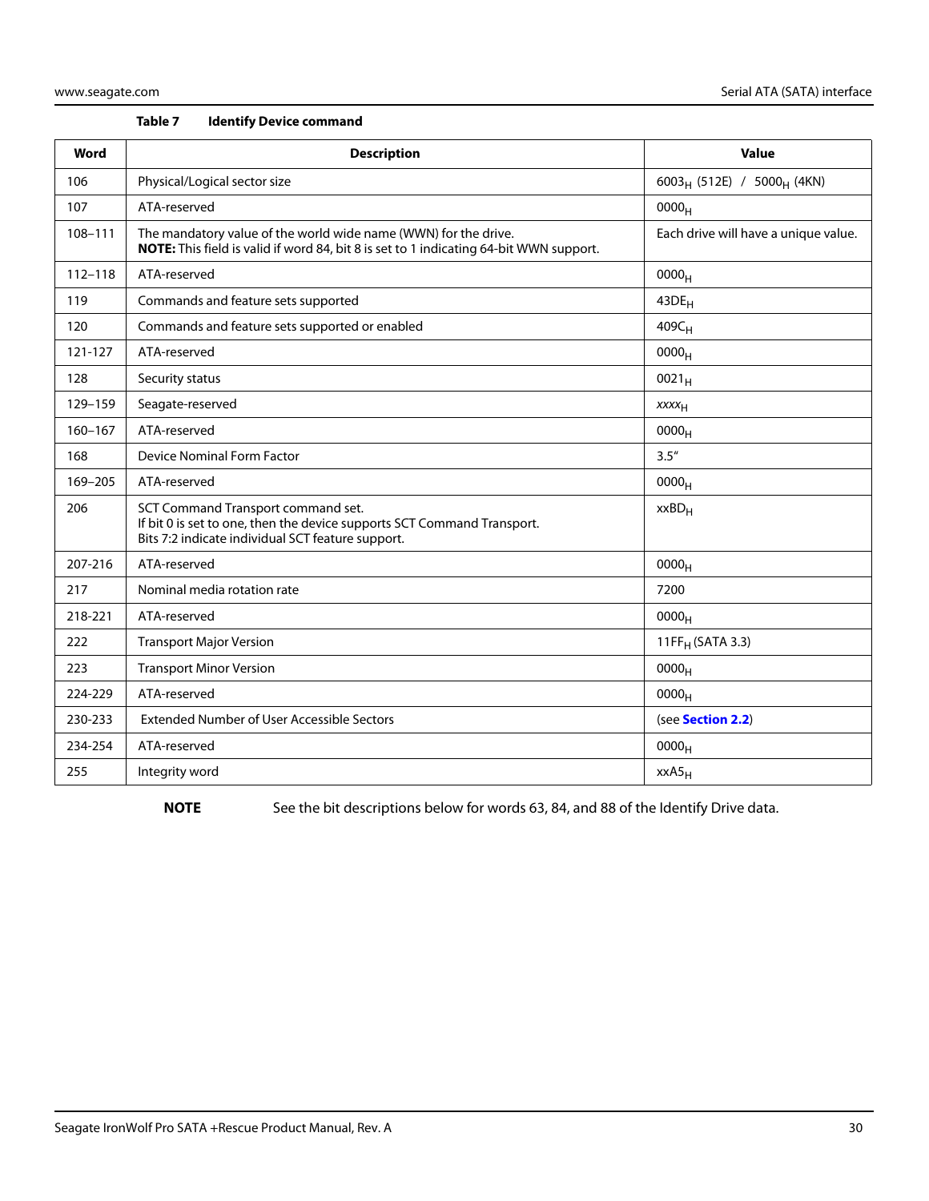**Table 7 Identify Device command**

| Word | Description | Value |
|---|---|---|
| 106 | Physical/Logical sector size | $6003_H$ (512E) / $5000_H$ (4KN) |
| 107 | ATA-reserved | $0000_H$ |
| 108–111 | The mandatory value of the world wide name (WWN) for the drive.<br>**NOTE:** This field is valid if word 84, bit 8 is set to 1 indicating 64-bit WWN support. | Each drive will have a unique value. |
| 112–118 | ATA-reserved | $0000_H$ |
| 119 | Commands and feature sets supported | $43DE_H$ |
| 120 | Commands and feature sets supported or enabled | $409C_H$ |
| 121-127 | ATA-reserved | $0000_H$ |
| 128 | Security status | $0021_H$ |
| 129–159 | Seagate-reserved | *xxxx*$_H$ |
| 160–167 | ATA-reserved | $0000_H$ |
| 168 | Device Nominal Form Factor | 3.5" |
| 169–205 | ATA-reserved | $0000_H$ |
| 206 | SCT Command Transport command set.<br>If bit 0 is set to one, then the device supports SCT Command Transport.<br>Bits 7:2 indicate individual SCT feature support. | $xxBD_H$ |
| 207-216 | ATA-reserved | $0000_H$ |
| 217 | Nominal media rotation rate | 7200 |
| 218-221 | ATA-reserved | $0000_H$ |
| 222 | Transport Major Version | $11FF_H$ (SATA 3.3) |
| 223 | Transport Minor Version | $0000_H$ |
| 224-229 | ATA-reserved | $0000_H$ |
| 230-233 | Extended Number of User Accessible Sectors | (see **Section 2.2**) |
| 234-254 | ATA-reserved | $0000_H$ |
| 255 | Integrity word | $xxA5_H$ |

**NOTE** See the bit descriptions below for words 63, 84, and 88 of the Identify Drive data.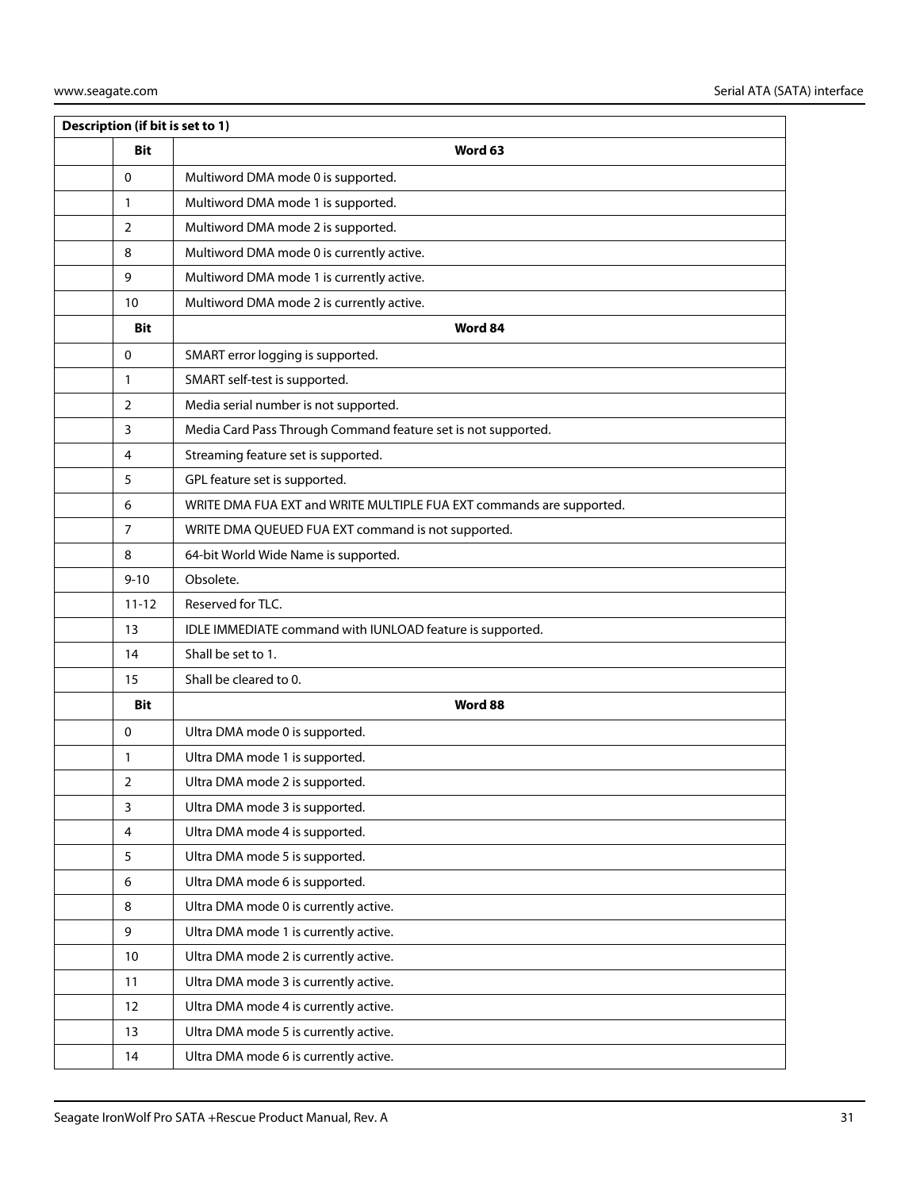| Description (if bit is set to 1) | | |
|---|---|---|
| | **Bit** | **Word 63** |
| | 0 | Multiword DMA mode 0 is supported. |
| | 1 | Multiword DMA mode 1 is supported. |
| | 2 | Multiword DMA mode 2 is supported. |
| | 8 | Multiword DMA mode 0 is currently active. |
| | 9 | Multiword DMA mode 1 is currently active. |
| | 10 | Multiword DMA mode 2 is currently active. |
| | **Bit** | **Word 84** |
| | 0 | SMART error logging is supported. |
| | 1 | SMART self-test is supported. |
| | 2 | Media serial number is not supported. |
| | 3 | Media Card Pass Through Command feature set is not supported. |
| | 4 | Streaming feature set is supported. |
| | 5 | GPL feature set is supported. |
| | 6 | WRITE DMA FUA EXT and WRITE MULTIPLE FUA EXT commands are supported. |
| | 7 | WRITE DMA QUEUED FUA EXT command is not supported. |
| | 8 | 64-bit World Wide Name is supported. |
| | 9-10 | Obsolete. |
| | 11-12 | Reserved for TLC. |
| | 13 | IDLE IMMEDIATE command with IUNLOAD feature is supported. |
| | 14 | Shall be set to 1. |
| | 15 | Shall be cleared to 0. |
| | **Bit** | **Word 88** |
| | 0 | Ultra DMA mode 0 is supported. |
| | 1 | Ultra DMA mode 1 is supported. |
| | 2 | Ultra DMA mode 2 is supported. |
| | 3 | Ultra DMA mode 3 is supported. |
| | 4 | Ultra DMA mode 4 is supported. |
| | 5 | Ultra DMA mode 5 is supported. |
| | 6 | Ultra DMA mode 6 is supported. |
| | 8 | Ultra DMA mode 0 is currently active. |
| | 9 | Ultra DMA mode 1 is currently active. |
| | 10 | Ultra DMA mode 2 is currently active. |
| | 11 | Ultra DMA mode 3 is currently active. |
| | 12 | Ultra DMA mode 4 is currently active. |
| | 13 | Ultra DMA mode 5 is currently active. |
| | 14 | Ultra DMA mode 6 is currently active. |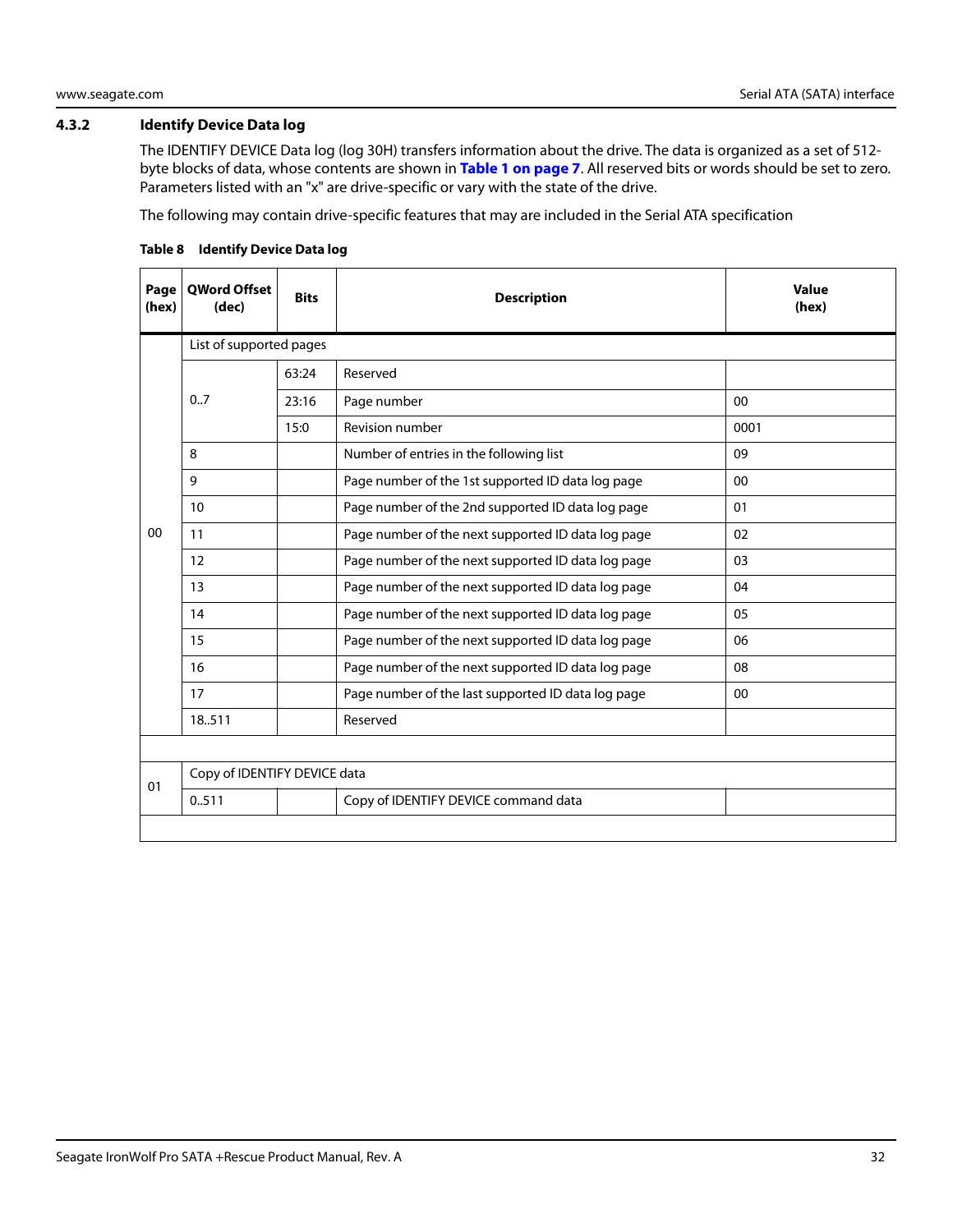### 4.3.2 Identify Device Data log

The IDENTIFY DEVICE Data log (log 30H) transfers information about the drive. The data is organized as a set of 512-byte blocks of data, whose contents are shown in **Table 1 on page 7**. All reserved bits or words should be set to zero. Parameters listed with an "x" are drive-specific or vary with the state of the drive.

The following may contain drive-specific features that may are included in the Serial ATA specification

**Table 8 Identify Device Data log**

| Page (hex) | QWord Offset (dec) | Bits | Description | Value (hex) |
|---|---|---|---|---|
| 00 | List of supported pages | | | |
| | 0..7 | 63:24 | Reserved | |
| | | 23:16 | Page number | 00 |
| | | 15:0 | Revision number | 0001 |
| | 8 | | Number of entries in the following list | 09 |
| | 9 | | Page number of the 1st supported ID data log page | 00 |
| | 10 | | Page number of the 2nd supported ID data log page | 01 |
| | 11 | | Page number of the next supported ID data log page | 02 |
| | 12 | | Page number of the next supported ID data log page | 03 |
| | 13 | | Page number of the next supported ID data log page | 04 |
| | 14 | | Page number of the next supported ID data log page | 05 |
| | 15 | | Page number of the next supported ID data log page | 06 |
| | 16 | | Page number of the next supported ID data log page | 08 |
| | 17 | | Page number of the last supported ID data log page | 00 |
| | 18..511 | | Reserved | |
| | | | | |
| 01 | Copy of IDENTIFY DEVICE data | | | |
| | 0..511 | | Copy of IDENTIFY DEVICE command data | |
| | | | | |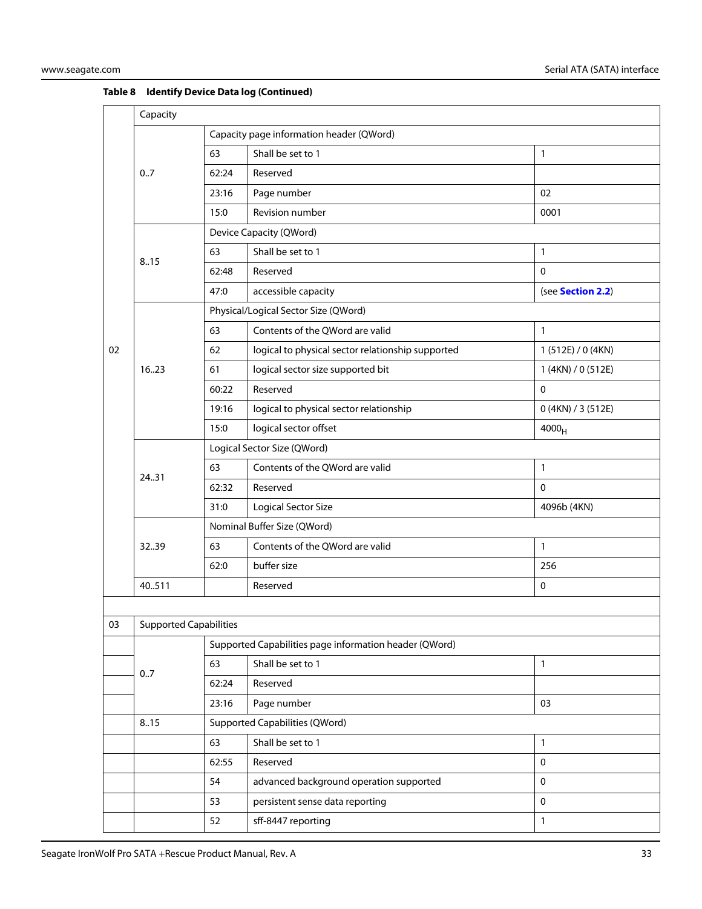**Table 8 Identify Device Data log (Continued)**

| | | | | |
|---|---|---|---|---|
| 02 | Capacity | | | |
| | 0..7 | Capacity page information header (QWord) | | |
| | | 63 | Shall be set to 1 | 1 |
| | | 62:24 | Reserved | |
| | | 23:16 | Page number | 02 |
| | | 15:0 | Revision number | 0001 |
| | 8..15 | Device Capacity (QWord) | | |
| | | 63 | Shall be set to 1 | 1 |
| | | 62:48 | Reserved | 0 |
| | | 47:0 | accessible capacity | (see **Section 2.2**) |
| | 16..23 | Physical/Logical Sector Size (QWord) | | |
| | | 63 | Contents of the QWord are valid | 1 |
| | | 62 | logical to physical sector relationship supported | 1 (512E) / 0 (4KN) |
| | | 61 | logical sector size supported bit | 1 (4KN) / 0 (512E) |
| | | 60:22 | Reserved | 0 |
| | | 19:16 | logical to physical sector relationship | 0 (4KN) / 3 (512E) |
| | | 15:0 | logical sector offset | $4000_H$ |
| | 24..31 | Logical Sector Size (QWord) | | |
| | | 63 | Contents of the QWord are valid | 1 |
| | | 62:32 | Reserved | 0 |
| | | 31:0 | Logical Sector Size | 4096b (4KN) |
| | 32..39 | Nominal Buffer Size (QWord) | | |
| | | 63 | Contents of the QWord are valid | 1 |
| | | 62:0 | buffer size | 256 |
| | 40..511 | | Reserved | 0 |
| | | | | |
| 03 | Supported Capabilities | | | |
| | 0..7 | Supported Capabilities page information header (QWord) | | |
| | | 63 | Shall be set to 1 | 1 |
| | | 62:24 | Reserved | |
| | | 23:16 | Page number | 03 |
| | 8..15 | Supported Capabilities (QWord) | | |
| | | 63 | Shall be set to 1 | 1 |
| | | 62:55 | Reserved | 0 |
| | | 54 | advanced background operation supported | 0 |
| | | 53 | persistent sense data reporting | 0 |
| | | 52 | sff-8447 reporting | 1 |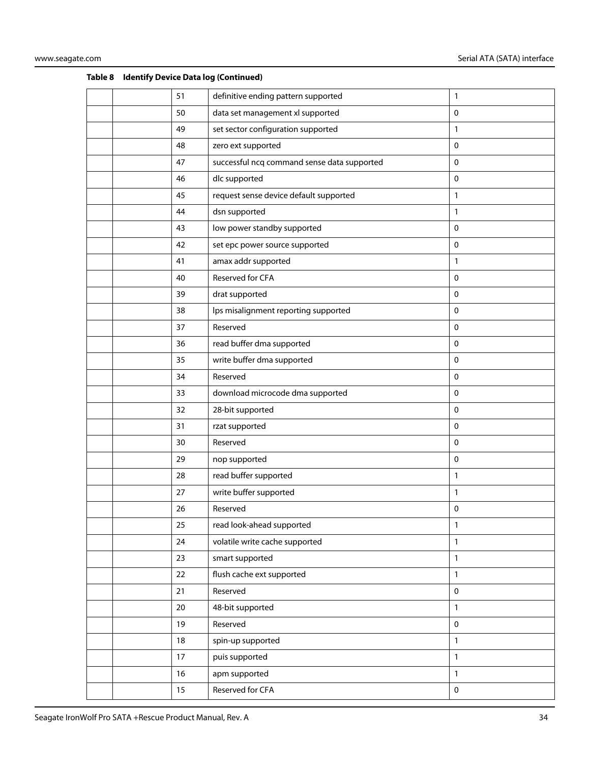**Table 8 Identify Device Data log (Continued)**

| | | | | |
|---|---|---|---|---|
| | | 51 | definitive ending pattern supported | 1 |
| | | 50 | data set management xl supported | 0 |
| | | 49 | set sector configuration supported | 1 |
| | | 48 | zero ext supported | 0 |
| | | 47 | successful ncq command sense data supported | 0 |
| | | 46 | dlc supported | 0 |
| | | 45 | request sense device default supported | 1 |
| | | 44 | dsn supported | 1 |
| | | 43 | low power standby supported | 0 |
| | | 42 | set epc power source supported | 0 |
| | | 41 | amax addr supported | 1 |
| | | 40 | Reserved for CFA | 0 |
| | | 39 | drat supported | 0 |
| | | 38 | lps misalignment reporting supported | 0 |
| | | 37 | Reserved | 0 |
| | | 36 | read buffer dma supported | 0 |
| | | 35 | write buffer dma supported | 0 |
| | | 34 | Reserved | 0 |
| | | 33 | download microcode dma supported | 0 |
| | | 32 | 28-bit supported | 0 |
| | | 31 | rzat supported | 0 |
| | | 30 | Reserved | 0 |
| | | 29 | nop supported | 0 |
| | | 28 | read buffer supported | 1 |
| | | 27 | write buffer supported | 1 |
| | | 26 | Reserved | 0 |
| | | 25 | read look-ahead supported | 1 |
| | | 24 | volatile write cache supported | 1 |
| | | 23 | smart supported | 1 |
| | | 22 | flush cache ext supported | 1 |
| | | 21 | Reserved | 0 |
| | | 20 | 48-bit supported | 1 |
| | | 19 | Reserved | 0 |
| | | 18 | spin-up supported | 1 |
| | | 17 | puis supported | 1 |
| | | 16 | apm supported | 1 |
| | | 15 | Reserved for CFA | 0 |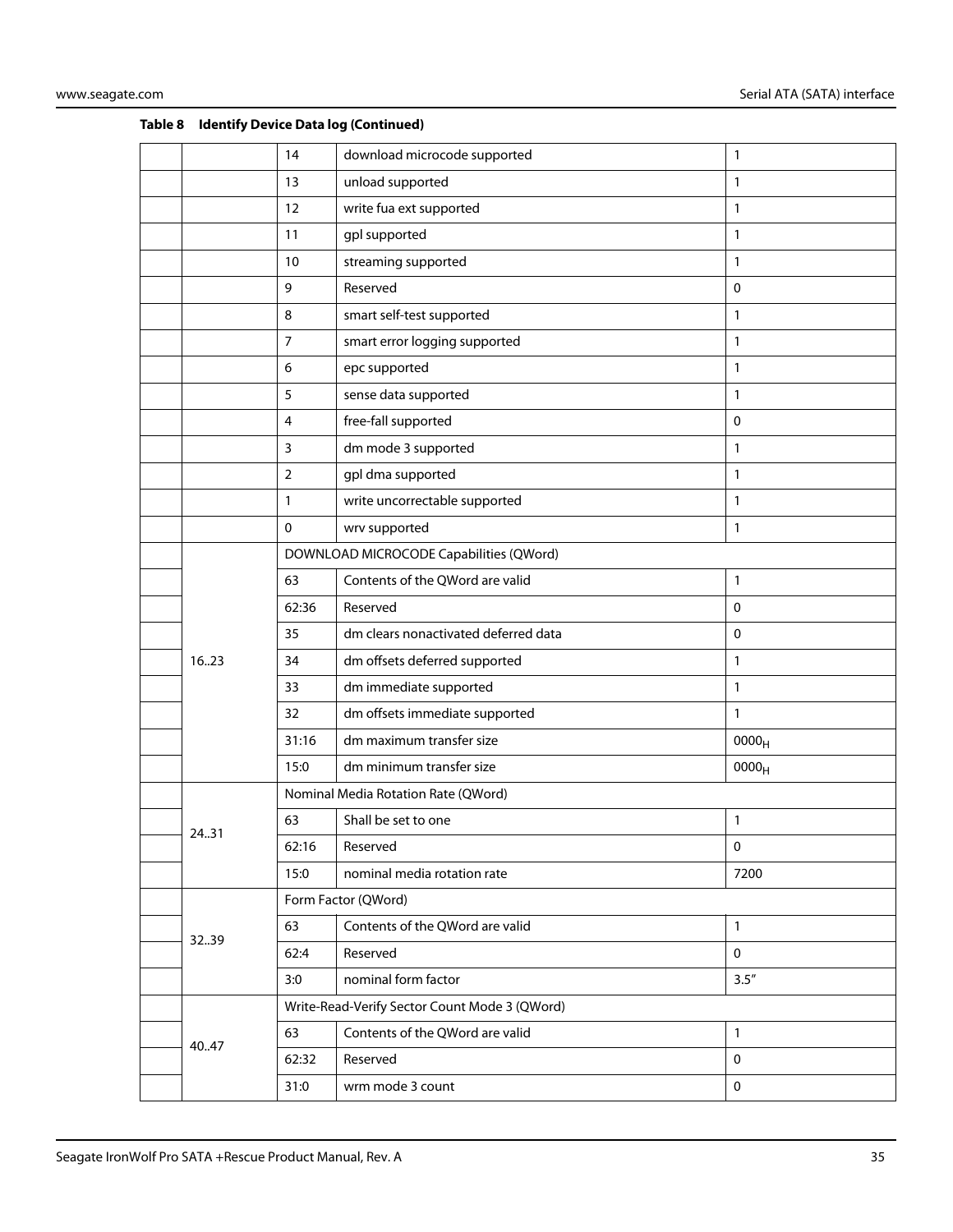**Table 8 Identify Device Data log (Continued)**

| | | | | |
|---|---|---|---|---|
| | | 14 | download microcode supported | 1 |
| | | 13 | unload supported | 1 |
| | | 12 | write fua ext supported | 1 |
| | | 11 | gpl supported | 1 |
| | | 10 | streaming supported | 1 |
| | | 9 | Reserved | 0 |
| | | 8 | smart self-test supported | 1 |
| | | 7 | smart error logging supported | 1 |
| | | 6 | epc supported | 1 |
| | | 5 | sense data supported | 1 |
| | | 4 | free-fall supported | 0 |
| | | 3 | dm mode 3 supported | 1 |
| | | 2 | gpl dma supported | 1 |
| | | 1 | write uncorrectable supported | 1 |
| | | 0 | wrv supported | 1 |
| | 16..23 | DOWNLOAD MICROCODE Capabilities (QWord) | | |
| | | 63 | Contents of the QWord are valid | 1 |
| | | 62:36 | Reserved | 0 |
| | | 35 | dm clears nonactivated deferred data | 0 |
| | | 34 | dm offsets deferred supported | 1 |
| | | 33 | dm immediate supported | 1 |
| | | 32 | dm offsets immediate supported | 1 |
| | | 31:16 | dm maximum transfer size | $0000_H$ |
| | | 15:0 | dm minimum transfer size | $0000_H$ |
| | 24..31 | Nominal Media Rotation Rate (QWord) | | |
| | | 63 | Shall be set to one | 1 |
| | | 62:16 | Reserved | 0 |
| | | 15:0 | nominal media rotation rate | 7200 |
| | 32..39 | Form Factor (QWord) | | |
| | | 63 | Contents of the QWord are valid | 1 |
| | | 62:4 | Reserved | 0 |
| | | 3:0 | nominal form factor | 3.5" |
| | 40..47 | Write-Read-Verify Sector Count Mode 3 (QWord) | | |
| | | 63 | Contents of the QWord are valid | 1 |
| | | 62:32 | Reserved | 0 |
| | | 31:0 | wrm mode 3 count | 0 |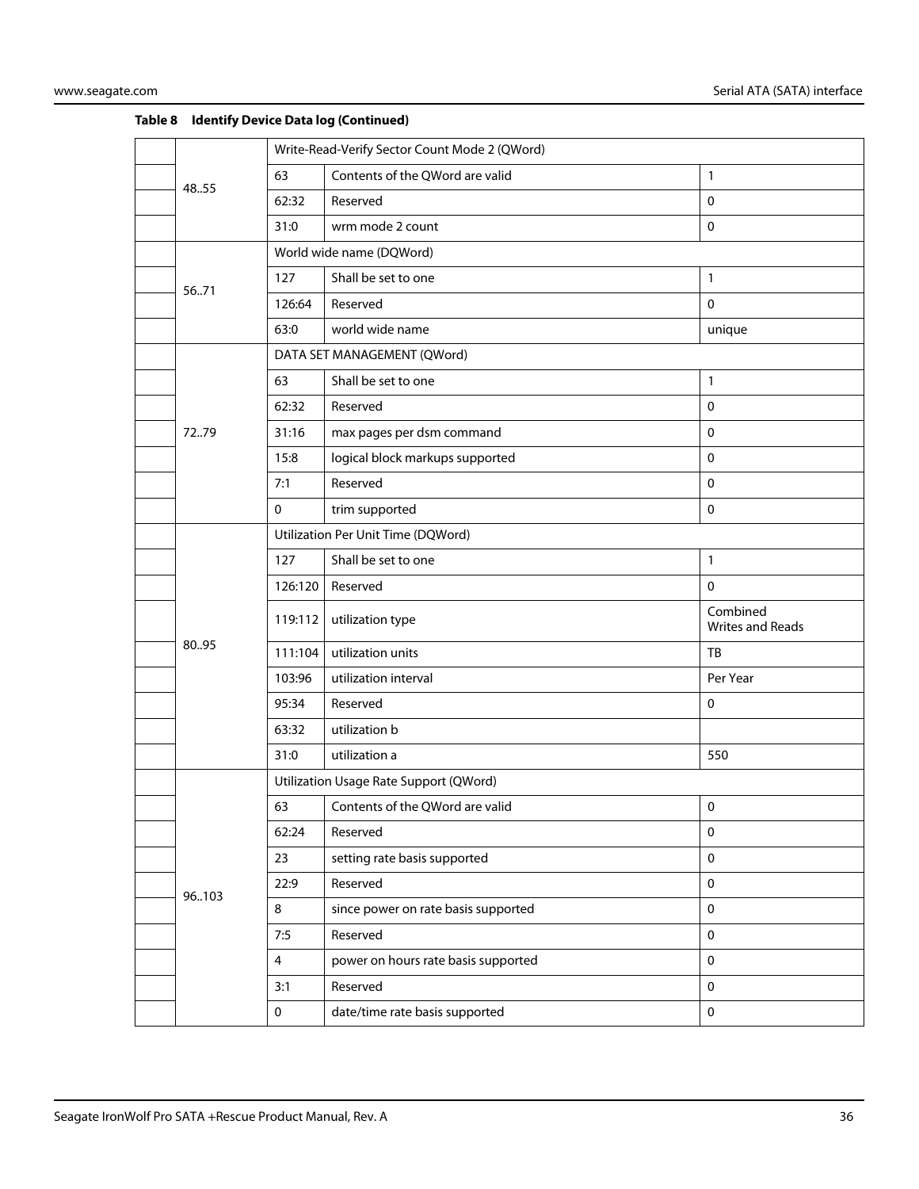**Table 8 Identify Device Data log (Continued)**

| | | | | |
|---|---|---|---|---|
| | 48..55 | Write-Read-Verify Sector Count Mode 2 (QWord) | | |
| | | 63 | Contents of the QWord are valid | 1 |
| | | 62:32 | Reserved | 0 |
| | | 31:0 | wrm mode 2 count | 0 |
| | 56..71 | World wide name (DQWord) | | |
| | | 127 | Shall be set to one | 1 |
| | | 126:64 | Reserved | 0 |
| | | 63:0 | world wide name | unique |
| | 72..79 | DATA SET MANAGEMENT (QWord) | | |
| | | 63 | Shall be set to one | 1 |
| | | 62:32 | Reserved | 0 |
| | | 31:16 | max pages per dsm command | 0 |
| | | 15:8 | logical block markups supported | 0 |
| | | 7:1 | Reserved | 0 |
| | | 0 | trim supported | 0 |
| | 80..95 | Utilization Per Unit Time (DQWord) | | |
| | | 127 | Shall be set to one | 1 |
| | | 126:120 | Reserved | 0 |
| | | 119:112 | utilization type | Combined Writes and Reads |
| | | 111:104 | utilization units | TB |
| | | 103:96 | utilization interval | Per Year |
| | | 95:34 | Reserved | 0 |
| | | 63:32 | utilization b | |
| | | 31:0 | utilization a | 550 |
| | 96..103 | Utilization Usage Rate Support (QWord) | | |
| | | 63 | Contents of the QWord are valid | 0 |
| | | 62:24 | Reserved | 0 |
| | | 23 | setting rate basis supported | 0 |
| | | 22:9 | Reserved | 0 |
| | | 8 | since power on rate basis supported | 0 |
| | | 7:5 | Reserved | 0 |
| | | 4 | power on hours rate basis supported | 0 |
| | | 3:1 | Reserved | 0 |
| | | 0 | date/time rate basis supported | 0 |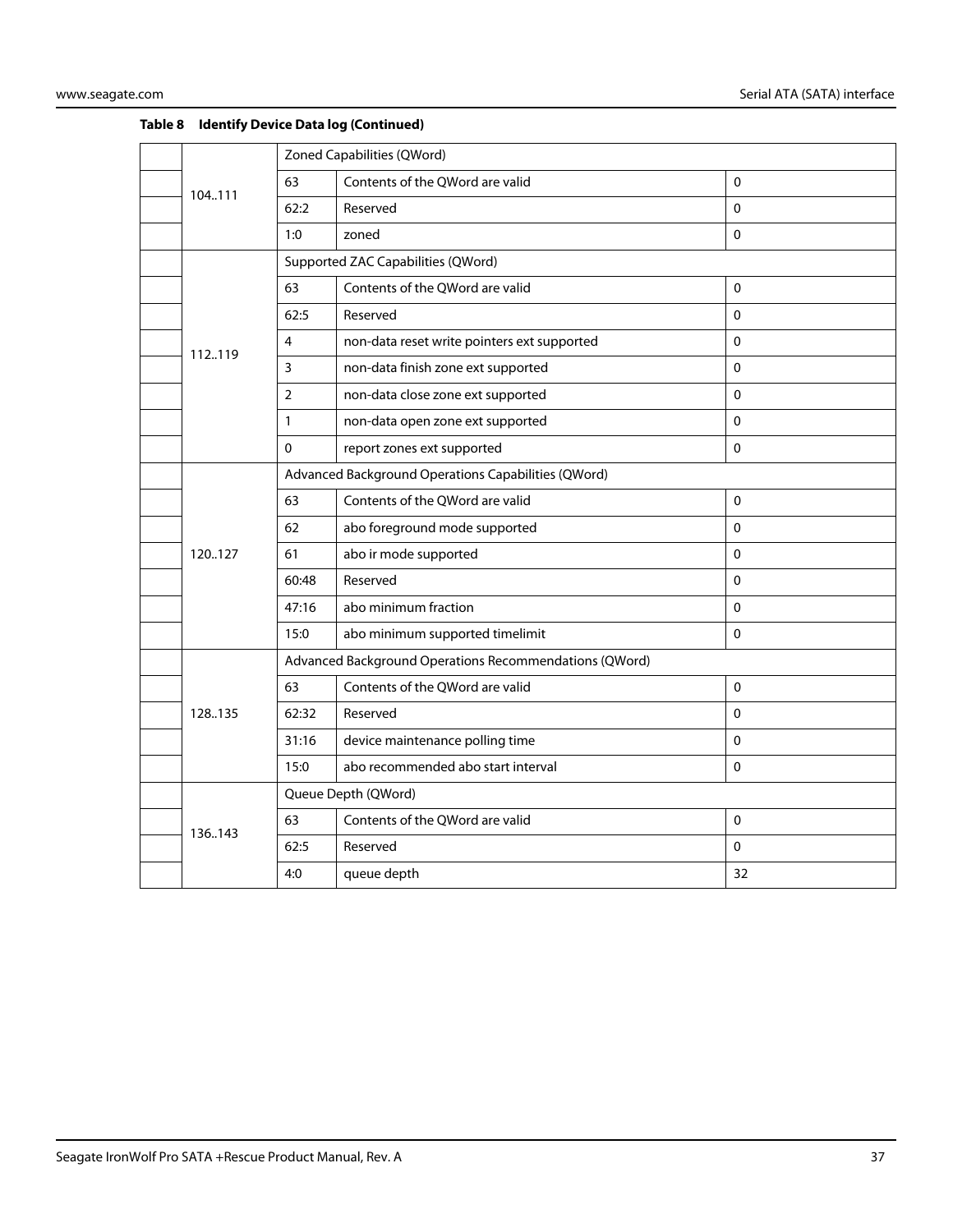**Table 8 Identify Device Data log (Continued)**

| | | | | |
|---|---|---|---|---|
| | 104..111 | Zoned Capabilities (QWord) | | |
| | | 63 | Contents of the QWord are valid | 0 |
| | | 62:2 | Reserved | 0 |
| | | 1:0 | zoned | 0 |
| | 112..119 | Supported ZAC Capabilities (QWord) | | |
| | | 63 | Contents of the QWord are valid | 0 |
| | | 62:5 | Reserved | 0 |
| | | 4 | non-data reset write pointers ext supported | 0 |
| | | 3 | non-data finish zone ext supported | 0 |
| | | 2 | non-data close zone ext supported | 0 |
| | | 1 | non-data open zone ext supported | 0 |
| | | 0 | report zones ext supported | 0 |
| | 120..127 | Advanced Background Operations Capabilities (QWord) | | |
| | | 63 | Contents of the QWord are valid | 0 |
| | | 62 | abo foreground mode supported | 0 |
| | | 61 | abo ir mode supported | 0 |
| | | 60:48 | Reserved | 0 |
| | | 47:16 | abo minimum fraction | 0 |
| | | 15:0 | abo minimum supported timelimit | 0 |
| | 128..135 | Advanced Background Operations Recommendations (QWord) | | |
| | | 63 | Contents of the QWord are valid | 0 |
| | | 62:32 | Reserved | 0 |
| | | 31:16 | device maintenance polling time | 0 |
| | | 15:0 | abo recommended abo start interval | 0 |
| | 136..143 | Queue Depth (QWord) | | |
| | | 63 | Contents of the QWord are valid | 0 |
| | | 62:5 | Reserved | 0 |
| | | 4:0 | queue depth | 32 |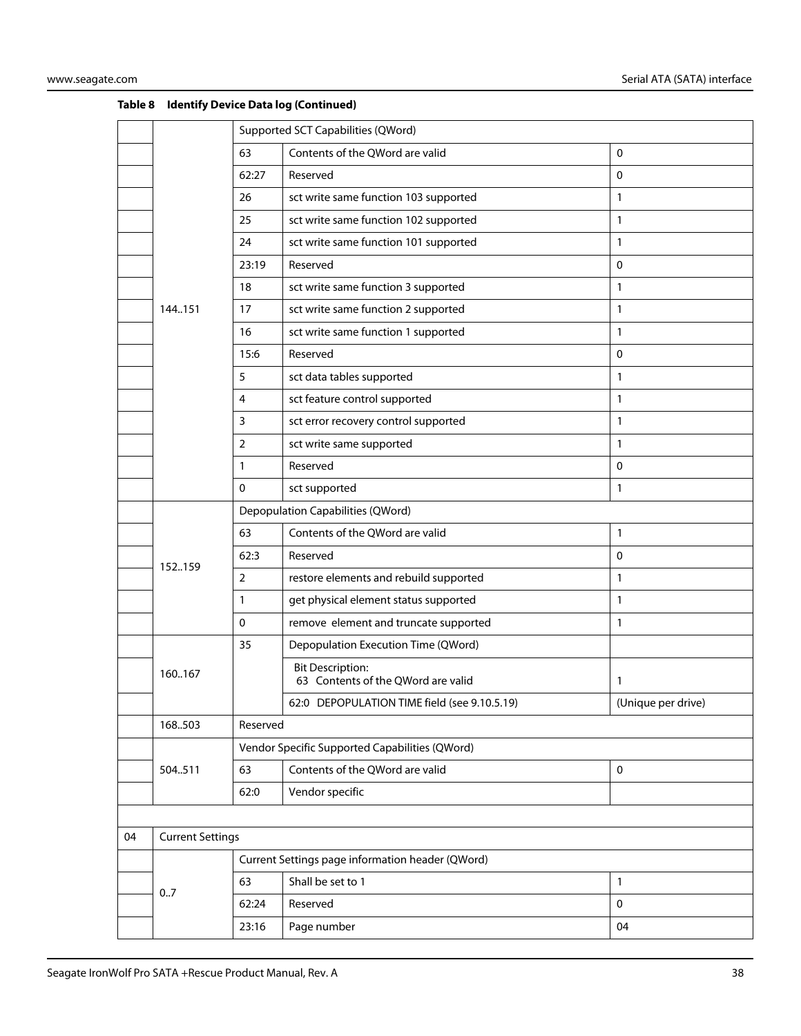**Table 8 Identify Device Data log (Continued)**

| | | | | |
|---|---|---|---|---|
| | 144..151 | Supported SCT Capabilities (QWord) | | |
| | | 63 | Contents of the QWord are valid | 0 |
| | | 62:27 | Reserved | 0 |
| | | 26 | sct write same function 103 supported | 1 |
| | | 25 | sct write same function 102 supported | 1 |
| | | 24 | sct write same function 101 supported | 1 |
| | | 23:19 | Reserved | 0 |
| | | 18 | sct write same function 3 supported | 1 |
| | | 17 | sct write same function 2 supported | 1 |
| | | 16 | sct write same function 1 supported | 1 |
| | | 15:6 | Reserved | 0 |
| | | 5 | sct data tables supported | 1 |
| | | 4 | sct feature control supported | 1 |
| | | 3 | sct error recovery control supported | 1 |
| | | 2 | sct write same supported | 1 |
| | | 1 | Reserved | 0 |
| | | 0 | sct supported | 1 |
| | 152..159 | Depopulation Capabilities (QWord) | | |
| | | 63 | Contents of the QWord are valid | 1 |
| | | 62:3 | Reserved | 0 |
| | | 2 | restore elements and rebuild supported | 1 |
| | | 1 | get physical element status supported | 1 |
| | | 0 | remove element and truncate supported | 1 |
| | 160..167 | 35 | Depopulation Execution Time (QWord) | |
| | | | Bit Description:<br>63 Contents of the QWord are valid | 1 |
| | | | 62:0 DEPOPULATION TIME field (see 9.10.5.19) | (Unique per drive) |
| | 168..503 | Reserved | | |
| | 504..511 | Vendor Specific Supported Capabilities (QWord) | | |
| | | 63 | Contents of the QWord are valid | 0 |
| | | 62:0 | Vendor specific | |
| | | | | |
| 04 | Current Settings | | | |
| | 0..7 | Current Settings page information header (QWord) | | |
| | | 63 | Shall be set to 1 | 1 |
| | | 62:24 | Reserved | 0 |
| | | 23:16 | Page number | 04 |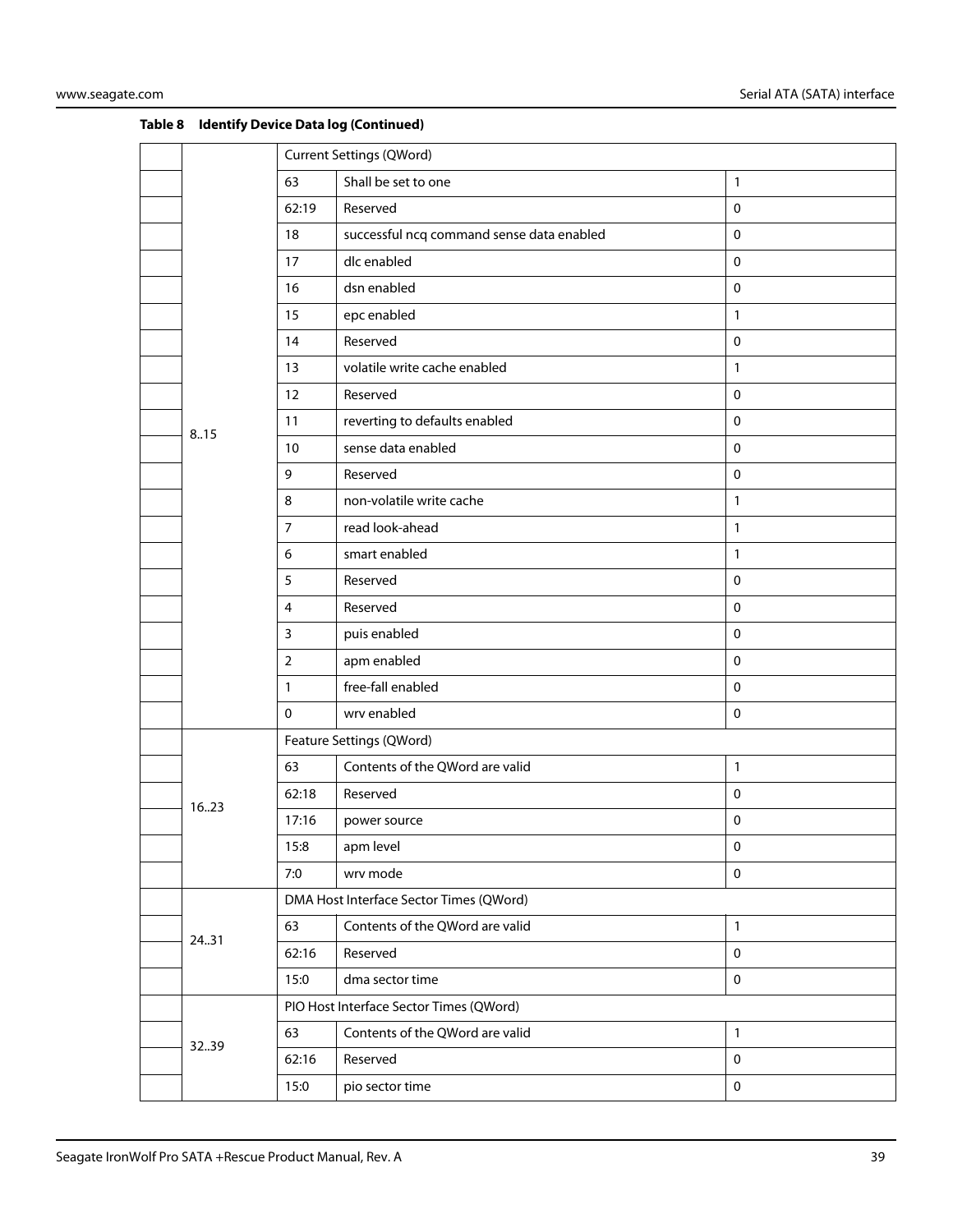**Table 8 Identify Device Data log (Continued)**

| | | | | |
|---|---|---|---|---|
| | 8..15 | Current Settings (QWord) | | |
| | | 63 | Shall be set to one | 1 |
| | | 62:19 | Reserved | 0 |
| | | 18 | successful ncq command sense data enabled | 0 |
| | | 17 | dlc enabled | 0 |
| | | 16 | dsn enabled | 0 |
| | | 15 | epc enabled | 1 |
| | | 14 | Reserved | 0 |
| | | 13 | volatile write cache enabled | 1 |
| | | 12 | Reserved | 0 |
| | | 11 | reverting to defaults enabled | 0 |
| | | 10 | sense data enabled | 0 |
| | | 9 | Reserved | 0 |
| | | 8 | non-volatile write cache | 1 |
| | | 7 | read look-ahead | 1 |
| | | 6 | smart enabled | 1 |
| | | 5 | Reserved | 0 |
| | | 4 | Reserved | 0 |
| | | 3 | puis enabled | 0 |
| | | 2 | apm enabled | 0 |
| | | 1 | free-fall enabled | 0 |
| | | 0 | wrv enabled | 0 |
| | 16..23 | Feature Settings (QWord) | | |
| | | 63 | Contents of the QWord are valid | 1 |
| | | 62:18 | Reserved | 0 |
| | | 17:16 | power source | 0 |
| | | 15:8 | apm level | 0 |
| | | 7:0 | wrv mode | 0 |
| | 24..31 | DMA Host Interface Sector Times (QWord) | | |
| | | 63 | Contents of the QWord are valid | 1 |
| | | 62:16 | Reserved | 0 |
| | | 15:0 | dma sector time | 0 |
| | 32..39 | PIO Host Interface Sector Times (QWord) | | |
| | | 63 | Contents of the QWord are valid | 1 |
| | | 62:16 | Reserved | 0 |
| | | 15:0 | pio sector time | 0 |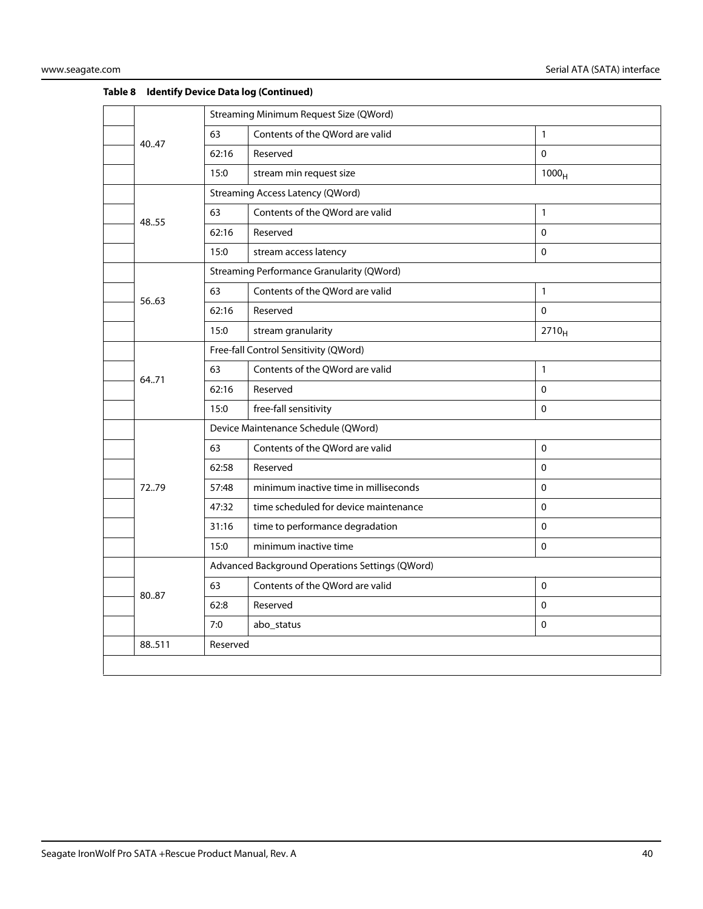**Table 8 Identify Device Data log (Continued)**

| | | | | |
|---|---|---|---|---|
| | 40..47 | Streaming Minimum Request Size (QWord) | | |
| | | 63 | Contents of the QWord are valid | 1 |
| | | 62:16 | Reserved | 0 |
| | | 15:0 | stream min request size | $1000_H$ |
| | 48..55 | Streaming Access Latency (QWord) | | |
| | | 63 | Contents of the QWord are valid | 1 |
| | | 62:16 | Reserved | 0 |
| | | 15:0 | stream access latency | 0 |
| | 56..63 | Streaming Performance Granularity (QWord) | | |
| | | 63 | Contents of the QWord are valid | 1 |
| | | 62:16 | Reserved | 0 |
| | | 15:0 | stream granularity | $2710_H$ |
| | 64..71 | Free-fall Control Sensitivity (QWord) | | |
| | | 63 | Contents of the QWord are valid | 1 |
| | | 62:16 | Reserved | 0 |
| | | 15:0 | free-fall sensitivity | 0 |
| | 72..79 | Device Maintenance Schedule (QWord) | | |
| | | 63 | Contents of the QWord are valid | 0 |
| | | 62:58 | Reserved | 0 |
| | | 57:48 | minimum inactive time in milliseconds | 0 |
| | | 47:32 | time scheduled for device maintenance | 0 |
| | | 31:16 | time to performance degradation | 0 |
| | | 15:0 | minimum inactive time | 0 |
| | 80..87 | Advanced Background Operations Settings (QWord) | | |
| | | 63 | Contents of the QWord are valid | 0 |
| | | 62:8 | Reserved | 0 |
| | | 7:0 | abo_status | 0 |
| | 88..511 | Reserved | | |
| | | | | |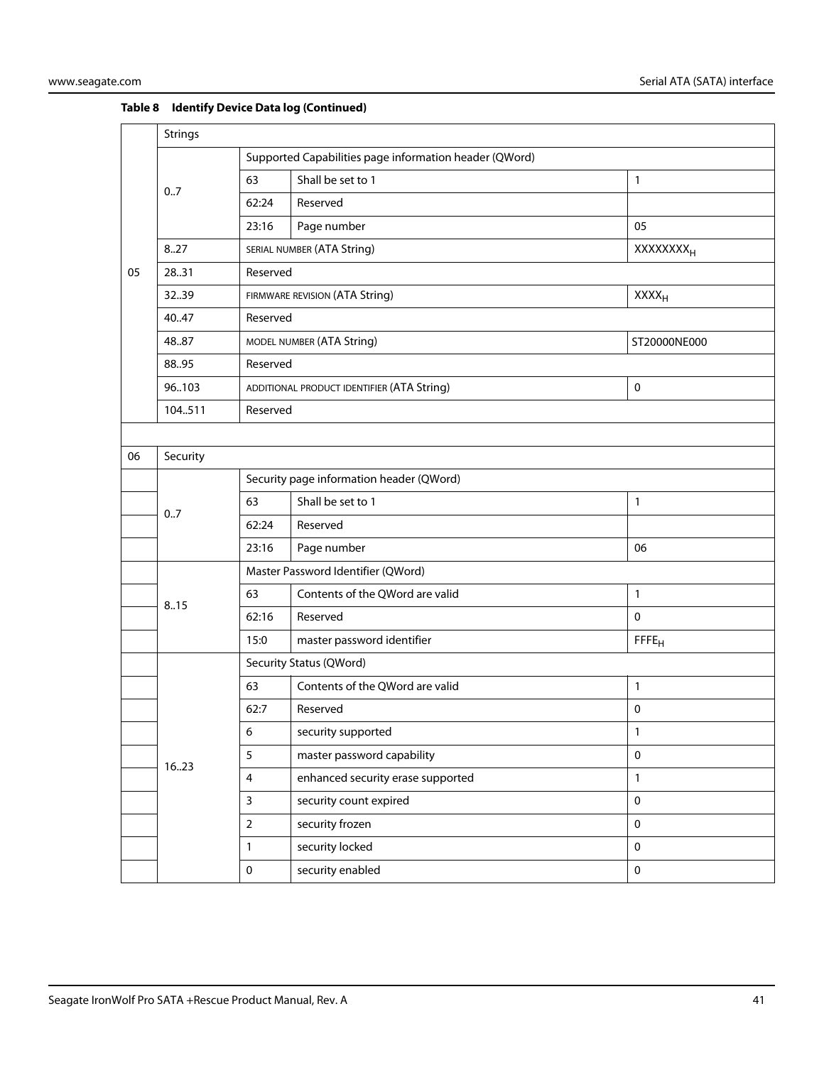**Table 8 Identify Device Data log (Continued)**

| | | | | |
|---|---|---|---|---|
| 05 | Strings | | | |
| | 0..7 | Supported Capabilities page information header (QWord) | | |
| | | 63 | Shall be set to 1 | 1 |
| | | 62:24 | Reserved | |
| | | 23:16 | Page number | 05 |
| | 8..27 | SERIAL NUMBER (ATA String) | | $XXXXXXXX_H$ |
| | 28..31 | Reserved | | |
| | 32..39 | FIRMWARE REVISION (ATA String) | | $XXXX_H$ |
| | 40..47 | Reserved | | |
| | 48..87 | MODEL NUMBER (ATA String) | | ST20000NE000 |
| | 88..95 | Reserved | | |
| | 96..103 | ADDITIONAL PRODUCT IDENTIFIER (ATA String) | | 0 |
| | 104..511 | Reserved | | |
| | | | | |
| 06 | Security | | | |
| | 0..7 | Security page information header (QWord) | | |
| | | 63 | Shall be set to 1 | 1 |
| | | 62:24 | Reserved | |
| | | 23:16 | Page number | 06 |
| | 8..15 | Master Password Identifier (QWord) | | |
| | | 63 | Contents of the QWord are valid | 1 |
| | | 62:16 | Reserved | 0 |
| | | 15:0 | master password identifier | $FFFE_H$ |
| | 16..23 | Security Status (QWord) | | |
| | | 63 | Contents of the QWord are valid | 1 |
| | | 62:7 | Reserved | 0 |
| | | 6 | security supported | 1 |
| | | 5 | master password capability | 0 |
| | | 4 | enhanced security erase supported | 1 |
| | | 3 | security count expired | 0 |
| | | 2 | security frozen | 0 |
| | | 1 | security locked | 0 |
| | | 0 | security enabled | 0 |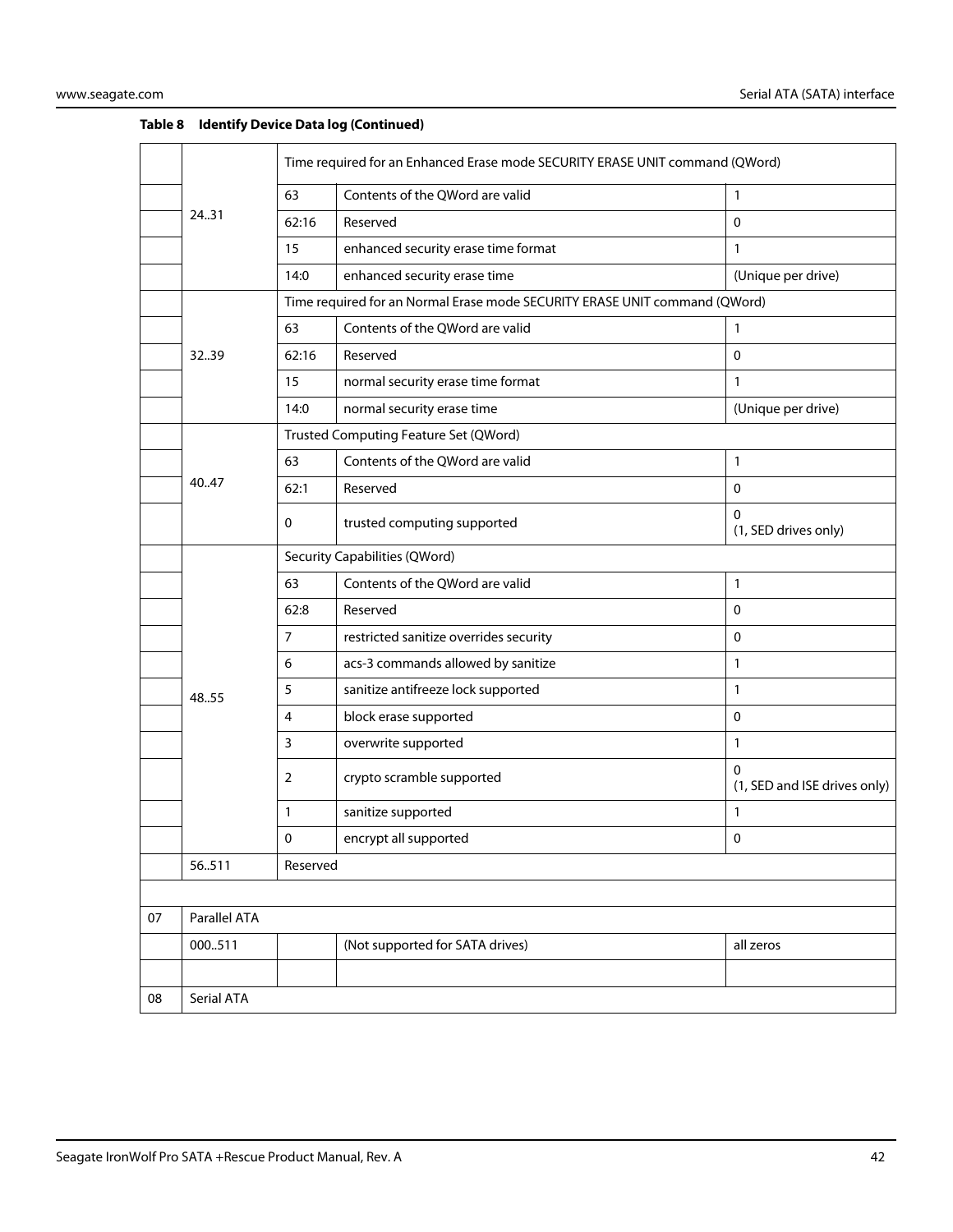**Table 8 Identify Device Data log (Continued)**

| | | | | |
|---|---|---|---|---|
| | 24..31 | Time required for an Enhanced Erase mode SECURITY ERASE UNIT command (QWord) | | |
| | | 63 | Contents of the QWord are valid | 1 |
| | | 62:16 | Reserved | 0 |
| | | 15 | enhanced security erase time format | 1 |
| | | 14:0 | enhanced security erase time | (Unique per drive) |
| | 32..39 | Time required for an Normal Erase mode SECURITY ERASE UNIT command (QWord) | | |
| | | 63 | Contents of the QWord are valid | 1 |
| | | 62:16 | Reserved | 0 |
| | | 15 | normal security erase time format | 1 |
| | | 14:0 | normal security erase time | (Unique per drive) |
| | 40..47 | Trusted Computing Feature Set (QWord) | | |
| | | 63 | Contents of the QWord are valid | 1 |
| | | 62:1 | Reserved | 0 |
| | | 0 | trusted computing supported | 0<br>(1, SED drives only) |
| | 48..55 | Security Capabilities (QWord) | | |
| | | 63 | Contents of the QWord are valid | 1 |
| | | 62:8 | Reserved | 0 |
| | | 7 | restricted sanitize overrides security | 0 |
| | | 6 | acs-3 commands allowed by sanitize | 1 |
| | | 5 | sanitize antifreeze lock supported | 1 |
| | | 4 | block erase supported | 0 |
| | | 3 | overwrite supported | 1 |
| | | 2 | crypto scramble supported | 0<br>(1, SED and ISE drives only) |
| | | 1 | sanitize supported | 1 |
| | | 0 | encrypt all supported | 0 |
| | 56..511 | Reserved | | |
| | | | | |
| 07 | Parallel ATA | | | |
| | 000..511 | | (Not supported for SATA drives) | all zeros |
| | | | | |
| 08 | Serial ATA | | | |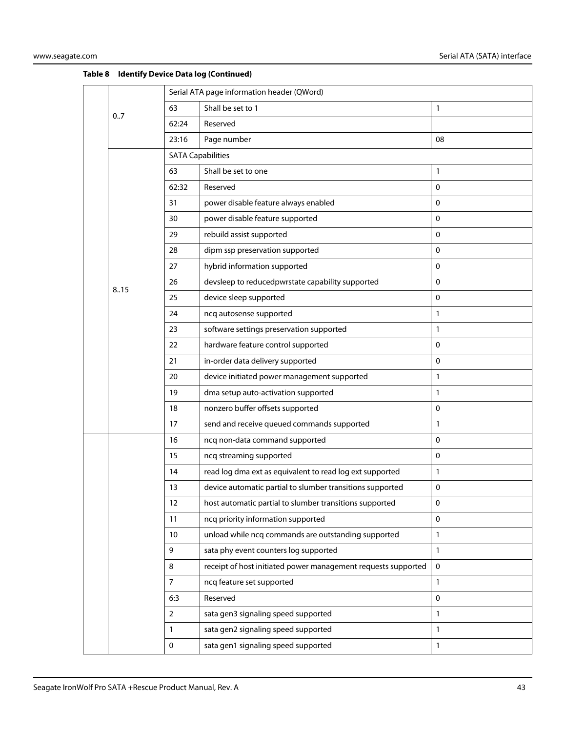**Table 8 Identify Device Data log (Continued)**

| | | | | |
|---|---|---|---|---|
| | 0..7 | Serial ATA page information header (QWord) | | |
| | | 63 | Shall be set to 1 | 1 |
| | | 62:24 | Reserved | |
| | | 23:16 | Page number | 08 |
| | 8..15 | SATA Capabilities | | |
| | | 63 | Shall be set to one | 1 |
| | | 62:32 | Reserved | 0 |
| | | 31 | power disable feature always enabled | 0 |
| | | 30 | power disable feature supported | 0 |
| | | 29 | rebuild assist supported | 0 |
| | | 28 | dipm ssp preservation supported | 0 |
| | | 27 | hybrid information supported | 0 |
| | | 26 | devsleep to reducedpwrstate capability supported | 0 |
| | | 25 | device sleep supported | 0 |
| | | 24 | ncq autosense supported | 1 |
| | | 23 | software settings preservation supported | 1 |
| | | 22 | hardware feature control supported | 0 |
| | | 21 | in-order data delivery supported | 0 |
| | | 20 | device initiated power management supported | 1 |
| | | 19 | dma setup auto-activation supported | 1 |
| | | 18 | nonzero buffer offsets supported | 0 |
| | | 17 | send and receive queued commands supported | 1 |
| | | 16 | ncq non-data command supported | 0 |
| | | 15 | ncq streaming supported | 0 |
| | | 14 | read log dma ext as equivalent to read log ext supported | 1 |
| | | 13 | device automatic partial to slumber transitions supported | 0 |
| | | 12 | host automatic partial to slumber transitions supported | 0 |
| | | 11 | ncq priority information supported | 0 |
| | | 10 | unload while ncq commands are outstanding supported | 1 |
| | | 9 | sata phy event counters log supported | 1 |
| | | 8 | receipt of host initiated power management requests supported | 0 |
| | | 7 | ncq feature set supported | 1 |
| | | 6:3 | Reserved | 0 |
| | | 2 | sata gen3 signaling speed supported | 1 |
| | | 1 | sata gen2 signaling speed supported | 1 |
| | | 0 | sata gen1 signaling speed supported | 1 |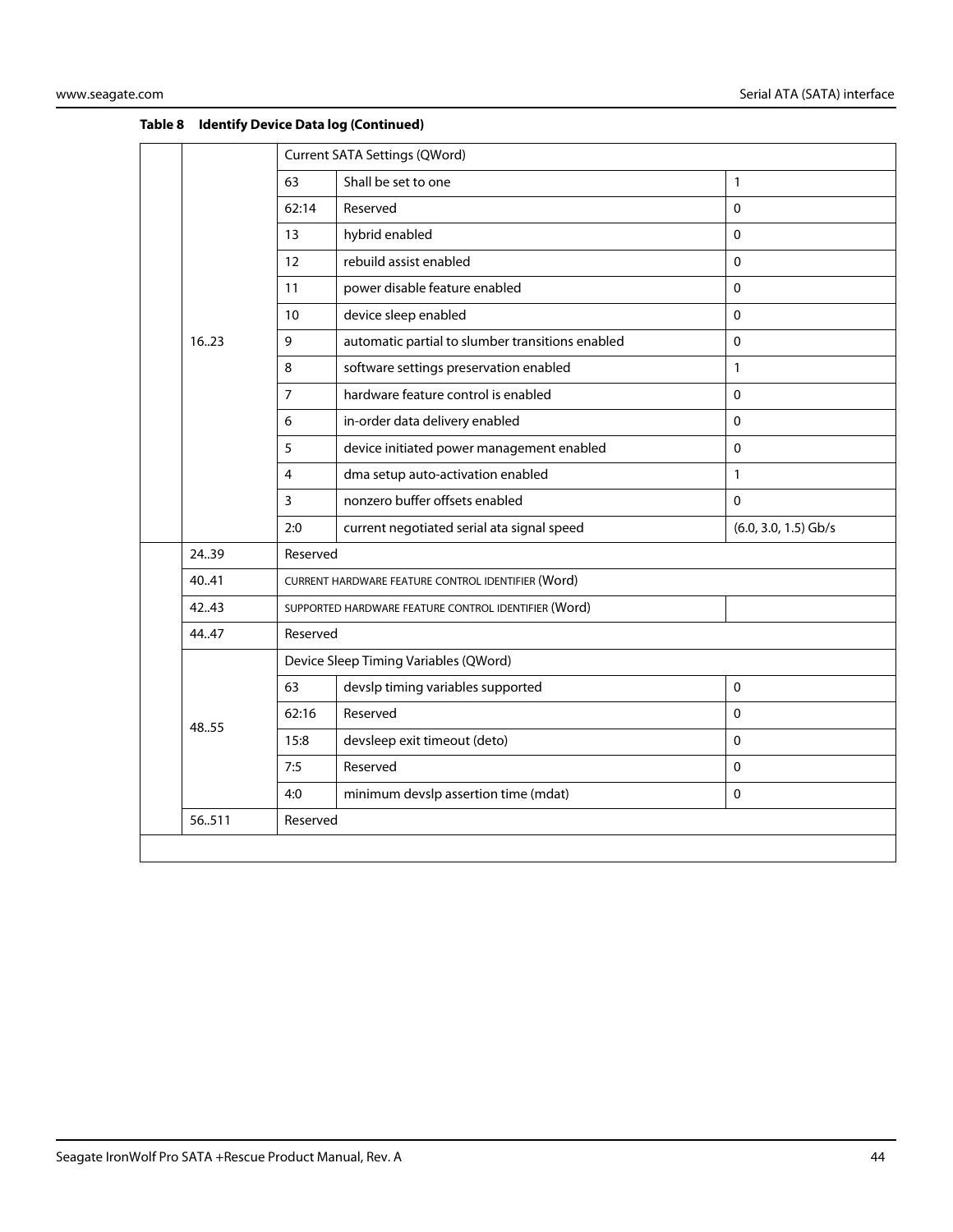**Table 8 Identify Device Data log (Continued)**

| | | | | |
|---|---|---|---|---|
| | 16..23 | Current SATA Settings (QWord) | | |
| | | 63 | Shall be set to one | 1 |
| | | 62:14 | Reserved | 0 |
| | | 13 | hybrid enabled | 0 |
| | | 12 | rebuild assist enabled | 0 |
| | | 11 | power disable feature enabled | 0 |
| | | 10 | device sleep enabled | 0 |
| | | 9 | automatic partial to slumber transitions enabled | 0 |
| | | 8 | software settings preservation enabled | 1 |
| | | 7 | hardware feature control is enabled | 0 |
| | | 6 | in-order data delivery enabled | 0 |
| | | 5 | device initiated power management enabled | 0 |
| | | 4 | dma setup auto-activation enabled | 1 |
| | | 3 | nonzero buffer offsets enabled | 0 |
| | | 2:0 | current negotiated serial ata signal speed | (6.0, 3.0, 1.5) Gb/s |
| | 24..39 | Reserved | | |
| | 40..41 | CURRENT HARDWARE FEATURE CONTROL IDENTIFIER (Word) | | |
| | 42..43 | SUPPORTED HARDWARE FEATURE CONTROL IDENTIFIER (Word) | | |
| | 44..47 | Reserved | | |
| | 48..55 | Device Sleep Timing Variables (QWord) | | |
| | | 63 | devslp timing variables supported | 0 |
| | | 62:16 | Reserved | 0 |
| | | 15:8 | devsleep exit timeout (deto) | 0 |
| | | 7:5 | Reserved | 0 |
| | | 4:0 | minimum devslp assertion time (mdat) | 0 |
| | 56..511 | Reserved | | |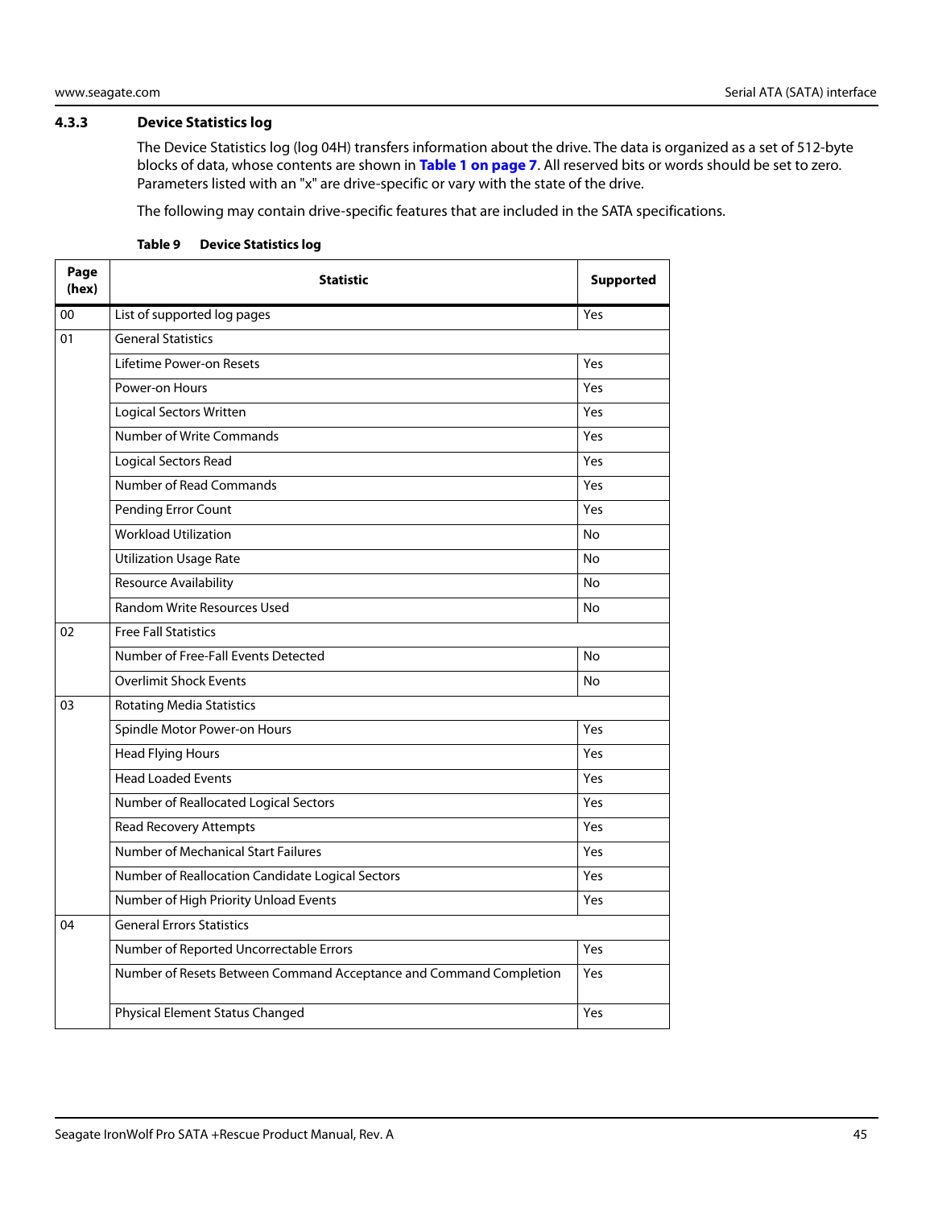### 4.3.3 Device Statistics log

The Device Statistics log (log 04H) transfers information about the drive. The data is organized as a set of 512-byte blocks of data, whose contents are shown in **Table 1 on page 7**. All reserved bits or words should be set to zero. Parameters listed with an "x" are drive-specific or vary with the state of the drive.

The following may contain drive-specific features that are included in the SATA specifications.

**Table 9 Device Statistics log**

| Page (hex) | Statistic | Supported |
|---|---|---|
| 00 | List of supported log pages | Yes |
| 01 | General Statistics | |
| | Lifetime Power-on Resets | Yes |
| | Power-on Hours | Yes |
| | Logical Sectors Written | Yes |
| | Number of Write Commands | Yes |
| | Logical Sectors Read | Yes |
| | Number of Read Commands | Yes |
| | Pending Error Count | Yes |
| | Workload Utilization | No |
| | Utilization Usage Rate | No |
| | Resource Availability | No |
| | Random Write Resources Used | No |
| 02 | Free Fall Statistics | |
| | Number of Free-Fall Events Detected | No |
| | Overlimit Shock Events | No |
| 03 | Rotating Media Statistics | |
| | Spindle Motor Power-on Hours | Yes |
| | Head Flying Hours | Yes |
| | Head Loaded Events | Yes |
| | Number of Reallocated Logical Sectors | Yes |
| | Read Recovery Attempts | Yes |
| | Number of Mechanical Start Failures | Yes |
| | Number of Reallocation Candidate Logical Sectors | Yes |
| | Number of High Priority Unload Events | Yes |
| 04 | General Errors Statistics | |
| | Number of Reported Uncorrectable Errors | Yes |
| | Number of Resets Between Command Acceptance and Command Completion | Yes |
| | Physical Element Status Changed | Yes |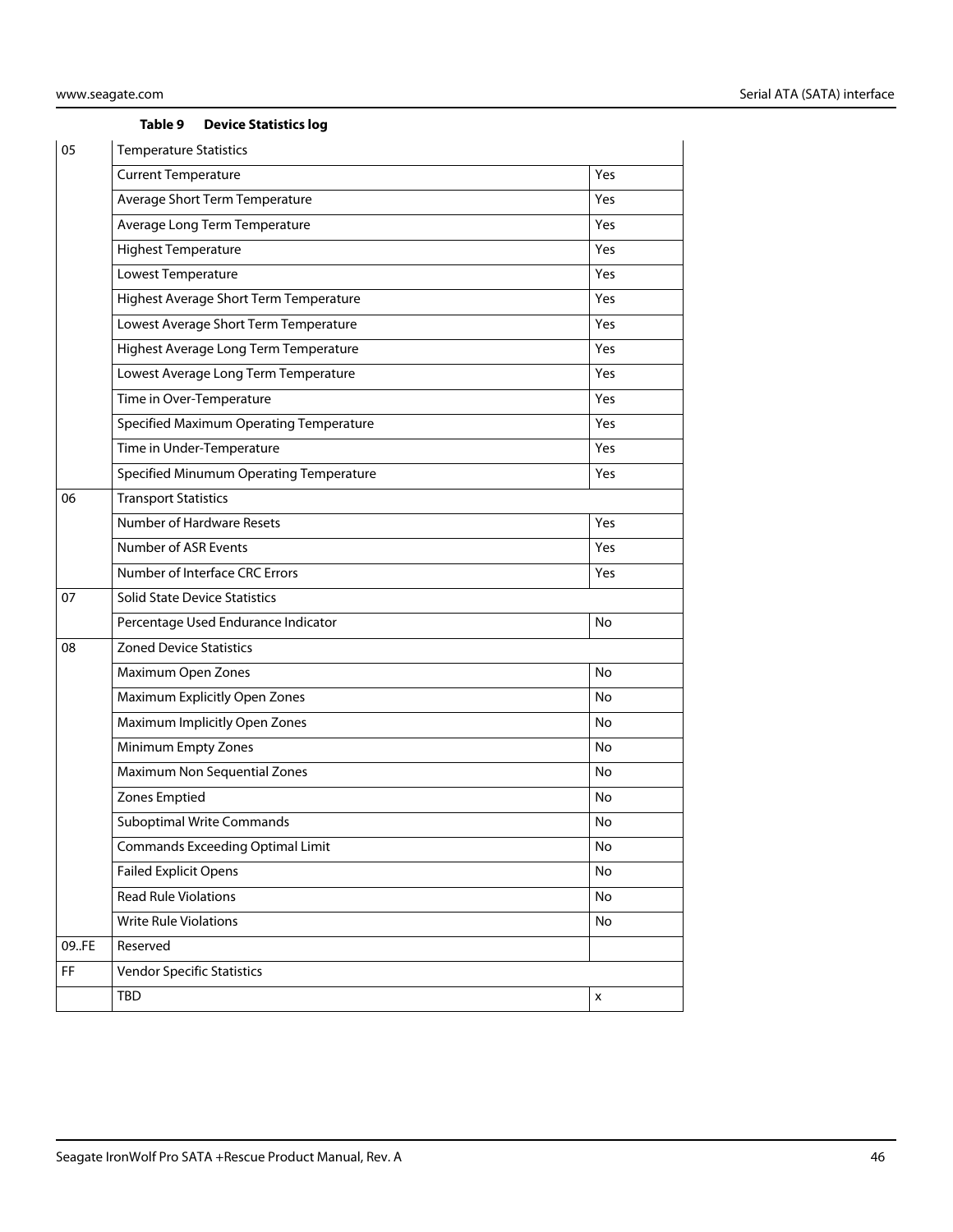**Table 9 Device Statistics log**

| | | |
|---|---|---|
| 05 | Temperature Statistics | |
| | Current Temperature | Yes |
| | Average Short Term Temperature | Yes |
| | Average Long Term Temperature | Yes |
| | Highest Temperature | Yes |
| | Lowest Temperature | Yes |
| | Highest Average Short Term Temperature | Yes |
| | Lowest Average Short Term Temperature | Yes |
| | Highest Average Long Term Temperature | Yes |
| | Lowest Average Long Term Temperature | Yes |
| | Time in Over-Temperature | Yes |
| | Specified Maximum Operating Temperature | Yes |
| | Time in Under-Temperature | Yes |
| | Specified Minumum Operating Temperature | Yes |
| 06 | Transport Statistics | |
| | Number of Hardware Resets | Yes |
| | Number of ASR Events | Yes |
| | Number of Interface CRC Errors | Yes |
| 07 | Solid State Device Statistics | |
| | Percentage Used Endurance Indicator | No |
| 08 | Zoned Device Statistics | |
| | Maximum Open Zones | No |
| | Maximum Explicitly Open Zones | No |
| | Maximum Implicitly Open Zones | No |
| | Minimum Empty Zones | No |
| | Maximum Non Sequential Zones | No |
| | Zones Emptied | No |
| | Suboptimal Write Commands | No |
| | Commands Exceeding Optimal Limit | No |
| | Failed Explicit Opens | No |
| | Read Rule Violations | No |
| | Write Rule Violations | No |
| 09..FE | Reserved | |
| FF | Vendor Specific Statistics | |
| | TBD | x |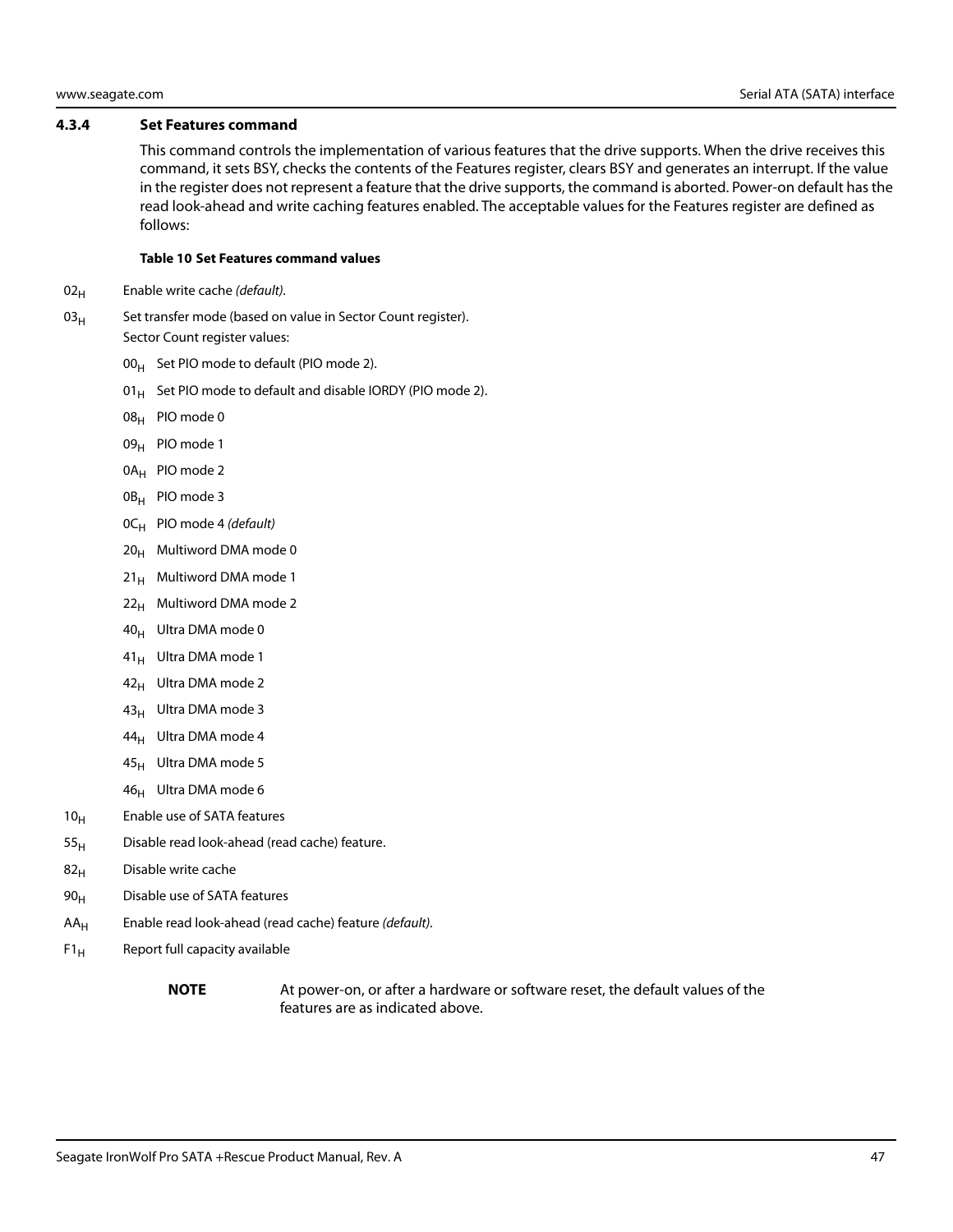### 4.3.4 Set Features command

This command controls the implementation of various features that the drive supports. When the drive receives this command, it sets BSY, checks the contents of the Features register, clears BSY and generates an interrupt. If the value in the register does not represent a feature that the drive supports, the command is aborted. Power-on default has the read look-ahead and write caching features enabled. The acceptable values for the Features register are defined as follows:

**Table 10 Set Features command values**

- $02_H$ Enable write cache *(default)*.
- $03_H$ Set transfer mode (based on value in Sector Count register).
  Sector Count register values:
  - $00_H$ Set PIO mode to default (PIO mode 2).
  - $01_H$ Set PIO mode to default and disable IORDY (PIO mode 2).
  - $08_H$ PIO mode 0
  - $09_H$ PIO mode 1
  - $0A_H$ PIO mode 2
  - $0B_H$ PIO mode 3
  - $0C_H$ PIO mode 4 *(default)*
  - $20_H$ Multiword DMA mode 0
  - $21_H$ Multiword DMA mode 1
  - $22_H$ Multiword DMA mode 2
  - $40_H$ Ultra DMA mode 0
  - $41_H$ Ultra DMA mode 1
  - $42_H$ Ultra DMA mode 2
  - $43_H$ Ultra DMA mode 3
  - $44_H$ Ultra DMA mode 4
  - $45_H$ Ultra DMA mode 5
  - $46_H$ Ultra DMA mode 6
- $10_H$ Enable use of SATA features
- $55_H$ Disable read look-ahead (read cache) feature.
- $82_H$ Disable write cache
- $90_H$ Disable use of SATA features
- $AA_H$ Enable read look-ahead (read cache) feature *(default)*.
- $F1_H$ Report full capacity available

**NOTE** At power-on, or after a hardware or software reset, the default values of the features are as indicated above.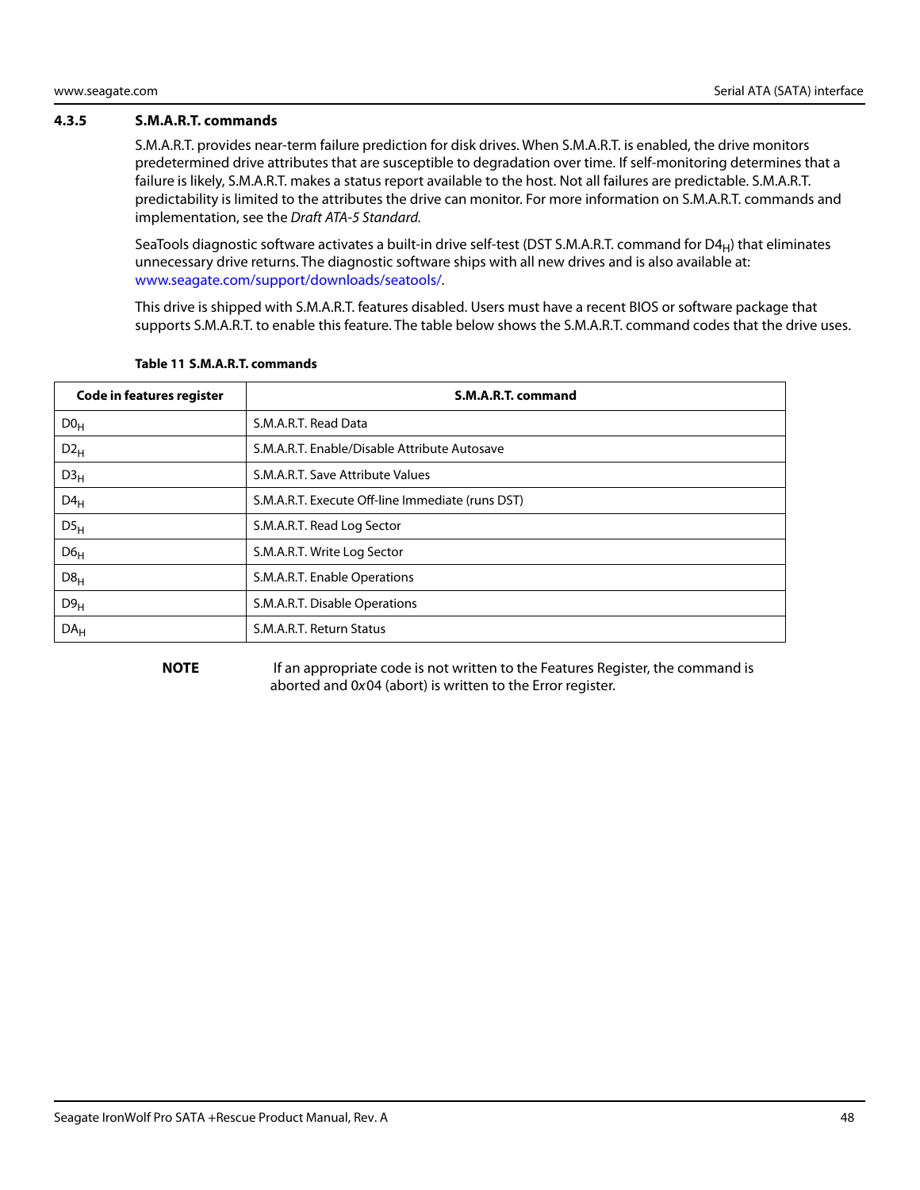### 4.3.5 S.M.A.R.T. commands

S.M.A.R.T. provides near-term failure prediction for disk drives. When S.M.A.R.T. is enabled, the drive monitors predetermined drive attributes that are susceptible to degradation over time. If self-monitoring determines that a failure is likely, S.M.A.R.T. makes a status report available to the host. Not all failures are predictable. S.M.A.R.T. predictability is limited to the attributes the drive can monitor. For more information on S.M.A.R.T. commands and implementation, see the *Draft ATA-5 Standard.*

SeaTools diagnostic software activates a built-in drive self-test (DST S.M.A.R.T. command for $D4_H$) that eliminates unnecessary drive returns. The diagnostic software ships with all new drives and is also available at: www.seagate.com/support/downloads/seatools/.

This drive is shipped with S.M.A.R.T. features disabled. Users must have a recent BIOS or software package that supports S.M.A.R.T. to enable this feature. The table below shows the S.M.A.R.T. command codes that the drive uses.

**Table 11 S.M.A.R.T. commands**

| Code in features register | S.M.A.R.T. command |
|---|---|
| $D0_H$ | S.M.A.R.T. Read Data |
| $D2_H$ | S.M.A.R.T. Enable/Disable Attribute Autosave |
| $D3_H$ | S.M.A.R.T. Save Attribute Values |
| $D4_H$ | S.M.A.R.T. Execute Off-line Immediate (runs DST) |
| $D5_H$ | S.M.A.R.T. Read Log Sector |
| $D6_H$ | S.M.A.R.T. Write Log Sector |
| $D8_H$ | S.M.A.R.T. Enable Operations |
| $D9_H$ | S.M.A.R.T. Disable Operations |
| $DA_H$ | S.M.A.R.T. Return Status |

**NOTE** If an appropriate code is not written to the Features Register, the command is aborted and 0x04 (abort) is written to the Error register.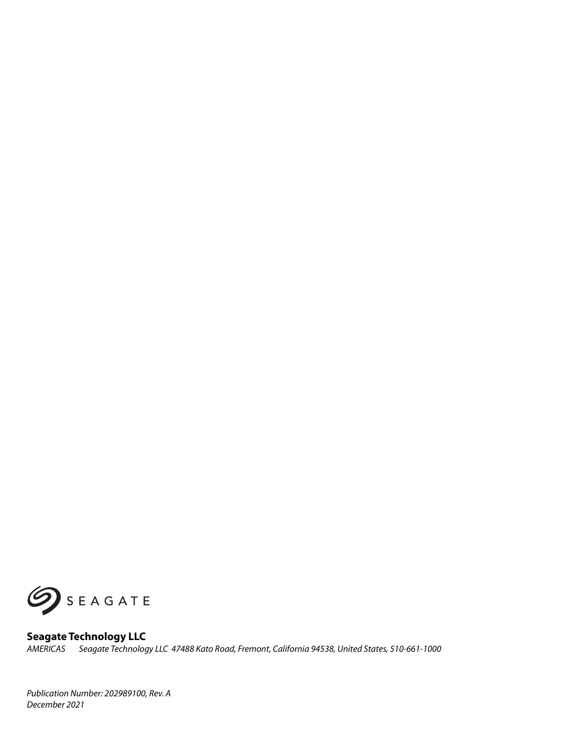SEAGATE

**Seagate Technology LLC**

*AMERICAS Seagate Technology LLC 47488 Kato Road, Fremont, California 94538, United States, 510-661-1000*

*Publication Number: 202989100, Rev. A*
*December 2021*